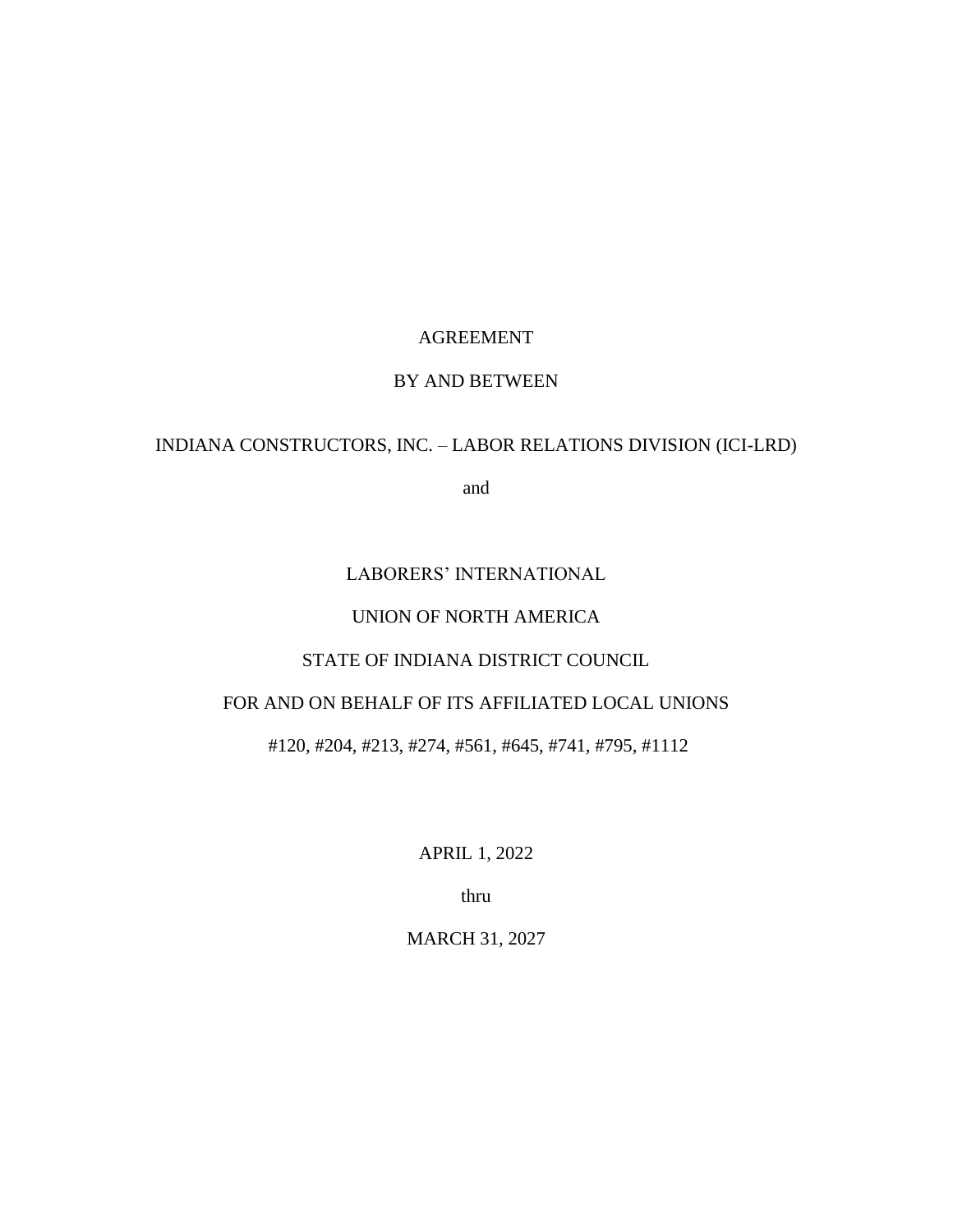AGREEMENT

BY AND BETWEEN

INDIANA CONSTRUCTORS, INC. – LABOR RELATIONS DIVISION (ICI-LRD)

and

LABORERS' INTERNATIONAL

UNION OF NORTH AMERICA

STATE OF INDIANA DISTRICT COUNCIL

FOR AND ON BEHALF OF ITS AFFILIATED LOCAL UNIONS

#120, #204, #213, #274, #561, #645, #741, #795, #1112

APRIL 1, 2022

thru

MARCH 31, 2027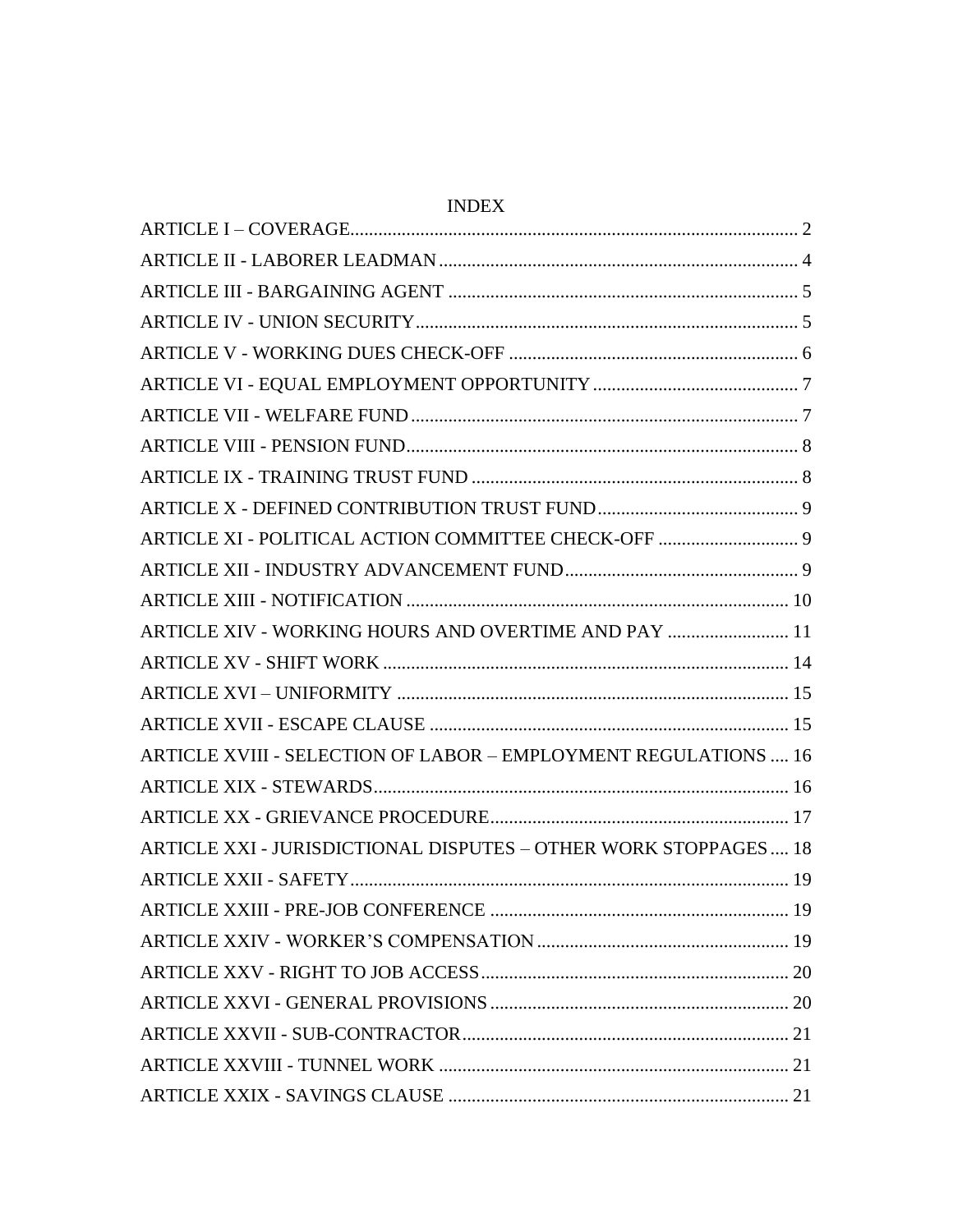# INDEX

ARTICLE I – COVERAGE ........ 2
ARTICLE II - LABORER LEADMAN ........ 4
ARTICLE III - BARGAINING AGENT ........ 5
ARTICLE IV - UNION SECURITY ........ 5
ARTICLE V - WORKING DUES CHECK-OFF ........ 6
ARTICLE VI - EQUAL EMPLOYMENT OPPORTUNITY ........ 7
ARTICLE VII - WELFARE FUND ........ 7
ARTICLE VIII - PENSION FUND ........ 8
ARTICLE IX - TRAINING TRUST FUND ........ 8
ARTICLE X - DEFINED CONTRIBUTION TRUST FUND ........ 9
ARTICLE XI - POLITICAL ACTION COMMITTEE CHECK-OFF ........ 9
ARTICLE XII - INDUSTRY ADVANCEMENT FUND ........ 9
ARTICLE XIII - NOTIFICATION ........ 10
ARTICLE XIV - WORKING HOURS AND OVERTIME AND PAY ........ 11
ARTICLE XV - SHIFT WORK ........ 14
ARTICLE XVI – UNIFORMITY ........ 15
ARTICLE XVII - ESCAPE CLAUSE ........ 15
ARTICLE XVIII - SELECTION OF LABOR – EMPLOYMENT REGULATIONS ........ 16
ARTICLE XIX - STEWARDS ........ 16
ARTICLE XX - GRIEVANCE PROCEDURE ........ 17
ARTICLE XXI - JURISDICTIONAL DISPUTES – OTHER WORK STOPPAGES ........ 18
ARTICLE XXII - SAFETY ........ 19
ARTICLE XXIII - PRE-JOB CONFERENCE ........ 19
ARTICLE XXIV - WORKER'S COMPENSATION ........ 19
ARTICLE XXV - RIGHT TO JOB ACCESS ........ 20
ARTICLE XXVI - GENERAL PROVISIONS ........ 20
ARTICLE XXVII - SUB-CONTRACTOR ........ 21
ARTICLE XXVIII - TUNNEL WORK ........ 21
ARTICLE XXIX - SAVINGS CLAUSE ........ 21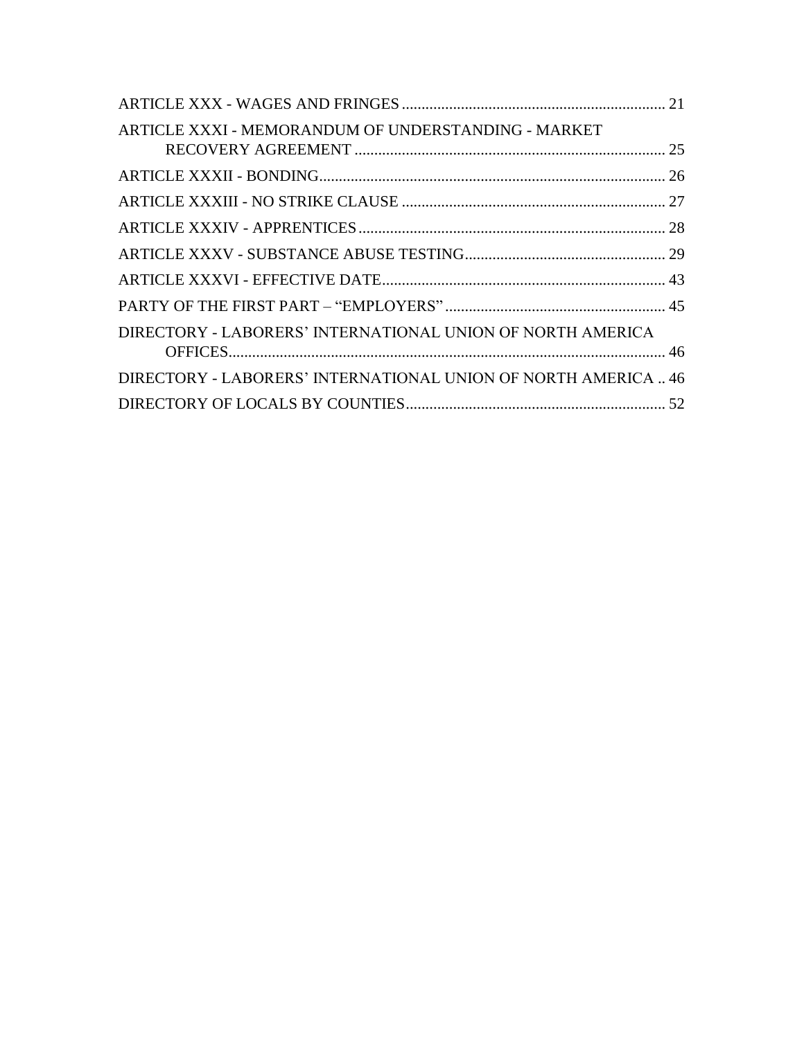ARTICLE XXX - WAGES AND FRINGES .................................................................. 21

ARTICLE XXXI - MEMORANDUM OF UNDERSTANDING - MARKET RECOVERY AGREEMENT .................................................................................... 25

ARTICLE XXXII - BONDING.............................................................................................. 26

ARTICLE XXXIII - NO STRIKE CLAUSE .................................................................. 27

ARTICLE XXXIV - APPRENTICES ............................................................................. 28

ARTICLE XXXV - SUBSTANCE ABUSE TESTING................................................... 29

ARTICLE XXXVI - EFFECTIVE DATE........................................................................ 43

PARTY OF THE FIRST PART – "EMPLOYERS" ........................................................ 45

DIRECTORY - LABORERS' INTERNATIONAL UNION OF NORTH AMERICA OFFICES............................................................................................................... 46

DIRECTORY - LABORERS' INTERNATIONAL UNION OF NORTH AMERICA .. 46

DIRECTORY OF LOCALS BY COUNTIES.................................................................. 52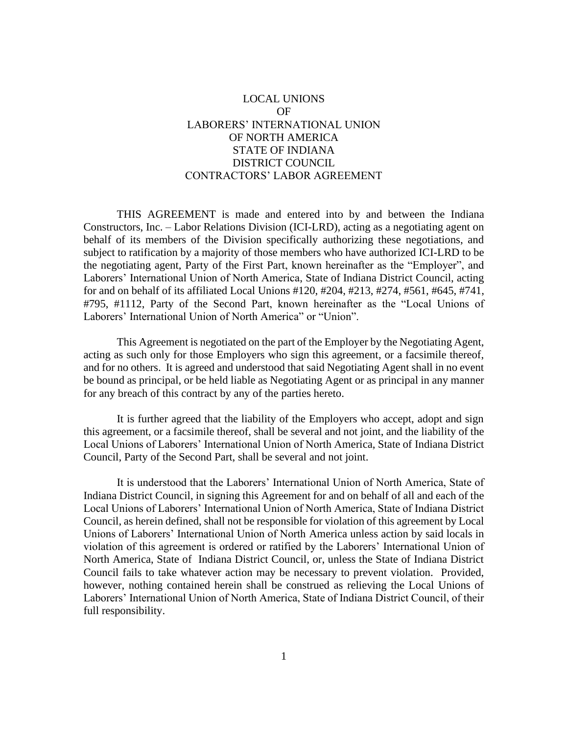# LOCAL UNIONS
# OF
# LABORERS' INTERNATIONAL UNION
# OF NORTH AMERICA
# STATE OF INDIANA
# DISTRICT COUNCIL
# CONTRACTORS' LABOR AGREEMENT

THIS AGREEMENT is made and entered into by and between the Indiana Constructors, Inc. – Labor Relations Division (ICI-LRD), acting as a negotiating agent on behalf of its members of the Division specifically authorizing these negotiations, and subject to ratification by a majority of those members who have authorized ICI-LRD to be the negotiating agent, Party of the First Part, known hereinafter as the "Employer", and Laborers' International Union of North America, State of Indiana District Council, acting for and on behalf of its affiliated Local Unions #120, #204, #213, #274, #561, #645, #741, #795, #1112, Party of the Second Part, known hereinafter as the "Local Unions of Laborers' International Union of North America" or "Union".

This Agreement is negotiated on the part of the Employer by the Negotiating Agent, acting as such only for those Employers who sign this agreement, or a facsimile thereof, and for no others. It is agreed and understood that said Negotiating Agent shall in no event be bound as principal, or be held liable as Negotiating Agent or as principal in any manner for any breach of this contract by any of the parties hereto.

It is further agreed that the liability of the Employers who accept, adopt and sign this agreement, or a facsimile thereof, shall be several and not joint, and the liability of the Local Unions of Laborers' International Union of North America, State of Indiana District Council, Party of the Second Part, shall be several and not joint.

It is understood that the Laborers' International Union of North America, State of Indiana District Council, in signing this Agreement for and on behalf of all and each of the Local Unions of Laborers' International Union of North America, State of Indiana District Council, as herein defined, shall not be responsible for violation of this agreement by Local Unions of Laborers' International Union of North America unless action by said locals in violation of this agreement is ordered or ratified by the Laborers' International Union of North America, State of Indiana District Council, or, unless the State of Indiana District Council fails to take whatever action may be necessary to prevent violation. Provided, however, nothing contained herein shall be construed as relieving the Local Unions of Laborers' International Union of North America, State of Indiana District Council, of their full responsibility.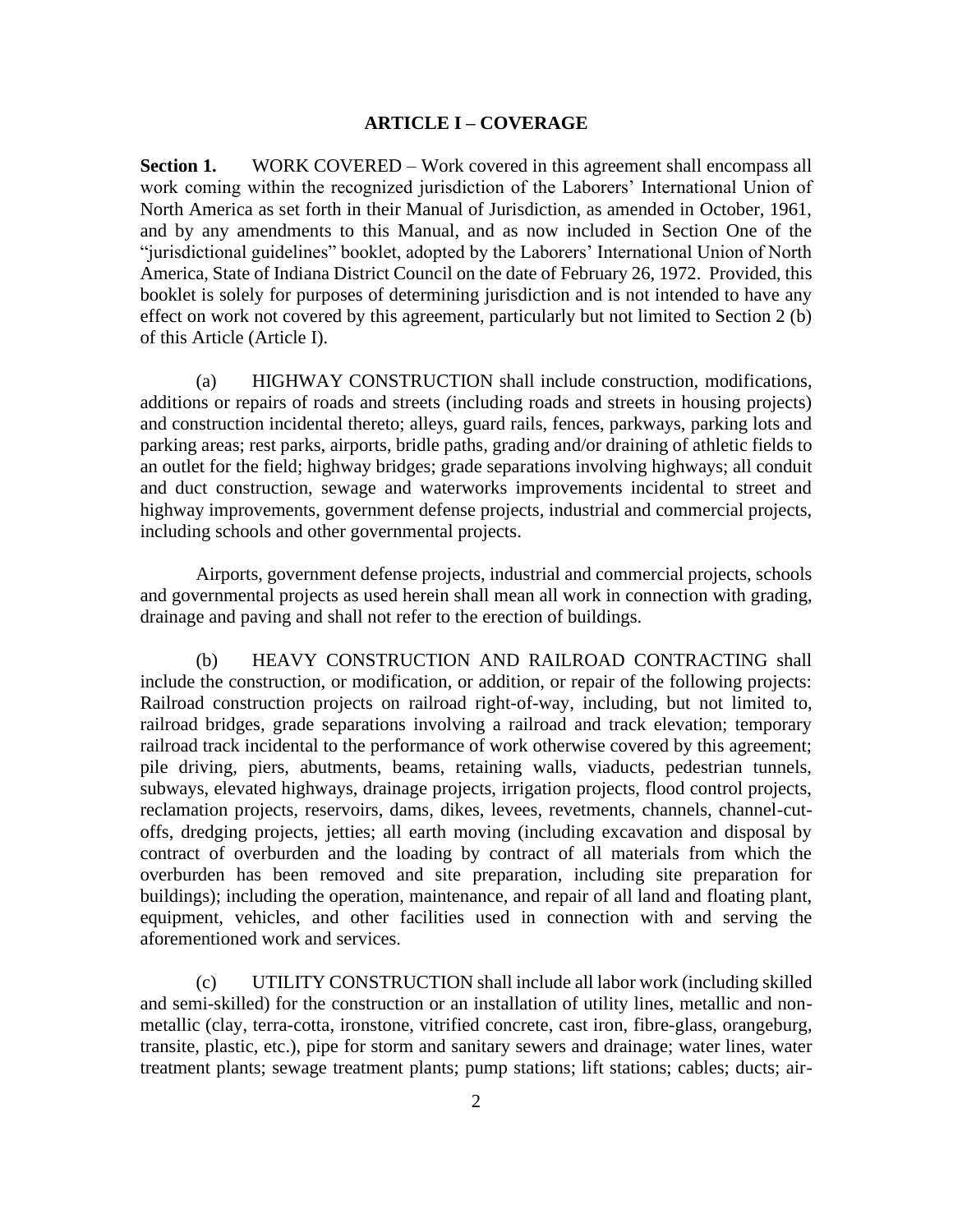## ARTICLE I – COVERAGE

**Section 1.** WORK COVERED – Work covered in this agreement shall encompass all work coming within the recognized jurisdiction of the Laborers' International Union of North America as set forth in their Manual of Jurisdiction, as amended in October, 1961, and by any amendments to this Manual, and as now included in Section One of the "jurisdictional guidelines" booklet, adopted by the Laborers' International Union of North America, State of Indiana District Council on the date of February 26, 1972. Provided, this booklet is solely for purposes of determining jurisdiction and is not intended to have any effect on work not covered by this agreement, particularly but not limited to Section 2 (b) of this Article (Article I).

(a) HIGHWAY CONSTRUCTION shall include construction, modifications, additions or repairs of roads and streets (including roads and streets in housing projects) and construction incidental thereto; alleys, guard rails, fences, parkways, parking lots and parking areas; rest parks, airports, bridle paths, grading and/or draining of athletic fields to an outlet for the field; highway bridges; grade separations involving highways; all conduit and duct construction, sewage and waterworks improvements incidental to street and highway improvements, government defense projects, industrial and commercial projects, including schools and other governmental projects.

Airports, government defense projects, industrial and commercial projects, schools and governmental projects as used herein shall mean all work in connection with grading, drainage and paving and shall not refer to the erection of buildings.

(b) HEAVY CONSTRUCTION AND RAILROAD CONTRACTING shall include the construction, or modification, or addition, or repair of the following projects: Railroad construction projects on railroad right-of-way, including, but not limited to, railroad bridges, grade separations involving a railroad and track elevation; temporary railroad track incidental to the performance of work otherwise covered by this agreement; pile driving, piers, abutments, beams, retaining walls, viaducts, pedestrian tunnels, subways, elevated highways, drainage projects, irrigation projects, flood control projects, reclamation projects, reservoirs, dams, dikes, levees, revetments, channels, channel-cut-offs, dredging projects, jetties; all earth moving (including excavation and disposal by contract of overburden and the loading by contract of all materials from which the overburden has been removed and site preparation, including site preparation for buildings); including the operation, maintenance, and repair of all land and floating plant, equipment, vehicles, and other facilities used in connection with and serving the aforementioned work and services.

(c) UTILITY CONSTRUCTION shall include all labor work (including skilled and semi-skilled) for the construction or an installation of utility lines, metallic and non-metallic (clay, terra-cotta, ironstone, vitrified concrete, cast iron, fibre-glass, orangeburg, transite, plastic, etc.), pipe for storm and sanitary sewers and drainage; water lines, water treatment plants; sewage treatment plants; pump stations; lift stations; cables; ducts; air-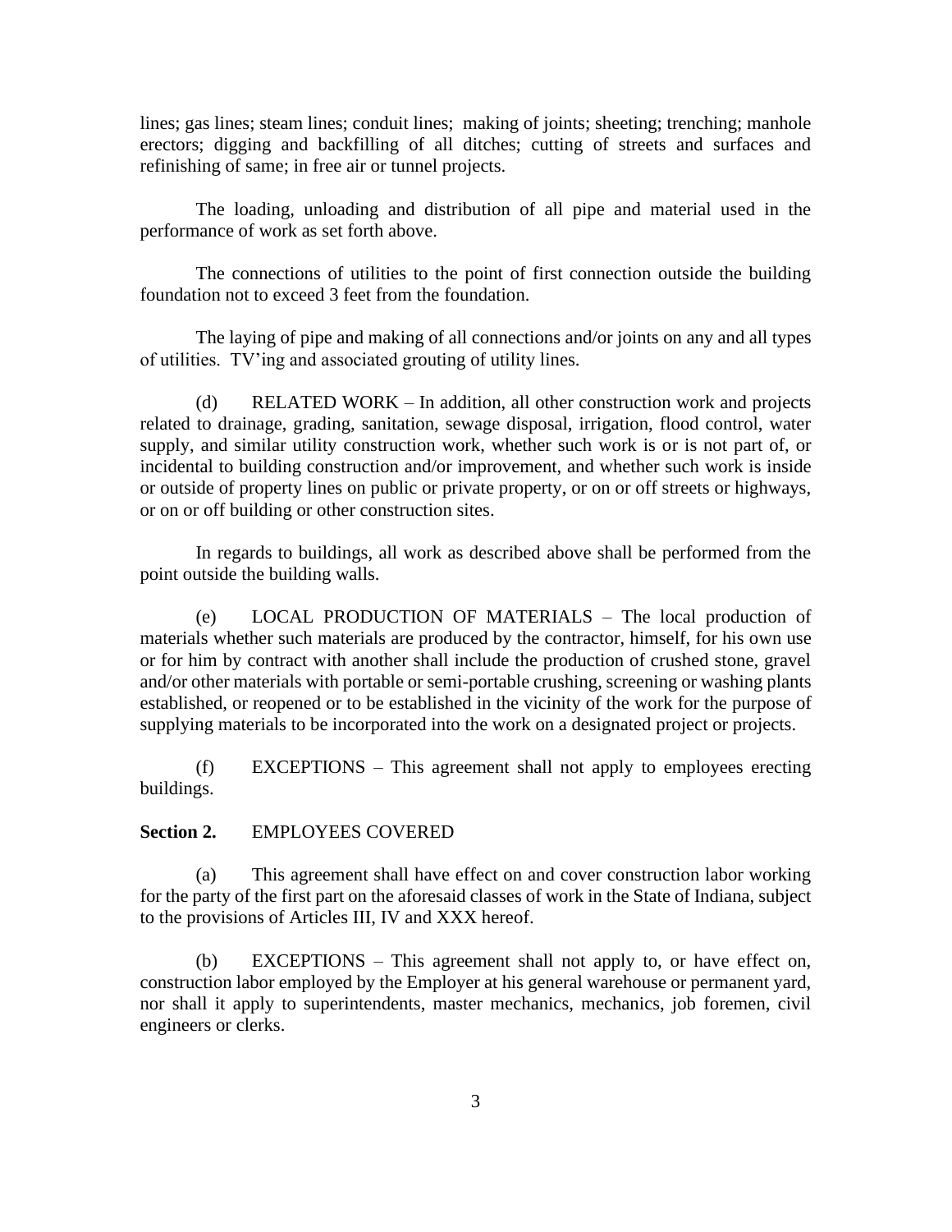lines; gas lines; steam lines; conduit lines; making of joints; sheeting; trenching; manhole erectors; digging and backfilling of all ditches; cutting of streets and surfaces and refinishing of same; in free air or tunnel projects.

The loading, unloading and distribution of all pipe and material used in the performance of work as set forth above.

The connections of utilities to the point of first connection outside the building foundation not to exceed 3 feet from the foundation.

The laying of pipe and making of all connections and/or joints on any and all types of utilities. TV'ing and associated grouting of utility lines.

(d) RELATED WORK – In addition, all other construction work and projects related to drainage, grading, sanitation, sewage disposal, irrigation, flood control, water supply, and similar utility construction work, whether such work is or is not part of, or incidental to building construction and/or improvement, and whether such work is inside or outside of property lines on public or private property, or on or off streets or highways, or on or off building or other construction sites.

In regards to buildings, all work as described above shall be performed from the point outside the building walls.

(e) LOCAL PRODUCTION OF MATERIALS – The local production of materials whether such materials are produced by the contractor, himself, for his own use or for him by contract with another shall include the production of crushed stone, gravel and/or other materials with portable or semi-portable crushing, screening or washing plants established, or reopened or to be established in the vicinity of the work for the purpose of supplying materials to be incorporated into the work on a designated project or projects.

(f) EXCEPTIONS – This agreement shall not apply to employees erecting buildings.

**Section 2.** EMPLOYEES COVERED

(a) This agreement shall have effect on and cover construction labor working for the party of the first part on the aforesaid classes of work in the State of Indiana, subject to the provisions of Articles III, IV and XXX hereof.

(b) EXCEPTIONS – This agreement shall not apply to, or have effect on, construction labor employed by the Employer at his general warehouse or permanent yard, nor shall it apply to superintendents, master mechanics, mechanics, job foremen, civil engineers or clerks.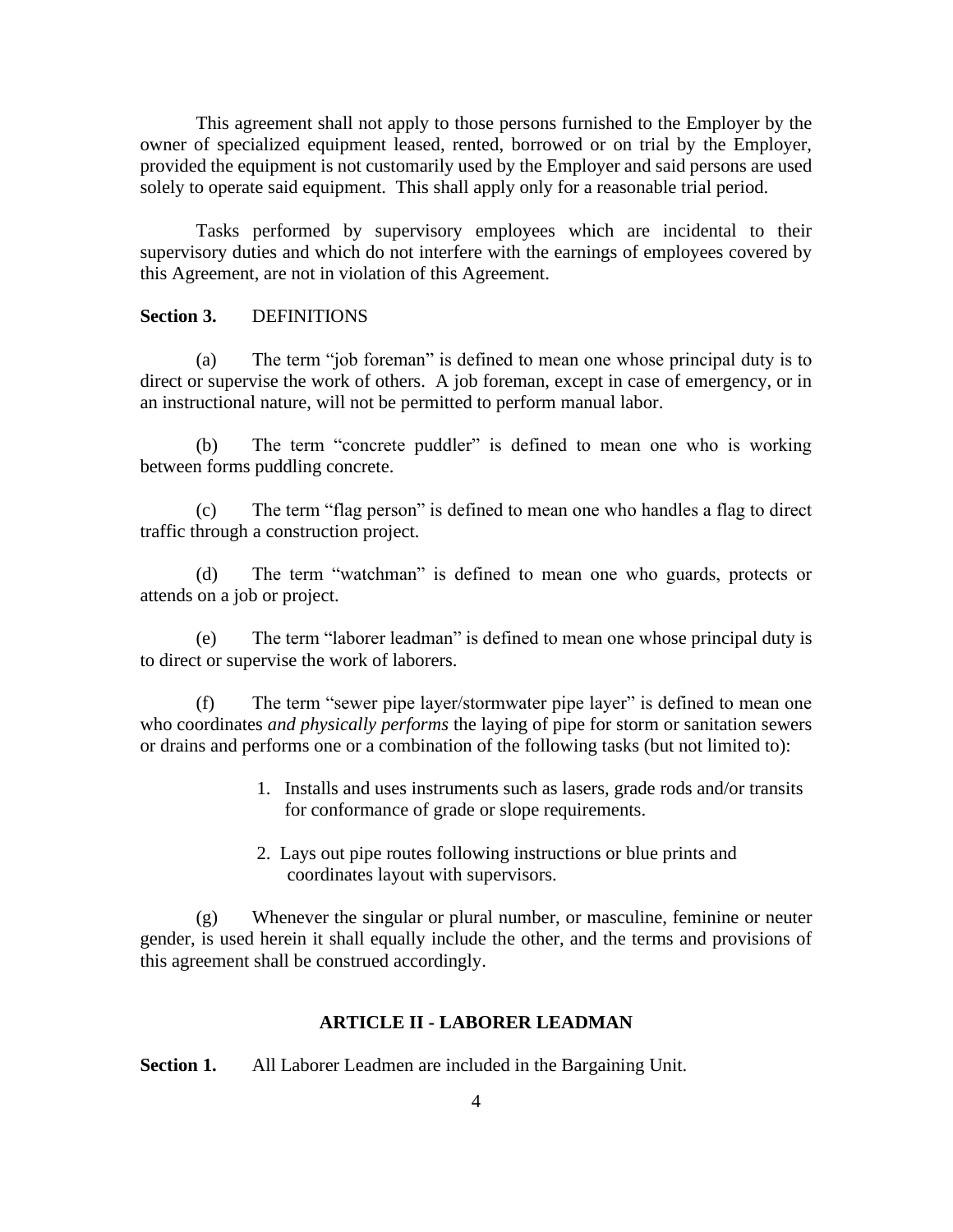This agreement shall not apply to those persons furnished to the Employer by the owner of specialized equipment leased, rented, borrowed or on trial by the Employer, provided the equipment is not customarily used by the Employer and said persons are used solely to operate said equipment. This shall apply only for a reasonable trial period.

Tasks performed by supervisory employees which are incidental to their supervisory duties and which do not interfere with the earnings of employees covered by this Agreement, are not in violation of this Agreement.

**Section 3.** DEFINITIONS

(a) The term "job foreman" is defined to mean one whose principal duty is to direct or supervise the work of others. A job foreman, except in case of emergency, or in an instructional nature, will not be permitted to perform manual labor.

(b) The term "concrete puddler" is defined to mean one who is working between forms puddling concrete.

(c) The term "flag person" is defined to mean one who handles a flag to direct traffic through a construction project.

(d) The term "watchman" is defined to mean one who guards, protects or attends on a job or project.

(e) The term "laborer leadman" is defined to mean one whose principal duty is to direct or supervise the work of laborers.

(f) The term "sewer pipe layer/stormwater pipe layer" is defined to mean one who coordinates *and physically performs* the laying of pipe for storm or sanitation sewers or drains and performs one or a combination of the following tasks (but not limited to):

1. Installs and uses instruments such as lasers, grade rods and/or transits for conformance of grade or slope requirements.
2. Lays out pipe routes following instructions or blue prints and coordinates layout with supervisors.

(g) Whenever the singular or plural number, or masculine, feminine or neuter gender, is used herein it shall equally include the other, and the terms and provisions of this agreement shall be construed accordingly.

## ARTICLE II - LABORER LEADMAN

**Section 1.** All Laborer Leadmen are included in the Bargaining Unit.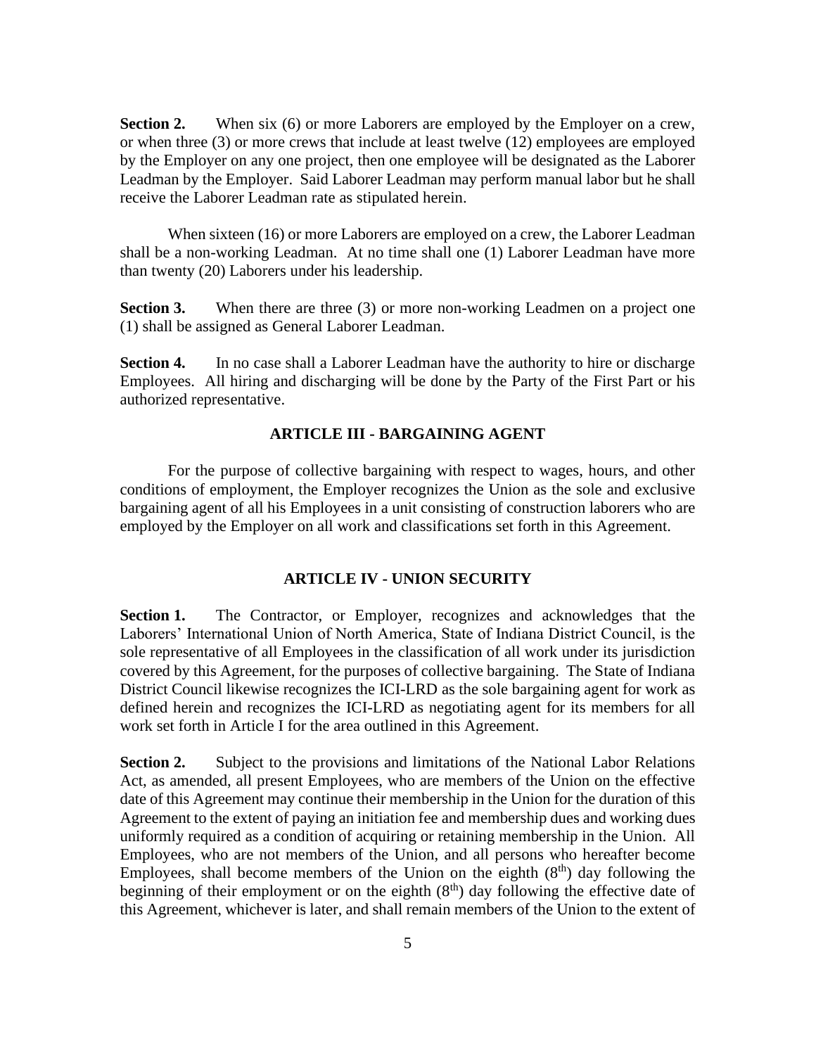**Section 2.** When six (6) or more Laborers are employed by the Employer on a crew, or when three (3) or more crews that include at least twelve (12) employees are employed by the Employer on any one project, then one employee will be designated as the Laborer Leadman by the Employer. Said Laborer Leadman may perform manual labor but he shall receive the Laborer Leadman rate as stipulated herein.

When sixteen (16) or more Laborers are employed on a crew, the Laborer Leadman shall be a non-working Leadman. At no time shall one (1) Laborer Leadman have more than twenty (20) Laborers under his leadership.

**Section 3.** When there are three (3) or more non-working Leadmen on a project one (1) shall be assigned as General Laborer Leadman.

**Section 4.** In no case shall a Laborer Leadman have the authority to hire or discharge Employees. All hiring and discharging will be done by the Party of the First Part or his authorized representative.

## ARTICLE III - BARGAINING AGENT

For the purpose of collective bargaining with respect to wages, hours, and other conditions of employment, the Employer recognizes the Union as the sole and exclusive bargaining agent of all his Employees in a unit consisting of construction laborers who are employed by the Employer on all work and classifications set forth in this Agreement.

## ARTICLE IV - UNION SECURITY

**Section 1.** The Contractor, or Employer, recognizes and acknowledges that the Laborers' International Union of North America, State of Indiana District Council, is the sole representative of all Employees in the classification of all work under its jurisdiction covered by this Agreement, for the purposes of collective bargaining. The State of Indiana District Council likewise recognizes the ICI-LRD as the sole bargaining agent for work as defined herein and recognizes the ICI-LRD as negotiating agent for its members for all work set forth in Article I for the area outlined in this Agreement.

**Section 2.** Subject to the provisions and limitations of the National Labor Relations Act, as amended, all present Employees, who are members of the Union on the effective date of this Agreement may continue their membership in the Union for the duration of this Agreement to the extent of paying an initiation fee and membership dues and working dues uniformly required as a condition of acquiring or retaining membership in the Union. All Employees, who are not members of the Union, and all persons who hereafter become Employees, shall become members of the Union on the eighth (8th) day following the beginning of their employment or on the eighth (8th) day following the effective date of this Agreement, whichever is later, and shall remain members of the Union to the extent of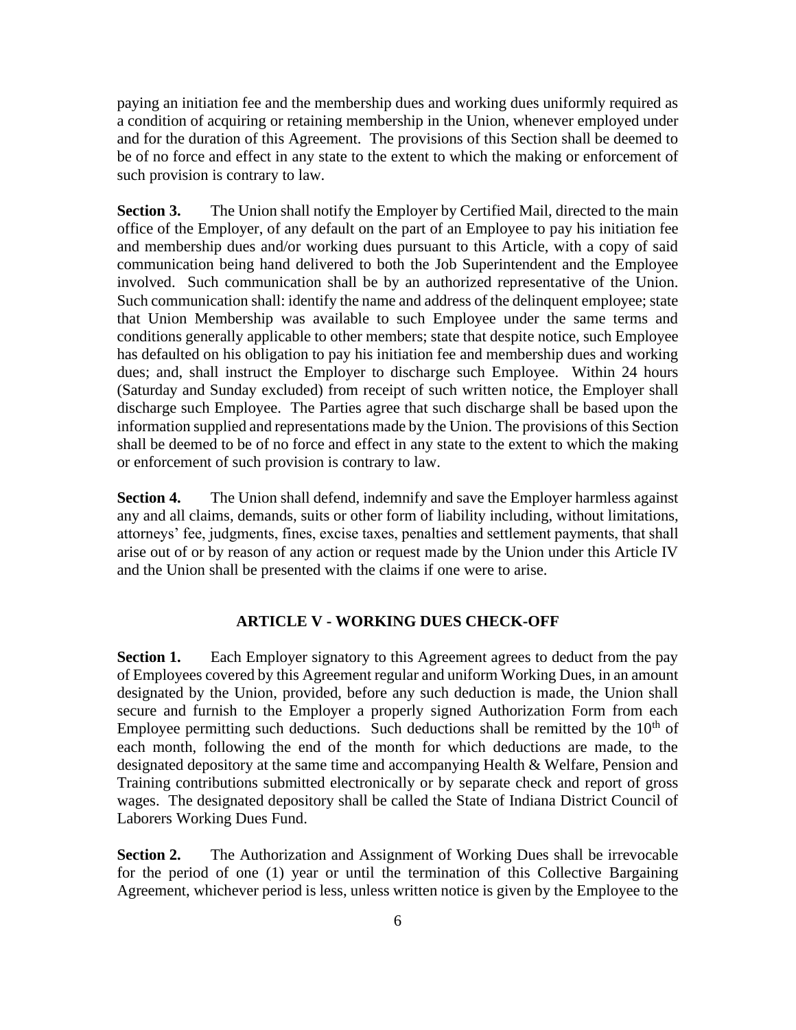paying an initiation fee and the membership dues and working dues uniformly required as a condition of acquiring or retaining membership in the Union, whenever employed under and for the duration of this Agreement. The provisions of this Section shall be deemed to be of no force and effect in any state to the extent to which the making or enforcement of such provision is contrary to law.

**Section 3.** The Union shall notify the Employer by Certified Mail, directed to the main office of the Employer, of any default on the part of an Employee to pay his initiation fee and membership dues and/or working dues pursuant to this Article, with a copy of said communication being hand delivered to both the Job Superintendent and the Employee involved. Such communication shall be by an authorized representative of the Union. Such communication shall: identify the name and address of the delinquent employee; state that Union Membership was available to such Employee under the same terms and conditions generally applicable to other members; state that despite notice, such Employee has defaulted on his obligation to pay his initiation fee and membership dues and working dues; and, shall instruct the Employer to discharge such Employee. Within 24 hours (Saturday and Sunday excluded) from receipt of such written notice, the Employer shall discharge such Employee. The Parties agree that such discharge shall be based upon the information supplied and representations made by the Union. The provisions of this Section shall be deemed to be of no force and effect in any state to the extent to which the making or enforcement of such provision is contrary to law.

**Section 4.** The Union shall defend, indemnify and save the Employer harmless against any and all claims, demands, suits or other form of liability including, without limitations, attorneys' fee, judgments, fines, excise taxes, penalties and settlement payments, that shall arise out of or by reason of any action or request made by the Union under this Article IV and the Union shall be presented with the claims if one were to arise.

## ARTICLE V - WORKING DUES CHECK-OFF

**Section 1.** Each Employer signatory to this Agreement agrees to deduct from the pay of Employees covered by this Agreement regular and uniform Working Dues, in an amount designated by the Union, provided, before any such deduction is made, the Union shall secure and furnish to the Employer a properly signed Authorization Form from each Employee permitting such deductions. Such deductions shall be remitted by the 10th of each month, following the end of the month for which deductions are made, to the designated depository at the same time and accompanying Health & Welfare, Pension and Training contributions submitted electronically or by separate check and report of gross wages. The designated depository shall be called the State of Indiana District Council of Laborers Working Dues Fund.

**Section 2.** The Authorization and Assignment of Working Dues shall be irrevocable for the period of one (1) year or until the termination of this Collective Bargaining Agreement, whichever period is less, unless written notice is given by the Employee to the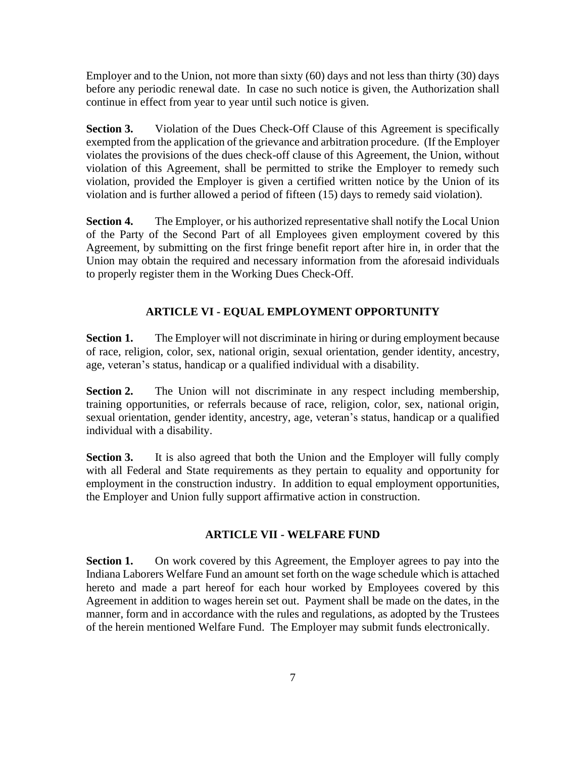Employer and to the Union, not more than sixty (60) days and not less than thirty (30) days before any periodic renewal date. In case no such notice is given, the Authorization shall continue in effect from year to year until such notice is given.

**Section 3.** Violation of the Dues Check-Off Clause of this Agreement is specifically exempted from the application of the grievance and arbitration procedure. (If the Employer violates the provisions of the dues check-off clause of this Agreement, the Union, without violation of this Agreement, shall be permitted to strike the Employer to remedy such violation, provided the Employer is given a certified written notice by the Union of its violation and is further allowed a period of fifteen (15) days to remedy said violation).

**Section 4.** The Employer, or his authorized representative shall notify the Local Union of the Party of the Second Part of all Employees given employment covered by this Agreement, by submitting on the first fringe benefit report after hire in, in order that the Union may obtain the required and necessary information from the aforesaid individuals to properly register them in the Working Dues Check-Off.

## ARTICLE VI - EQUAL EMPLOYMENT OPPORTUNITY

**Section 1.** The Employer will not discriminate in hiring or during employment because of race, religion, color, sex, national origin, sexual orientation, gender identity, ancestry, age, veteran's status, handicap or a qualified individual with a disability.

**Section 2.** The Union will not discriminate in any respect including membership, training opportunities, or referrals because of race, religion, color, sex, national origin, sexual orientation, gender identity, ancestry, age, veteran's status, handicap or a qualified individual with a disability.

**Section 3.** It is also agreed that both the Union and the Employer will fully comply with all Federal and State requirements as they pertain to equality and opportunity for employment in the construction industry. In addition to equal employment opportunities, the Employer and Union fully support affirmative action in construction.

## ARTICLE VII - WELFARE FUND

**Section 1.** On work covered by this Agreement, the Employer agrees to pay into the Indiana Laborers Welfare Fund an amount set forth on the wage schedule which is attached hereto and made a part hereof for each hour worked by Employees covered by this Agreement in addition to wages herein set out. Payment shall be made on the dates, in the manner, form and in accordance with the rules and regulations, as adopted by the Trustees of the herein mentioned Welfare Fund. The Employer may submit funds electronically.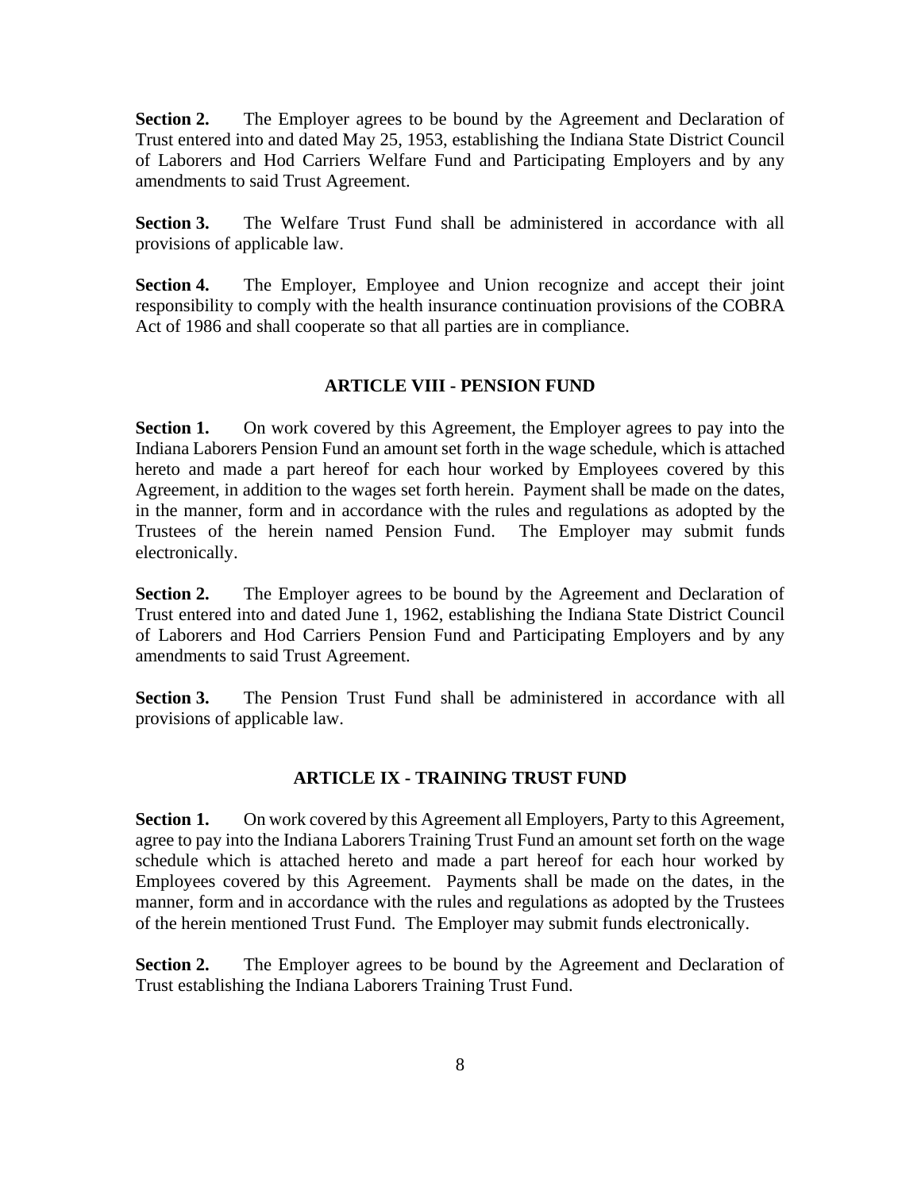**Section 2.** The Employer agrees to be bound by the Agreement and Declaration of Trust entered into and dated May 25, 1953, establishing the Indiana State District Council of Laborers and Hod Carriers Welfare Fund and Participating Employers and by any amendments to said Trust Agreement.

**Section 3.** The Welfare Trust Fund shall be administered in accordance with all provisions of applicable law.

**Section 4.** The Employer, Employee and Union recognize and accept their joint responsibility to comply with the health insurance continuation provisions of the COBRA Act of 1986 and shall cooperate so that all parties are in compliance.

## ARTICLE VIII - PENSION FUND

**Section 1.** On work covered by this Agreement, the Employer agrees to pay into the Indiana Laborers Pension Fund an amount set forth in the wage schedule, which is attached hereto and made a part hereof for each hour worked by Employees covered by this Agreement, in addition to the wages set forth herein. Payment shall be made on the dates, in the manner, form and in accordance with the rules and regulations as adopted by the Trustees of the herein named Pension Fund. The Employer may submit funds electronically.

**Section 2.** The Employer agrees to be bound by the Agreement and Declaration of Trust entered into and dated June 1, 1962, establishing the Indiana State District Council of Laborers and Hod Carriers Pension Fund and Participating Employers and by any amendments to said Trust Agreement.

**Section 3.** The Pension Trust Fund shall be administered in accordance with all provisions of applicable law.

## ARTICLE IX - TRAINING TRUST FUND

**Section 1.** On work covered by this Agreement all Employers, Party to this Agreement, agree to pay into the Indiana Laborers Training Trust Fund an amount set forth on the wage schedule which is attached hereto and made a part hereof for each hour worked by Employees covered by this Agreement. Payments shall be made on the dates, in the manner, form and in accordance with the rules and regulations as adopted by the Trustees of the herein mentioned Trust Fund. The Employer may submit funds electronically.

**Section 2.** The Employer agrees to be bound by the Agreement and Declaration of Trust establishing the Indiana Laborers Training Trust Fund.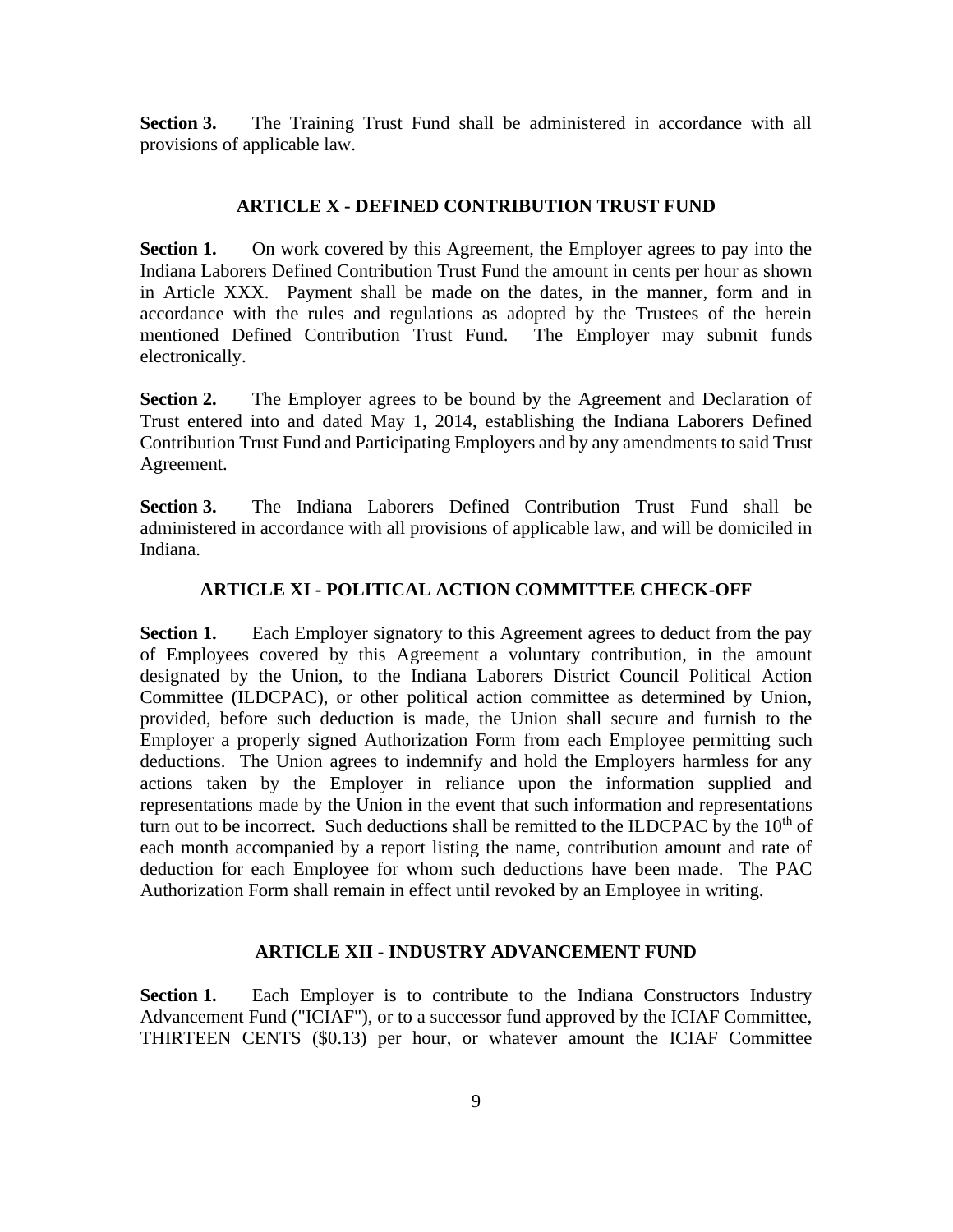**Section 3.** The Training Trust Fund shall be administered in accordance with all provisions of applicable law.

## ARTICLE X - DEFINED CONTRIBUTION TRUST FUND

**Section 1.** On work covered by this Agreement, the Employer agrees to pay into the Indiana Laborers Defined Contribution Trust Fund the amount in cents per hour as shown in Article XXX. Payment shall be made on the dates, in the manner, form and in accordance with the rules and regulations as adopted by the Trustees of the herein mentioned Defined Contribution Trust Fund. The Employer may submit funds electronically.

**Section 2.** The Employer agrees to be bound by the Agreement and Declaration of Trust entered into and dated May 1, 2014, establishing the Indiana Laborers Defined Contribution Trust Fund and Participating Employers and by any amendments to said Trust Agreement.

**Section 3.** The Indiana Laborers Defined Contribution Trust Fund shall be administered in accordance with all provisions of applicable law, and will be domiciled in Indiana.

## ARTICLE XI - POLITICAL ACTION COMMITTEE CHECK-OFF

**Section 1.** Each Employer signatory to this Agreement agrees to deduct from the pay of Employees covered by this Agreement a voluntary contribution, in the amount designated by the Union, to the Indiana Laborers District Council Political Action Committee (ILDCPAC), or other political action committee as determined by Union, provided, before such deduction is made, the Union shall secure and furnish to the Employer a properly signed Authorization Form from each Employee permitting such deductions. The Union agrees to indemnify and hold the Employers harmless for any actions taken by the Employer in reliance upon the information supplied and representations made by the Union in the event that such information and representations turn out to be incorrect. Such deductions shall be remitted to the ILDCPAC by the 10th of each month accompanied by a report listing the name, contribution amount and rate of deduction for each Employee for whom such deductions have been made. The PAC Authorization Form shall remain in effect until revoked by an Employee in writing.

## ARTICLE XII - INDUSTRY ADVANCEMENT FUND

**Section 1.** Each Employer is to contribute to the Indiana Constructors Industry Advancement Fund ("ICIAF"), or to a successor fund approved by the ICIAF Committee, THIRTEEN CENTS ($0.13) per hour, or whatever amount the ICIAF Committee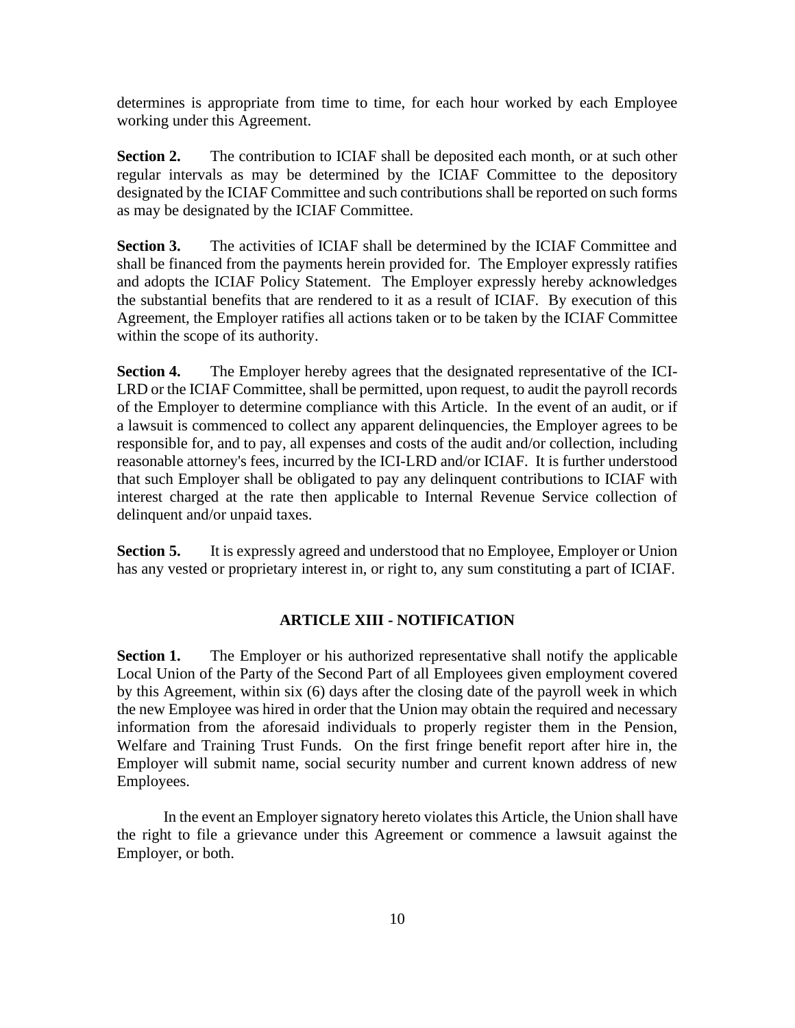determines is appropriate from time to time, for each hour worked by each Employee working under this Agreement.

**Section 2.** The contribution to ICIAF shall be deposited each month, or at such other regular intervals as may be determined by the ICIAF Committee to the depository designated by the ICIAF Committee and such contributions shall be reported on such forms as may be designated by the ICIAF Committee.

**Section 3.** The activities of ICIAF shall be determined by the ICIAF Committee and shall be financed from the payments herein provided for. The Employer expressly ratifies and adopts the ICIAF Policy Statement. The Employer expressly hereby acknowledges the substantial benefits that are rendered to it as a result of ICIAF. By execution of this Agreement, the Employer ratifies all actions taken or to be taken by the ICIAF Committee within the scope of its authority.

**Section 4.** The Employer hereby agrees that the designated representative of the ICI-LRD or the ICIAF Committee, shall be permitted, upon request, to audit the payroll records of the Employer to determine compliance with this Article. In the event of an audit, or if a lawsuit is commenced to collect any apparent delinquencies, the Employer agrees to be responsible for, and to pay, all expenses and costs of the audit and/or collection, including reasonable attorney's fees, incurred by the ICI-LRD and/or ICIAF. It is further understood that such Employer shall be obligated to pay any delinquent contributions to ICIAF with interest charged at the rate then applicable to Internal Revenue Service collection of delinquent and/or unpaid taxes.

**Section 5.** It is expressly agreed and understood that no Employee, Employer or Union has any vested or proprietary interest in, or right to, any sum constituting a part of ICIAF.

## ARTICLE XIII - NOTIFICATION

**Section 1.** The Employer or his authorized representative shall notify the applicable Local Union of the Party of the Second Part of all Employees given employment covered by this Agreement, within six (6) days after the closing date of the payroll week in which the new Employee was hired in order that the Union may obtain the required and necessary information from the aforesaid individuals to properly register them in the Pension, Welfare and Training Trust Funds. On the first fringe benefit report after hire in, the Employer will submit name, social security number and current known address of new Employees.

In the event an Employer signatory hereto violates this Article, the Union shall have the right to file a grievance under this Agreement or commence a lawsuit against the Employer, or both.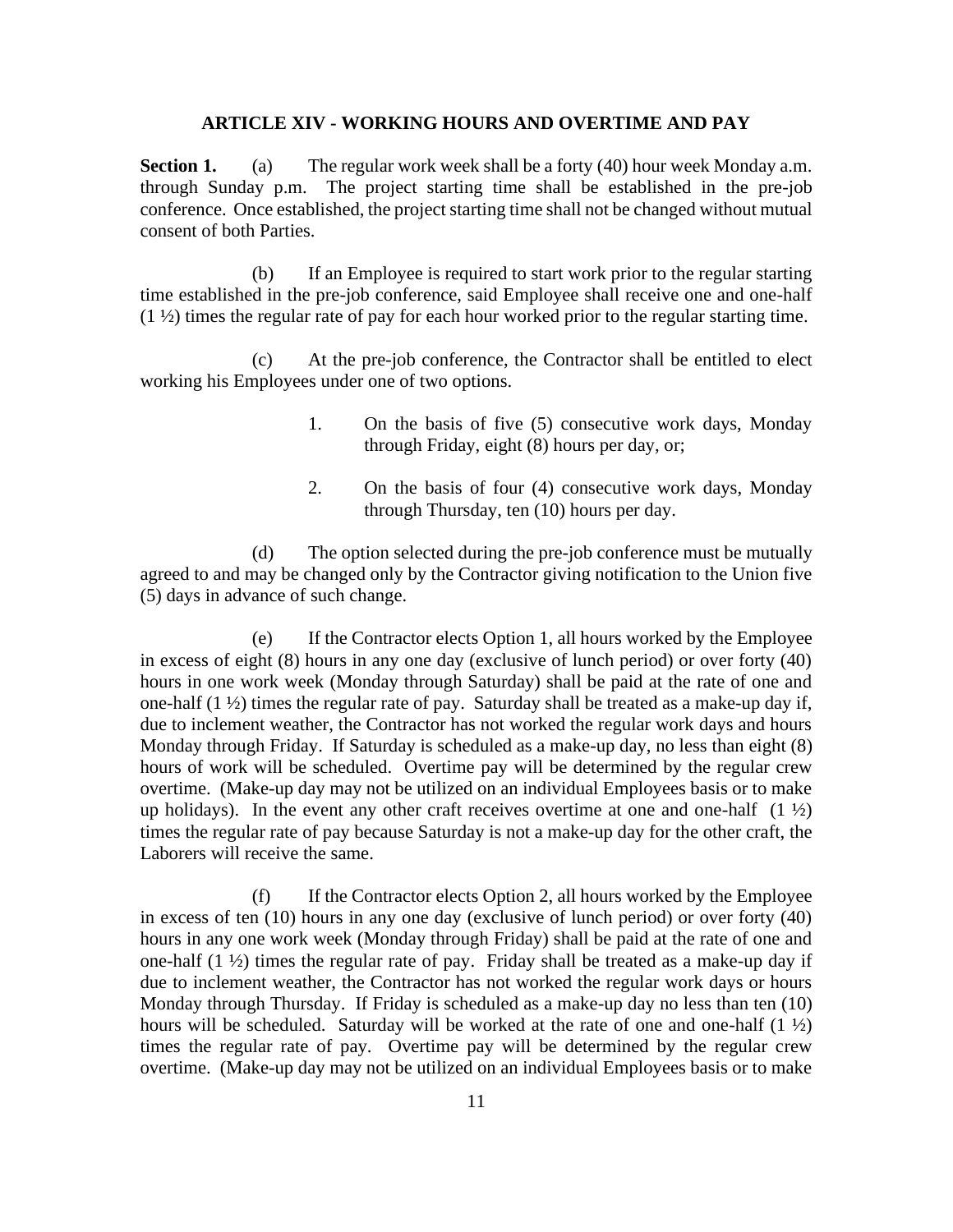## ARTICLE XIV - WORKING HOURS AND OVERTIME AND PAY

**Section 1.** (a) The regular work week shall be a forty (40) hour week Monday a.m. through Sunday p.m. The project starting time shall be established in the pre-job conference. Once established, the project starting time shall not be changed without mutual consent of both Parties.

(b) If an Employee is required to start work prior to the regular starting time established in the pre-job conference, said Employee shall receive one and one-half (1 ½) times the regular rate of pay for each hour worked prior to the regular starting time.

(c) At the pre-job conference, the Contractor shall be entitled to elect working his Employees under one of two options.

1. On the basis of five (5) consecutive work days, Monday through Friday, eight (8) hours per day, or;
2. On the basis of four (4) consecutive work days, Monday through Thursday, ten (10) hours per day.

(d) The option selected during the pre-job conference must be mutually agreed to and may be changed only by the Contractor giving notification to the Union five (5) days in advance of such change.

(e) If the Contractor elects Option 1, all hours worked by the Employee in excess of eight (8) hours in any one day (exclusive of lunch period) or over forty (40) hours in one work week (Monday through Saturday) shall be paid at the rate of one and one-half (1 ½) times the regular rate of pay. Saturday shall be treated as a make-up day if, due to inclement weather, the Contractor has not worked the regular work days and hours Monday through Friday. If Saturday is scheduled as a make-up day, no less than eight (8) hours of work will be scheduled. Overtime pay will be determined by the regular crew overtime. (Make-up day may not be utilized on an individual Employees basis or to make up holidays). In the event any other craft receives overtime at one and one-half (1 ½) times the regular rate of pay because Saturday is not a make-up day for the other craft, the Laborers will receive the same.

(f) If the Contractor elects Option 2, all hours worked by the Employee in excess of ten (10) hours in any one day (exclusive of lunch period) or over forty (40) hours in any one work week (Monday through Friday) shall be paid at the rate of one and one-half (1 ½) times the regular rate of pay. Friday shall be treated as a make-up day if due to inclement weather, the Contractor has not worked the regular work days or hours Monday through Thursday. If Friday is scheduled as a make-up day no less than ten (10) hours will be scheduled. Saturday will be worked at the rate of one and one-half (1 ½) times the regular rate of pay. Overtime pay will be determined by the regular crew overtime. (Make-up day may not be utilized on an individual Employees basis or to make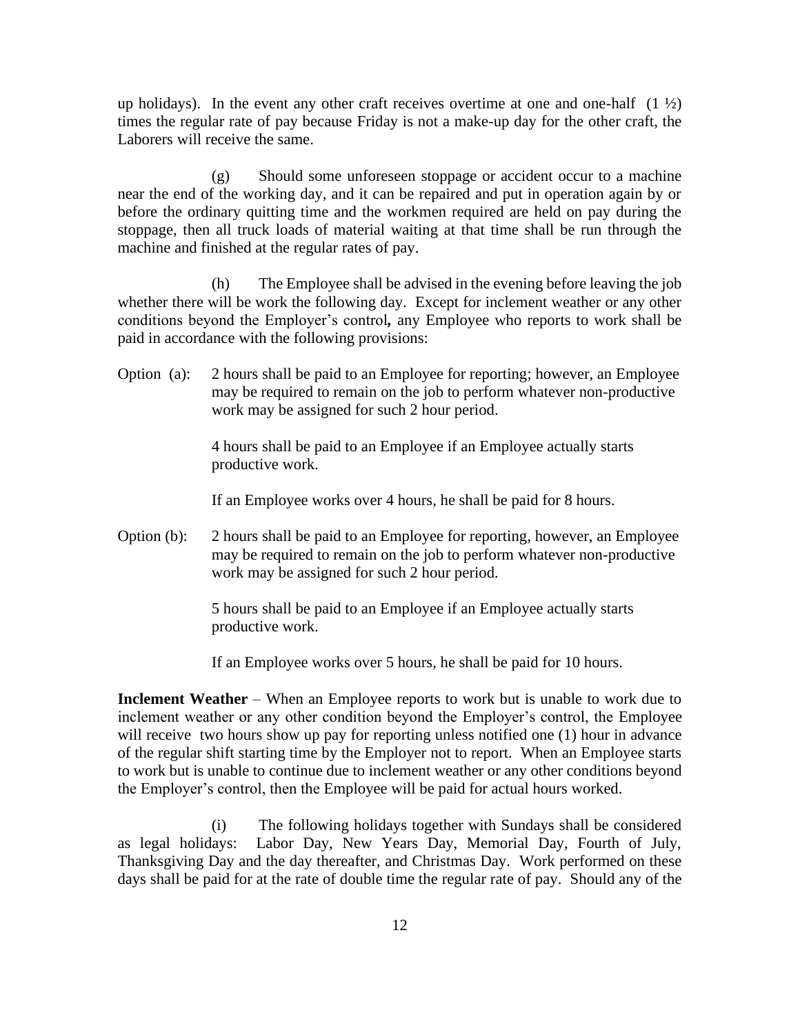up holidays). In the event any other craft receives overtime at one and one-half (1 ½) times the regular rate of pay because Friday is not a make-up day for the other craft, the Laborers will receive the same.

(g) Should some unforeseen stoppage or accident occur to a machine near the end of the working day, and it can be repaired and put in operation again by or before the ordinary quitting time and the workmen required are held on pay during the stoppage, then all truck loads of material waiting at that time shall be run through the machine and finished at the regular rates of pay.

(h) The Employee shall be advised in the evening before leaving the job whether there will be work the following day. Except for inclement weather or any other conditions beyond the Employer's control**,** any Employee who reports to work shall be paid in accordance with the following provisions:

Option (a): 2 hours shall be paid to an Employee for reporting; however, an Employee may be required to remain on the job to perform whatever non-productive work may be assigned for such 2 hour period.

4 hours shall be paid to an Employee if an Employee actually starts productive work.

If an Employee works over 4 hours, he shall be paid for 8 hours.

Option (b): 2 hours shall be paid to an Employee for reporting, however, an Employee may be required to remain on the job to perform whatever non-productive work may be assigned for such 2 hour period.

5 hours shall be paid to an Employee if an Employee actually starts productive work.

If an Employee works over 5 hours, he shall be paid for 10 hours.

**Inclement Weather** – When an Employee reports to work but is unable to work due to inclement weather or any other condition beyond the Employer's control, the Employee will receive two hours show up pay for reporting unless notified one (1) hour in advance of the regular shift starting time by the Employer not to report. When an Employee starts to work but is unable to continue due to inclement weather or any other conditions beyond the Employer's control, then the Employee will be paid for actual hours worked.

(i) The following holidays together with Sundays shall be considered as legal holidays: Labor Day, New Years Day, Memorial Day, Fourth of July, Thanksgiving Day and the day thereafter, and Christmas Day. Work performed on these days shall be paid for at the rate of double time the regular rate of pay. Should any of the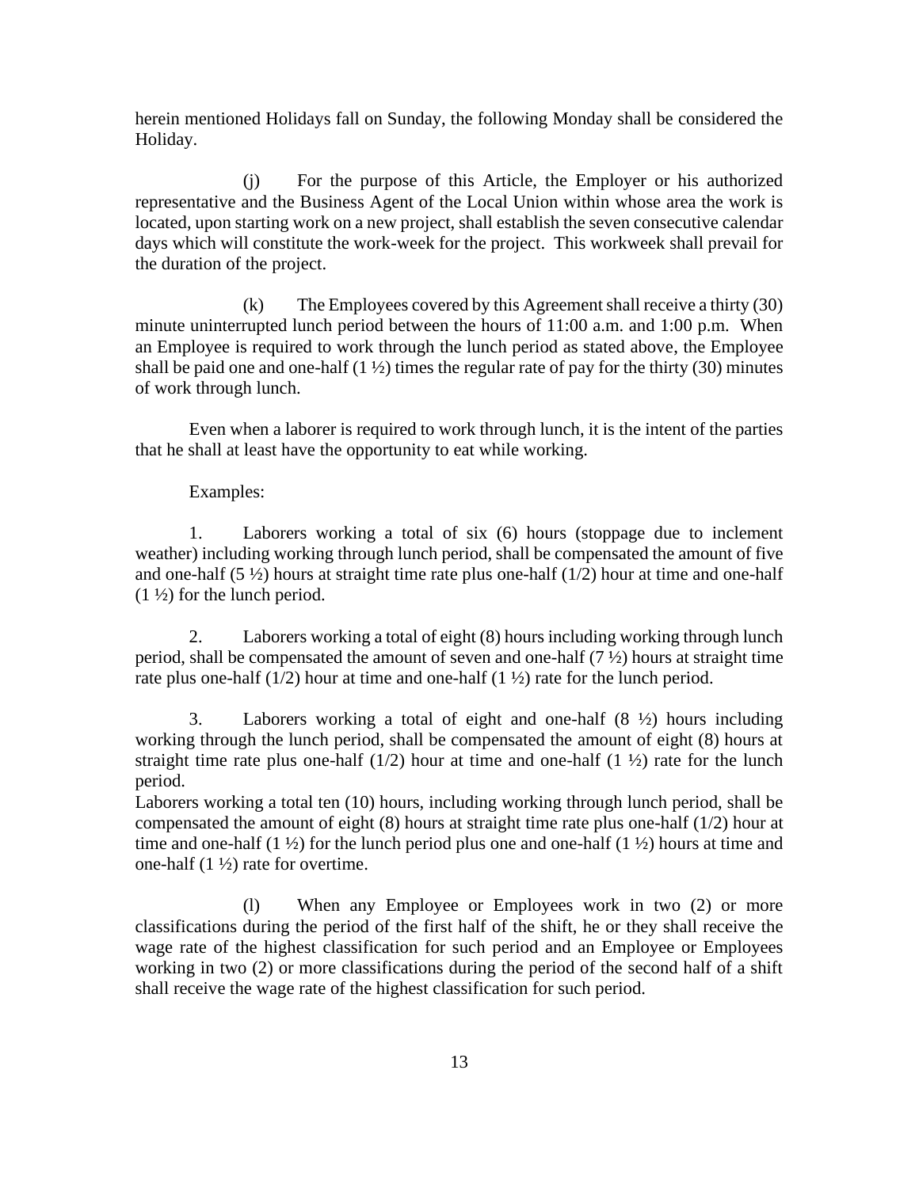herein mentioned Holidays fall on Sunday, the following Monday shall be considered the Holiday.

(j) For the purpose of this Article, the Employer or his authorized representative and the Business Agent of the Local Union within whose area the work is located, upon starting work on a new project, shall establish the seven consecutive calendar days which will constitute the work-week for the project. This workweek shall prevail for the duration of the project.

(k) The Employees covered by this Agreement shall receive a thirty (30) minute uninterrupted lunch period between the hours of 11:00 a.m. and 1:00 p.m. When an Employee is required to work through the lunch period as stated above, the Employee shall be paid one and one-half (1 ½) times the regular rate of pay for the thirty (30) minutes of work through lunch.

Even when a laborer is required to work through lunch, it is the intent of the parties that he shall at least have the opportunity to eat while working.

Examples:

1. Laborers working a total of six (6) hours (stoppage due to inclement weather) including working through lunch period, shall be compensated the amount of five and one-half (5 ½) hours at straight time rate plus one-half (1/2) hour at time and one-half (1 ½) for the lunch period.

2. Laborers working a total of eight (8) hours including working through lunch period, shall be compensated the amount of seven and one-half (7 ½) hours at straight time rate plus one-half (1/2) hour at time and one-half (1 ½) rate for the lunch period.

3. Laborers working a total of eight and one-half (8 ½) hours including working through the lunch period, shall be compensated the amount of eight (8) hours at straight time rate plus one-half (1/2) hour at time and one-half (1 ½) rate for the lunch period.

Laborers working a total ten (10) hours, including working through lunch period, shall be compensated the amount of eight (8) hours at straight time rate plus one-half (1/2) hour at time and one-half (1 ½) for the lunch period plus one and one-half (1 ½) hours at time and one-half (1 ½) rate for overtime.

(l) When any Employee or Employees work in two (2) or more classifications during the period of the first half of the shift, he or they shall receive the wage rate of the highest classification for such period and an Employee or Employees working in two (2) or more classifications during the period of the second half of a shift shall receive the wage rate of the highest classification for such period.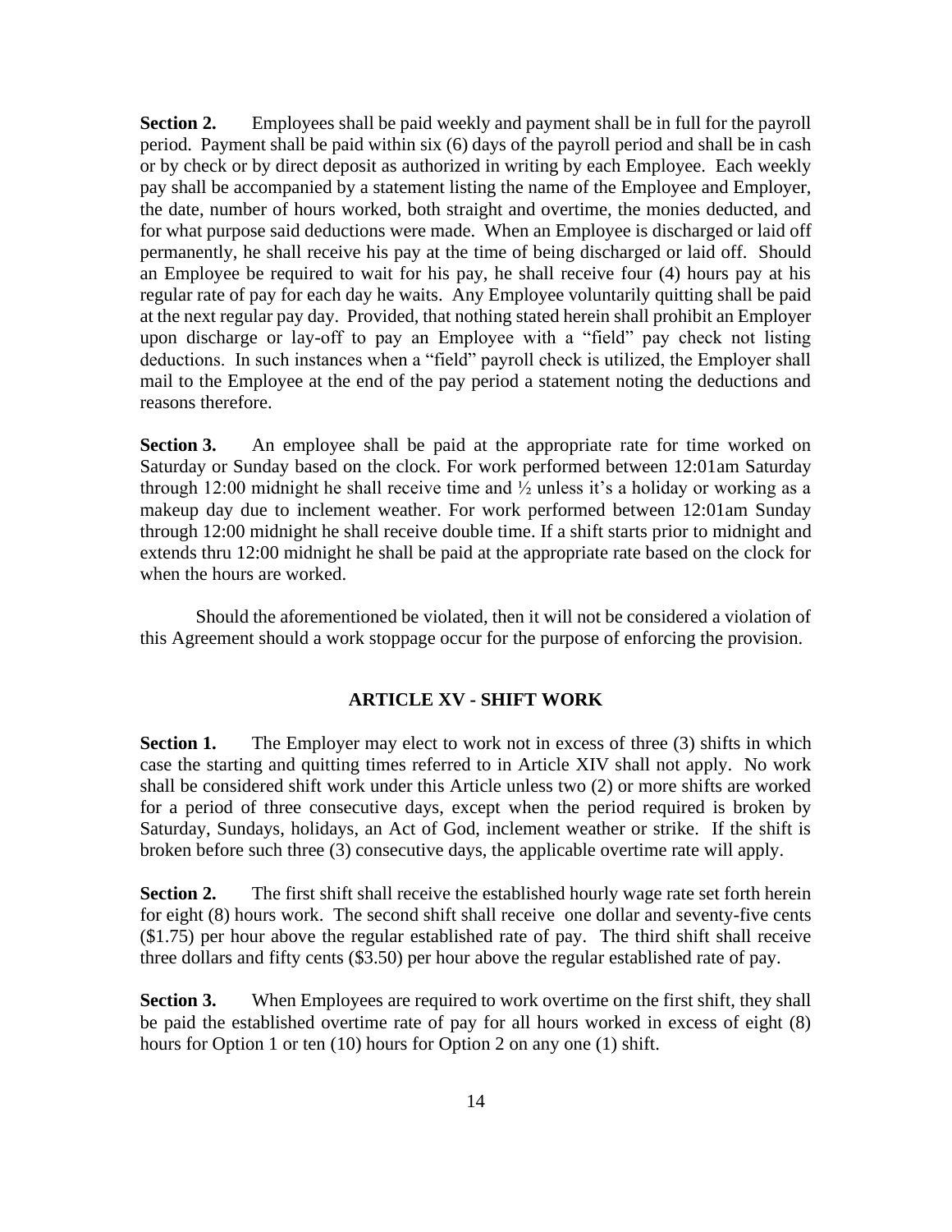**Section 2.** Employees shall be paid weekly and payment shall be in full for the payroll period. Payment shall be paid within six (6) days of the payroll period and shall be in cash or by check or by direct deposit as authorized in writing by each Employee. Each weekly pay shall be accompanied by a statement listing the name of the Employee and Employer, the date, number of hours worked, both straight and overtime, the monies deducted, and for what purpose said deductions were made. When an Employee is discharged or laid off permanently, he shall receive his pay at the time of being discharged or laid off. Should an Employee be required to wait for his pay, he shall receive four (4) hours pay at his regular rate of pay for each day he waits. Any Employee voluntarily quitting shall be paid at the next regular pay day. Provided, that nothing stated herein shall prohibit an Employer upon discharge or lay-off to pay an Employee with a "field" pay check not listing deductions. In such instances when a "field" payroll check is utilized, the Employer shall mail to the Employee at the end of the pay period a statement noting the deductions and reasons therefore.

**Section 3.** An employee shall be paid at the appropriate rate for time worked on Saturday or Sunday based on the clock. For work performed between 12:01am Saturday through 12:00 midnight he shall receive time and ½ unless it's a holiday or working as a makeup day due to inclement weather. For work performed between 12:01am Sunday through 12:00 midnight he shall receive double time. If a shift starts prior to midnight and extends thru 12:00 midnight he shall be paid at the appropriate rate based on the clock for when the hours are worked.

Should the aforementioned be violated, then it will not be considered a violation of this Agreement should a work stoppage occur for the purpose of enforcing the provision.

## ARTICLE XV - SHIFT WORK

**Section 1.** The Employer may elect to work not in excess of three (3) shifts in which case the starting and quitting times referred to in Article XIV shall not apply. No work shall be considered shift work under this Article unless two (2) or more shifts are worked for a period of three consecutive days, except when the period required is broken by Saturday, Sundays, holidays, an Act of God, inclement weather or strike. If the shift is broken before such three (3) consecutive days, the applicable overtime rate will apply.

**Section 2.** The first shift shall receive the established hourly wage rate set forth herein for eight (8) hours work. The second shift shall receive one dollar and seventy-five cents ($1.75) per hour above the regular established rate of pay. The third shift shall receive three dollars and fifty cents ($3.50) per hour above the regular established rate of pay.

**Section 3.** When Employees are required to work overtime on the first shift, they shall be paid the established overtime rate of pay for all hours worked in excess of eight (8) hours for Option 1 or ten (10) hours for Option 2 on any one (1) shift.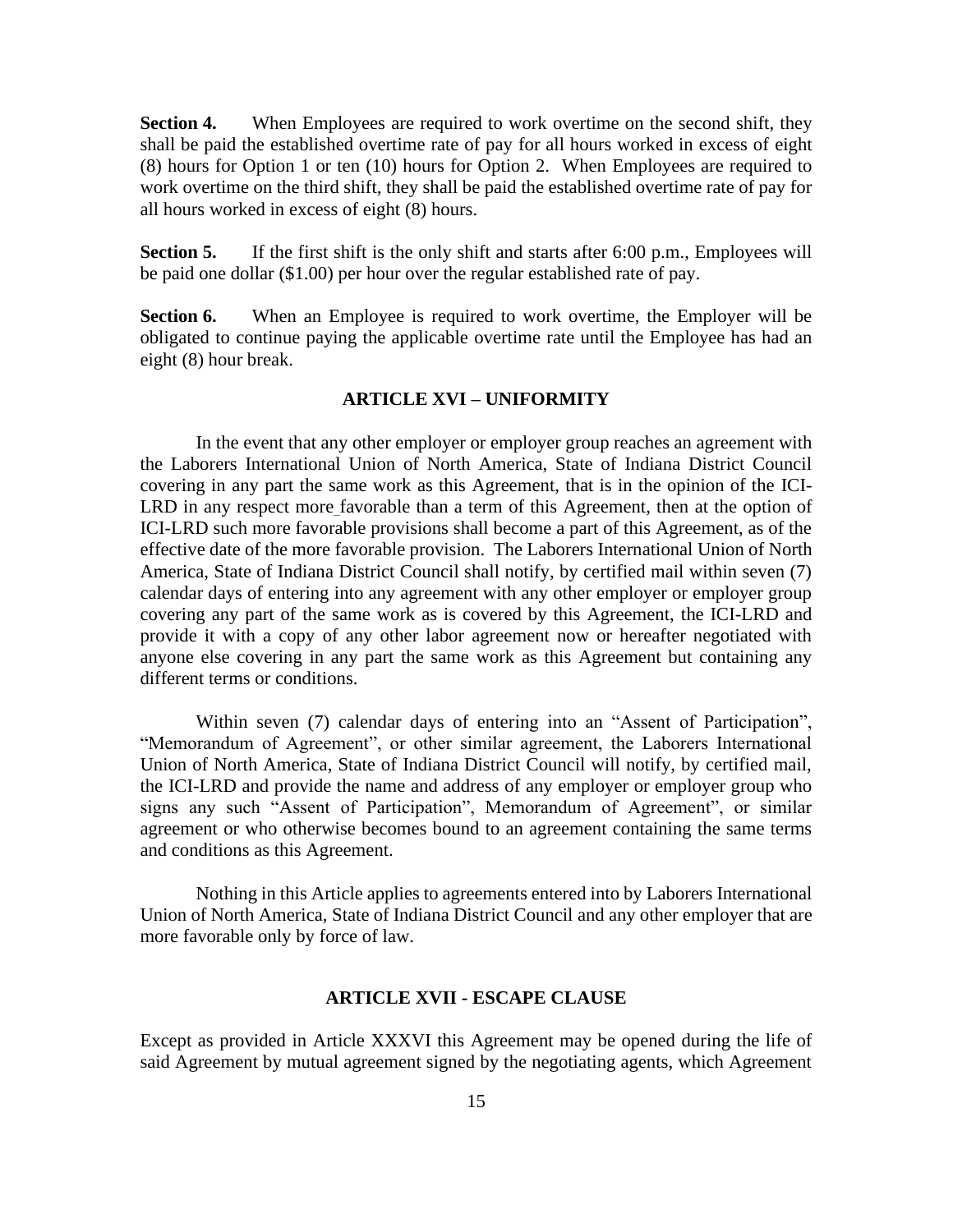**Section 4.** When Employees are required to work overtime on the second shift, they shall be paid the established overtime rate of pay for all hours worked in excess of eight (8) hours for Option 1 or ten (10) hours for Option 2. When Employees are required to work overtime on the third shift, they shall be paid the established overtime rate of pay for all hours worked in excess of eight (8) hours.

**Section 5.** If the first shift is the only shift and starts after 6:00 p.m., Employees will be paid one dollar ($1.00) per hour over the regular established rate of pay.

**Section 6.** When an Employee is required to work overtime, the Employer will be obligated to continue paying the applicable overtime rate until the Employee has had an eight (8) hour break.

## ARTICLE XVI – UNIFORMITY

In the event that any other employer or employer group reaches an agreement with the Laborers International Union of North America, State of Indiana District Council covering in any part the same work as this Agreement, that is in the opinion of the ICI-LRD in any respect more favorable than a term of this Agreement, then at the option of ICI-LRD such more favorable provisions shall become a part of this Agreement, as of the effective date of the more favorable provision. The Laborers International Union of North America, State of Indiana District Council shall notify, by certified mail within seven (7) calendar days of entering into any agreement with any other employer or employer group covering any part of the same work as is covered by this Agreement, the ICI-LRD and provide it with a copy of any other labor agreement now or hereafter negotiated with anyone else covering in any part the same work as this Agreement but containing any different terms or conditions.

Within seven (7) calendar days of entering into an "Assent of Participation", "Memorandum of Agreement", or other similar agreement, the Laborers International Union of North America, State of Indiana District Council will notify, by certified mail, the ICI-LRD and provide the name and address of any employer or employer group who signs any such "Assent of Participation", Memorandum of Agreement", or similar agreement or who otherwise becomes bound to an agreement containing the same terms and conditions as this Agreement.

Nothing in this Article applies to agreements entered into by Laborers International Union of North America, State of Indiana District Council and any other employer that are more favorable only by force of law.

## ARTICLE XVII - ESCAPE CLAUSE

Except as provided in Article XXXVI this Agreement may be opened during the life of said Agreement by mutual agreement signed by the negotiating agents, which Agreement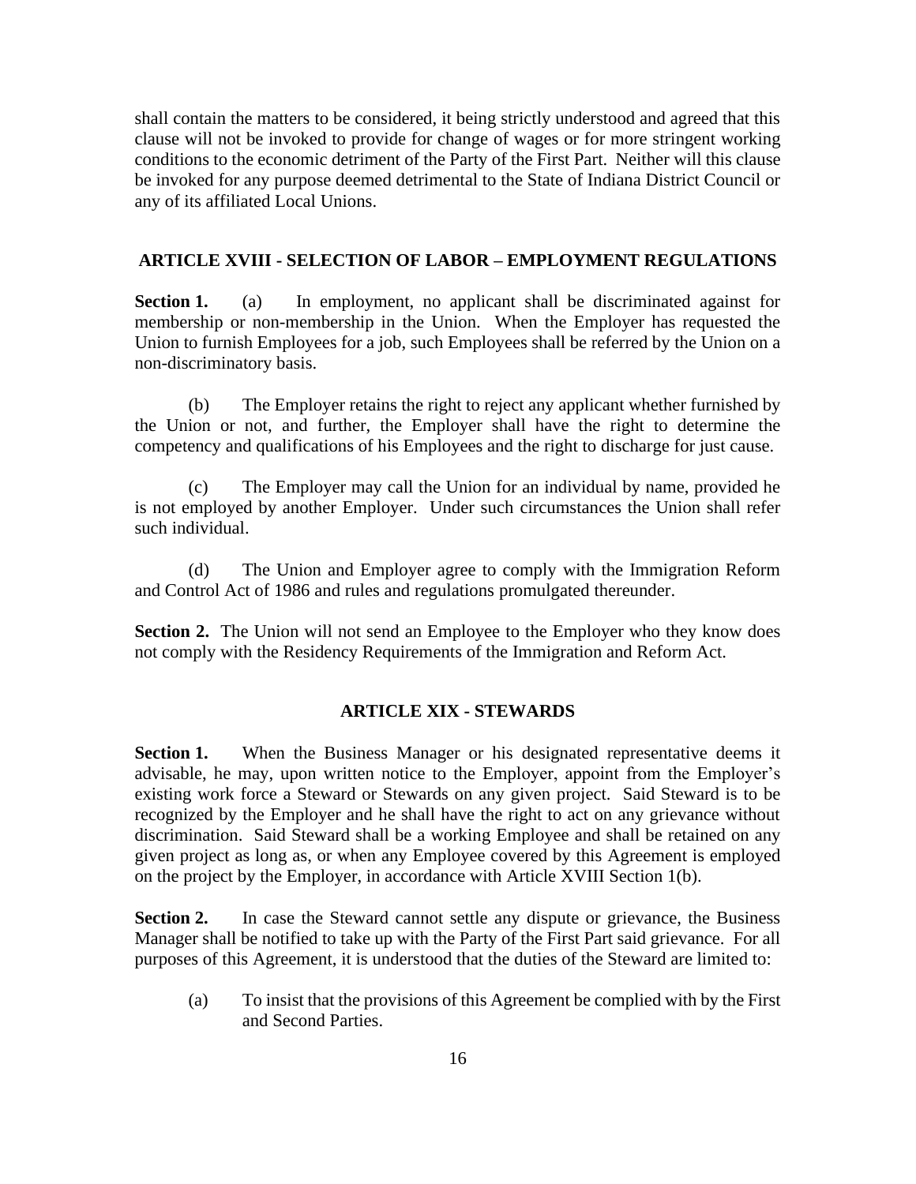shall contain the matters to be considered, it being strictly understood and agreed that this clause will not be invoked to provide for change of wages or for more stringent working conditions to the economic detriment of the Party of the First Part. Neither will this clause be invoked for any purpose deemed detrimental to the State of Indiana District Council or any of its affiliated Local Unions.

## ARTICLE XVIII - SELECTION OF LABOR – EMPLOYMENT REGULATIONS

**Section 1.** (a) In employment, no applicant shall be discriminated against for membership or non-membership in the Union. When the Employer has requested the Union to furnish Employees for a job, such Employees shall be referred by the Union on a non-discriminatory basis.

(b) The Employer retains the right to reject any applicant whether furnished by the Union or not, and further, the Employer shall have the right to determine the competency and qualifications of his Employees and the right to discharge for just cause.

(c) The Employer may call the Union for an individual by name, provided he is not employed by another Employer. Under such circumstances the Union shall refer such individual.

(d) The Union and Employer agree to comply with the Immigration Reform and Control Act of 1986 and rules and regulations promulgated thereunder.

**Section 2.** The Union will not send an Employee to the Employer who they know does not comply with the Residency Requirements of the Immigration and Reform Act.

## ARTICLE XIX - STEWARDS

**Section 1.** When the Business Manager or his designated representative deems it advisable, he may, upon written notice to the Employer, appoint from the Employer's existing work force a Steward or Stewards on any given project. Said Steward is to be recognized by the Employer and he shall have the right to act on any grievance without discrimination. Said Steward shall be a working Employee and shall be retained on any given project as long as, or when any Employee covered by this Agreement is employed on the project by the Employer, in accordance with Article XVIII Section 1(b).

**Section 2.** In case the Steward cannot settle any dispute or grievance, the Business Manager shall be notified to take up with the Party of the First Part said grievance. For all purposes of this Agreement, it is understood that the duties of the Steward are limited to:

(a) To insist that the provisions of this Agreement be complied with by the First and Second Parties.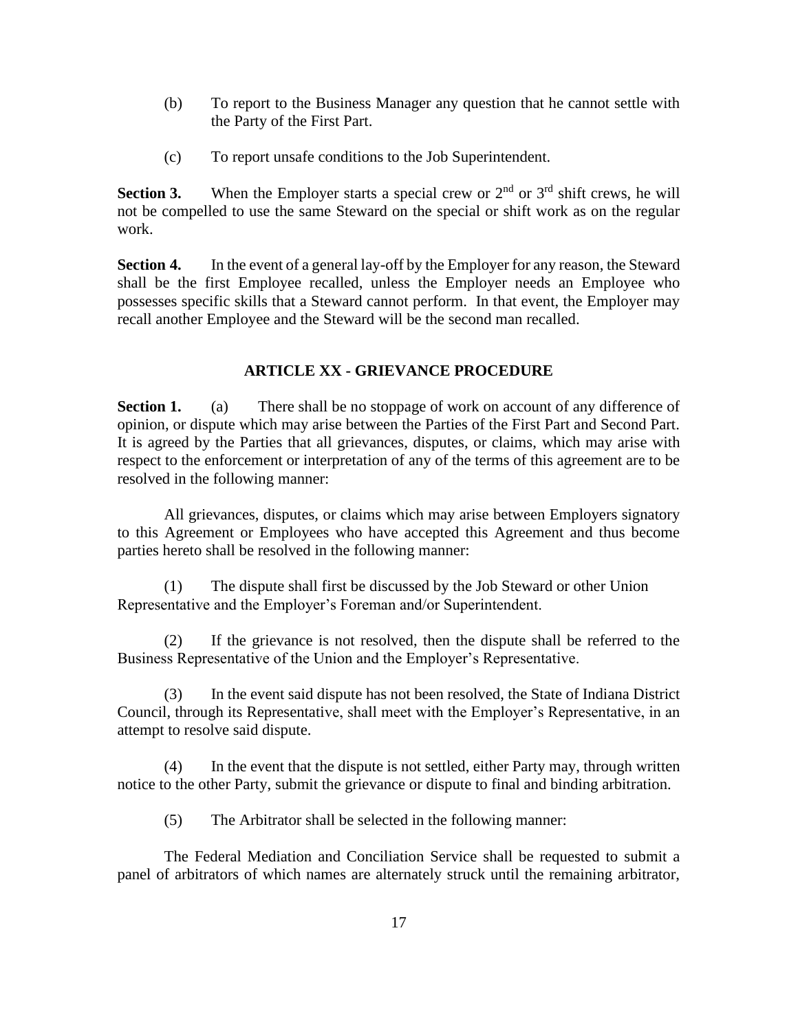(b) To report to the Business Manager any question that he cannot settle with the Party of the First Part.

(c) To report unsafe conditions to the Job Superintendent.

**Section 3.** When the Employer starts a special crew or 2nd or 3rd shift crews, he will not be compelled to use the same Steward on the special or shift work as on the regular work.

**Section 4.** In the event of a general lay-off by the Employer for any reason, the Steward shall be the first Employee recalled, unless the Employer needs an Employee who possesses specific skills that a Steward cannot perform. In that event, the Employer may recall another Employee and the Steward will be the second man recalled.

## ARTICLE XX - GRIEVANCE PROCEDURE

**Section 1.** (a) There shall be no stoppage of work on account of any difference of opinion, or dispute which may arise between the Parties of the First Part and Second Part. It is agreed by the Parties that all grievances, disputes, or claims, which may arise with respect to the enforcement or interpretation of any of the terms of this agreement are to be resolved in the following manner:

All grievances, disputes, or claims which may arise between Employers signatory to this Agreement or Employees who have accepted this Agreement and thus become parties hereto shall be resolved in the following manner:

(1) The dispute shall first be discussed by the Job Steward or other Union Representative and the Employer's Foreman and/or Superintendent.

(2) If the grievance is not resolved, then the dispute shall be referred to the Business Representative of the Union and the Employer's Representative.

(3) In the event said dispute has not been resolved, the State of Indiana District Council, through its Representative, shall meet with the Employer's Representative, in an attempt to resolve said dispute.

(4) In the event that the dispute is not settled, either Party may, through written notice to the other Party, submit the grievance or dispute to final and binding arbitration.

(5) The Arbitrator shall be selected in the following manner:

The Federal Mediation and Conciliation Service shall be requested to submit a panel of arbitrators of which names are alternately struck until the remaining arbitrator,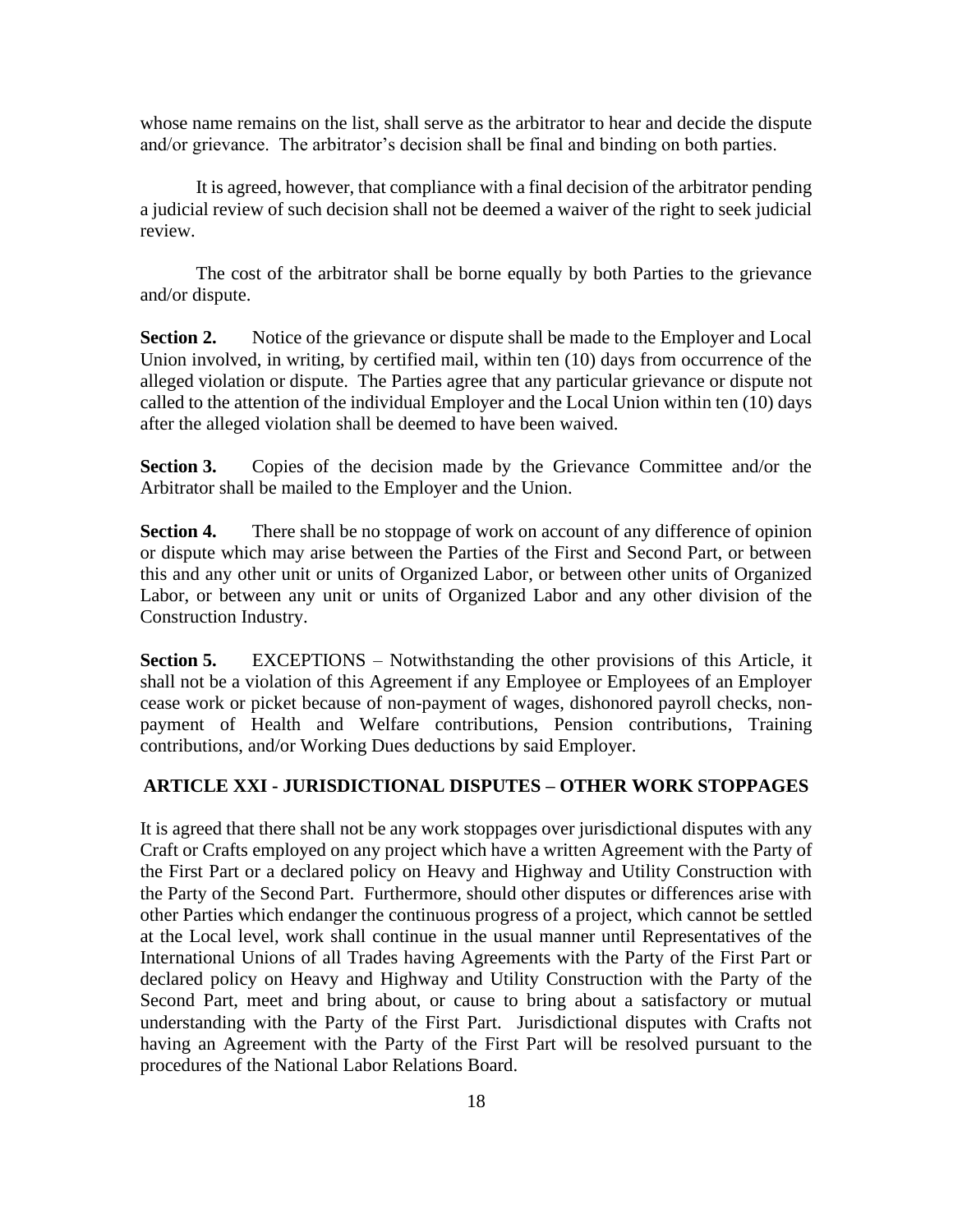whose name remains on the list, shall serve as the arbitrator to hear and decide the dispute and/or grievance. The arbitrator's decision shall be final and binding on both parties.

It is agreed, however, that compliance with a final decision of the arbitrator pending a judicial review of such decision shall not be deemed a waiver of the right to seek judicial review.

The cost of the arbitrator shall be borne equally by both Parties to the grievance and/or dispute.

**Section 2.** Notice of the grievance or dispute shall be made to the Employer and Local Union involved, in writing, by certified mail, within ten (10) days from occurrence of the alleged violation or dispute. The Parties agree that any particular grievance or dispute not called to the attention of the individual Employer and the Local Union within ten (10) days after the alleged violation shall be deemed to have been waived.

**Section 3.** Copies of the decision made by the Grievance Committee and/or the Arbitrator shall be mailed to the Employer and the Union.

**Section 4.** There shall be no stoppage of work on account of any difference of opinion or dispute which may arise between the Parties of the First and Second Part, or between this and any other unit or units of Organized Labor, or between other units of Organized Labor, or between any unit or units of Organized Labor and any other division of the Construction Industry.

**Section 5.** EXCEPTIONS – Notwithstanding the other provisions of this Article, it shall not be a violation of this Agreement if any Employee or Employees of an Employer cease work or picket because of non-payment of wages, dishonored payroll checks, non-payment of Health and Welfare contributions, Pension contributions, Training contributions, and/or Working Dues deductions by said Employer.

## ARTICLE XXI - JURISDICTIONAL DISPUTES – OTHER WORK STOPPAGES

It is agreed that there shall not be any work stoppages over jurisdictional disputes with any Craft or Crafts employed on any project which have a written Agreement with the Party of the First Part or a declared policy on Heavy and Highway and Utility Construction with the Party of the Second Part. Furthermore, should other disputes or differences arise with other Parties which endanger the continuous progress of a project, which cannot be settled at the Local level, work shall continue in the usual manner until Representatives of the International Unions of all Trades having Agreements with the Party of the First Part or declared policy on Heavy and Highway and Utility Construction with the Party of the Second Part, meet and bring about, or cause to bring about a satisfactory or mutual understanding with the Party of the First Part. Jurisdictional disputes with Crafts not having an Agreement with the Party of the First Part will be resolved pursuant to the procedures of the National Labor Relations Board.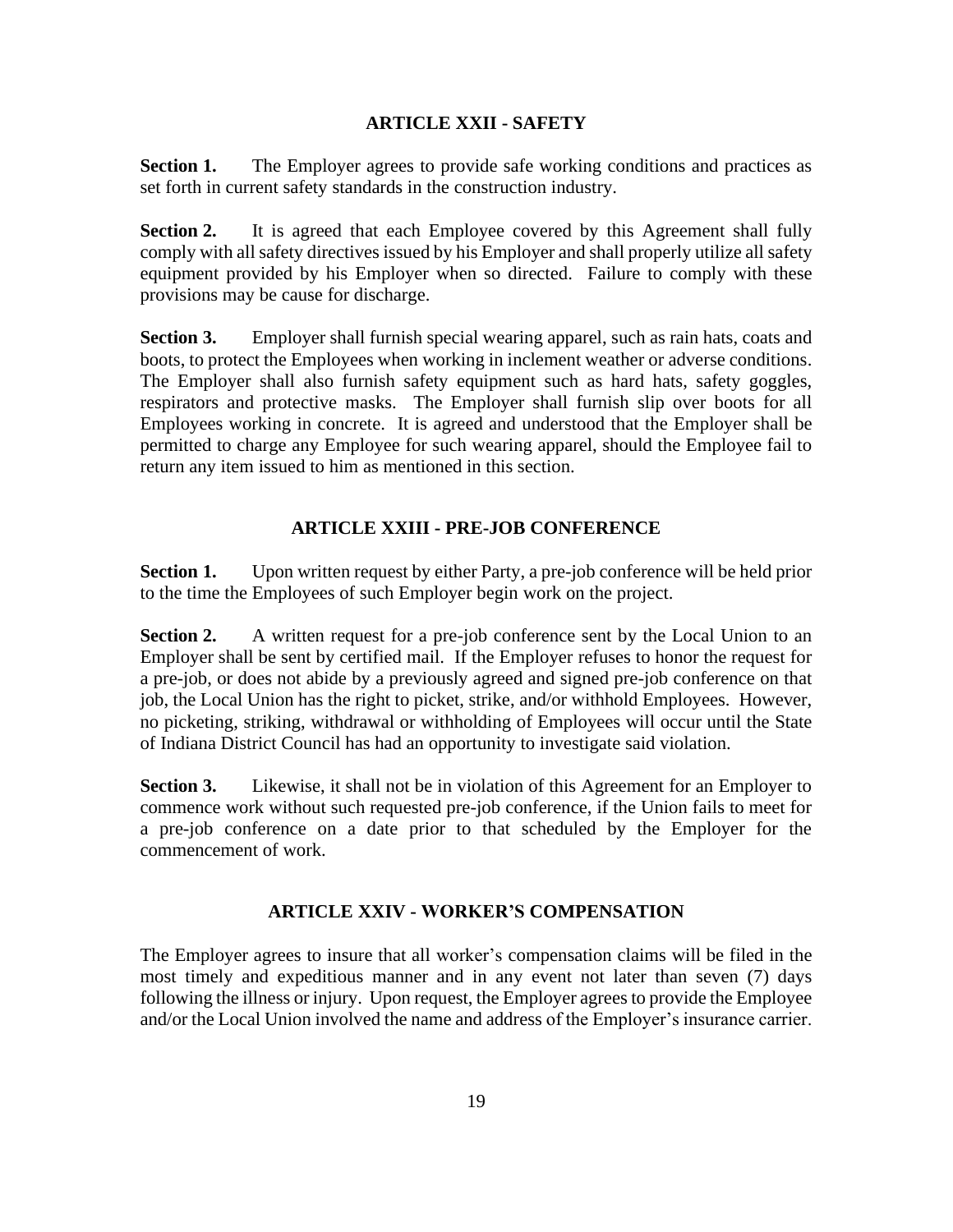## ARTICLE XXII - SAFETY

**Section 1.** The Employer agrees to provide safe working conditions and practices as set forth in current safety standards in the construction industry.

**Section 2.** It is agreed that each Employee covered by this Agreement shall fully comply with all safety directives issued by his Employer and shall properly utilize all safety equipment provided by his Employer when so directed. Failure to comply with these provisions may be cause for discharge.

**Section 3.** Employer shall furnish special wearing apparel, such as rain hats, coats and boots, to protect the Employees when working in inclement weather or adverse conditions. The Employer shall also furnish safety equipment such as hard hats, safety goggles, respirators and protective masks. The Employer shall furnish slip over boots for all Employees working in concrete. It is agreed and understood that the Employer shall be permitted to charge any Employee for such wearing apparel, should the Employee fail to return any item issued to him as mentioned in this section.

## ARTICLE XXIII - PRE-JOB CONFERENCE

**Section 1.** Upon written request by either Party, a pre-job conference will be held prior to the time the Employees of such Employer begin work on the project.

**Section 2.** A written request for a pre-job conference sent by the Local Union to an Employer shall be sent by certified mail. If the Employer refuses to honor the request for a pre-job, or does not abide by a previously agreed and signed pre-job conference on that job, the Local Union has the right to picket, strike, and/or withhold Employees. However, no picketing, striking, withdrawal or withholding of Employees will occur until the State of Indiana District Council has had an opportunity to investigate said violation.

**Section 3.** Likewise, it shall not be in violation of this Agreement for an Employer to commence work without such requested pre-job conference, if the Union fails to meet for a pre-job conference on a date prior to that scheduled by the Employer for the commencement of work.

## ARTICLE XXIV - WORKER'S COMPENSATION

The Employer agrees to insure that all worker's compensation claims will be filed in the most timely and expeditious manner and in any event not later than seven (7) days following the illness or injury. Upon request, the Employer agrees to provide the Employee and/or the Local Union involved the name and address of the Employer's insurance carrier.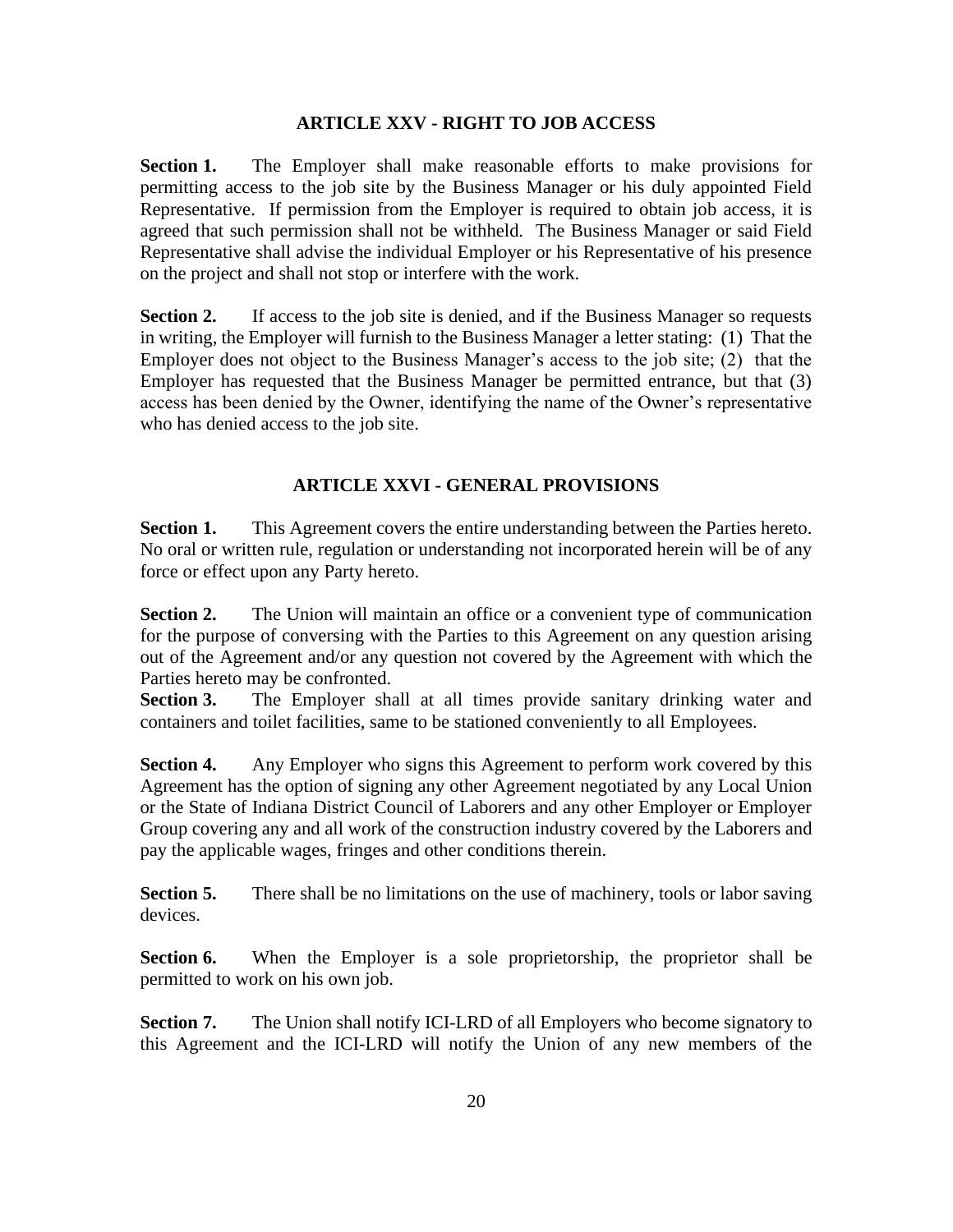## ARTICLE XXV - RIGHT TO JOB ACCESS

**Section 1.** The Employer shall make reasonable efforts to make provisions for permitting access to the job site by the Business Manager or his duly appointed Field Representative. If permission from the Employer is required to obtain job access, it is agreed that such permission shall not be withheld. The Business Manager or said Field Representative shall advise the individual Employer or his Representative of his presence on the project and shall not stop or interfere with the work.

**Section 2.** If access to the job site is denied, and if the Business Manager so requests in writing, the Employer will furnish to the Business Manager a letter stating: (1) That the Employer does not object to the Business Manager's access to the job site; (2) that the Employer has requested that the Business Manager be permitted entrance, but that (3) access has been denied by the Owner, identifying the name of the Owner's representative who has denied access to the job site.

## ARTICLE XXVI - GENERAL PROVISIONS

**Section 1.** This Agreement covers the entire understanding between the Parties hereto. No oral or written rule, regulation or understanding not incorporated herein will be of any force or effect upon any Party hereto.

**Section 2.** The Union will maintain an office or a convenient type of communication for the purpose of conversing with the Parties to this Agreement on any question arising out of the Agreement and/or any question not covered by the Agreement with which the Parties hereto may be confronted.

**Section 3.** The Employer shall at all times provide sanitary drinking water and containers and toilet facilities, same to be stationed conveniently to all Employees.

**Section 4.** Any Employer who signs this Agreement to perform work covered by this Agreement has the option of signing any other Agreement negotiated by any Local Union or the State of Indiana District Council of Laborers and any other Employer or Employer Group covering any and all work of the construction industry covered by the Laborers and pay the applicable wages, fringes and other conditions therein.

**Section 5.** There shall be no limitations on the use of machinery, tools or labor saving devices.

**Section 6.** When the Employer is a sole proprietorship, the proprietor shall be permitted to work on his own job.

**Section 7.** The Union shall notify ICI-LRD of all Employers who become signatory to this Agreement and the ICI-LRD will notify the Union of any new members of the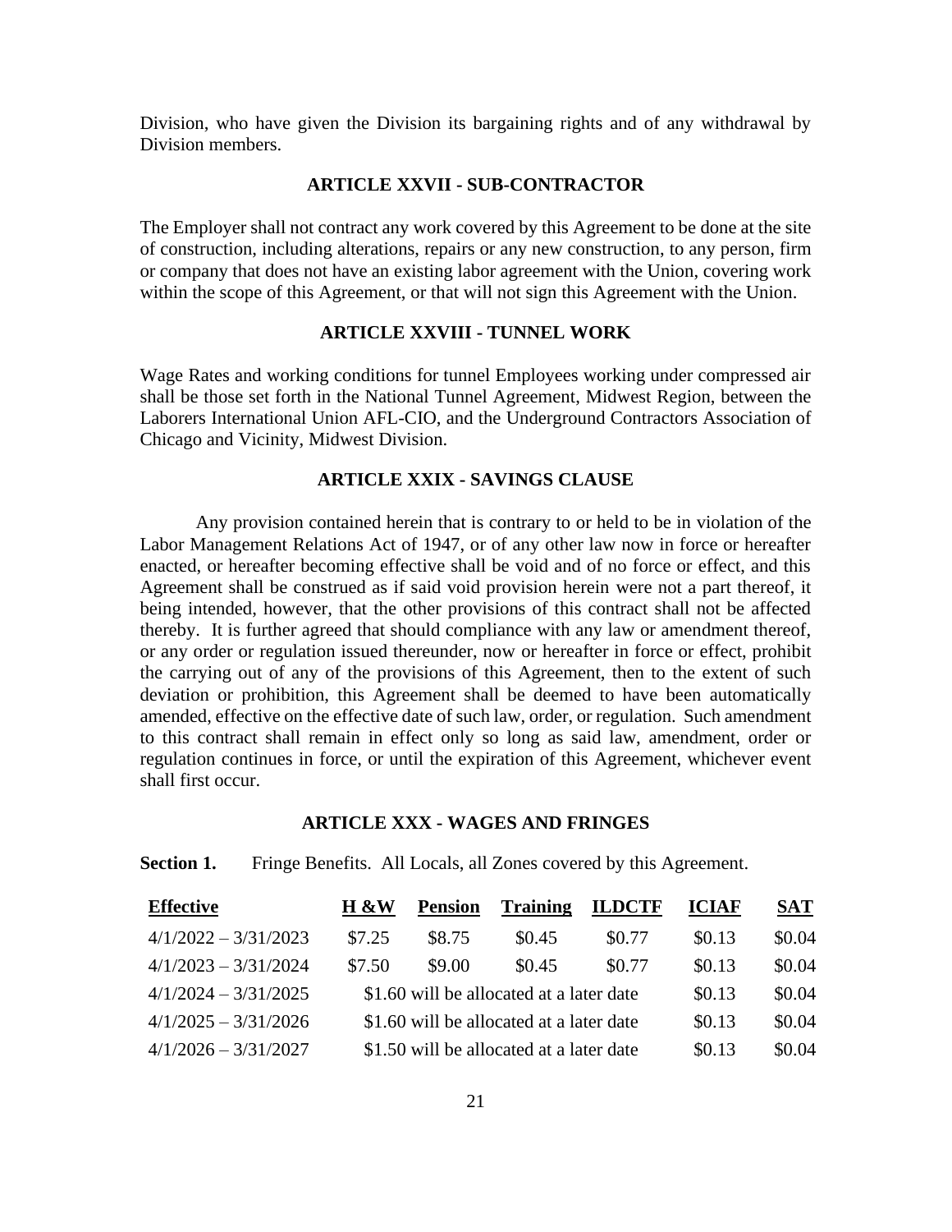Division, who have given the Division its bargaining rights and of any withdrawal by Division members.

## ARTICLE XXVII - SUB-CONTRACTOR

The Employer shall not contract any work covered by this Agreement to be done at the site of construction, including alterations, repairs or any new construction, to any person, firm or company that does not have an existing labor agreement with the Union, covering work within the scope of this Agreement, or that will not sign this Agreement with the Union.

## ARTICLE XXVIII - TUNNEL WORK

Wage Rates and working conditions for tunnel Employees working under compressed air shall be those set forth in the National Tunnel Agreement, Midwest Region, between the Laborers International Union AFL-CIO, and the Underground Contractors Association of Chicago and Vicinity, Midwest Division.

## ARTICLE XXIX - SAVINGS CLAUSE

Any provision contained herein that is contrary to or held to be in violation of the Labor Management Relations Act of 1947, or of any other law now in force or hereafter enacted, or hereafter becoming effective shall be void and of no force or effect, and this Agreement shall be construed as if said void provision herein were not a part thereof, it being intended, however, that the other provisions of this contract shall not be affected thereby. It is further agreed that should compliance with any law or amendment thereof, or any order or regulation issued thereunder, now or hereafter in force or effect, prohibit the carrying out of any of the provisions of this Agreement, then to the extent of such deviation or prohibition, this Agreement shall be deemed to have been automatically amended, effective on the effective date of such law, order, or regulation. Such amendment to this contract shall remain in effect only so long as said law, amendment, order or regulation continues in force, or until the expiration of this Agreement, whichever event shall first occur.

## ARTICLE XXX - WAGES AND FRINGES

**Section 1.** Fringe Benefits. All Locals, all Zones covered by this Agreement.

| Effective | H &W | Pension | Training | ILDCTF | ICIAF | SAT |
|---|---|---|---|---|---|---|
| 4/1/2022 – 3/31/2023 | $7.25 | $8.75 | $0.45 | $0.77 | $0.13 | $0.04 |
| 4/1/2023 – 3/31/2024 | $7.50 | $9.00 | $0.45 | $0.77 | $0.13 | $0.04 |
| 4/1/2024 – 3/31/2025 | $1.60 will be allocated at a later date | | | | $0.13 | $0.04 |
| 4/1/2025 – 3/31/2026 | $1.60 will be allocated at a later date | | | | $0.13 | $0.04 |
| 4/1/2026 – 3/31/2027 | $1.50 will be allocated at a later date | | | | $0.13 | $0.04 |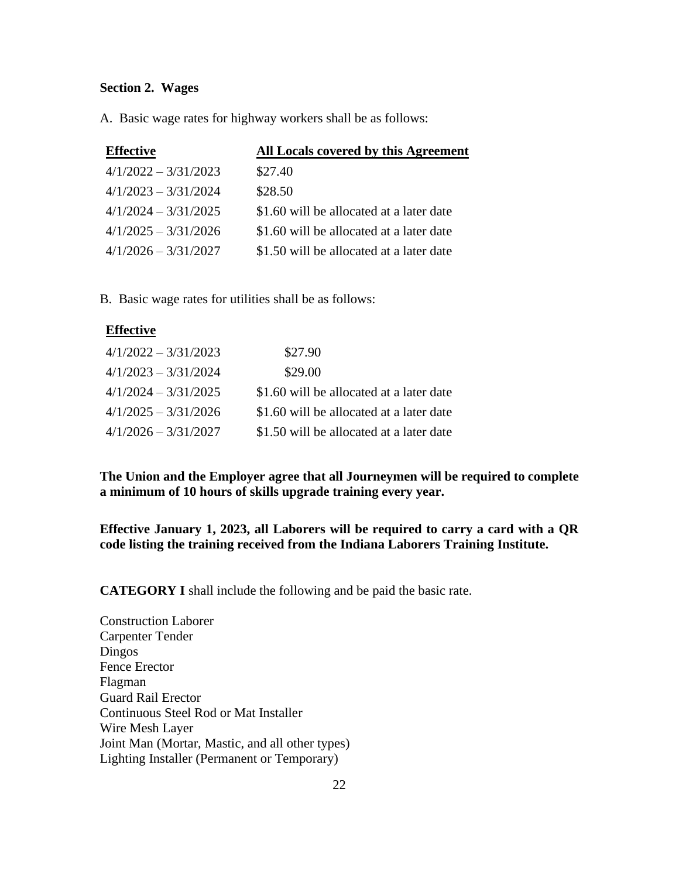**Section 2. Wages**

A. Basic wage rates for highway workers shall be as follows:

| Effective | All Locals covered by this Agreement |
|---|---|
| 4/1/2022 – 3/31/2023 | $27.40 |
| 4/1/2023 – 3/31/2024 | $28.50 |
| 4/1/2024 – 3/31/2025 | $1.60 will be allocated at a later date |
| 4/1/2025 – 3/31/2026 | $1.60 will be allocated at a later date |
| 4/1/2026 – 3/31/2027 | $1.50 will be allocated at a later date |

B. Basic wage rates for utilities shall be as follows:

| Effective | |
|---|---|
| 4/1/2022 – 3/31/2023 | $27.90 |
| 4/1/2023 – 3/31/2024 | $29.00 |
| 4/1/2024 – 3/31/2025 | $1.60 will be allocated at a later date |
| 4/1/2025 – 3/31/2026 | $1.60 will be allocated at a later date |
| 4/1/2026 – 3/31/2027 | $1.50 will be allocated at a later date |

**The Union and the Employer agree that all Journeymen will be required to complete a minimum of 10 hours of skills upgrade training every year.**

**Effective January 1, 2023, all Laborers will be required to carry a card with a QR code listing the training received from the Indiana Laborers Training Institute.**

**CATEGORY I** shall include the following and be paid the basic rate.

Construction Laborer
Carpenter Tender
Dingos
Fence Erector
Flagman
Guard Rail Erector
Continuous Steel Rod or Mat Installer
Wire Mesh Layer
Joint Man (Mortar, Mastic, and all other types)
Lighting Installer (Permanent or Temporary)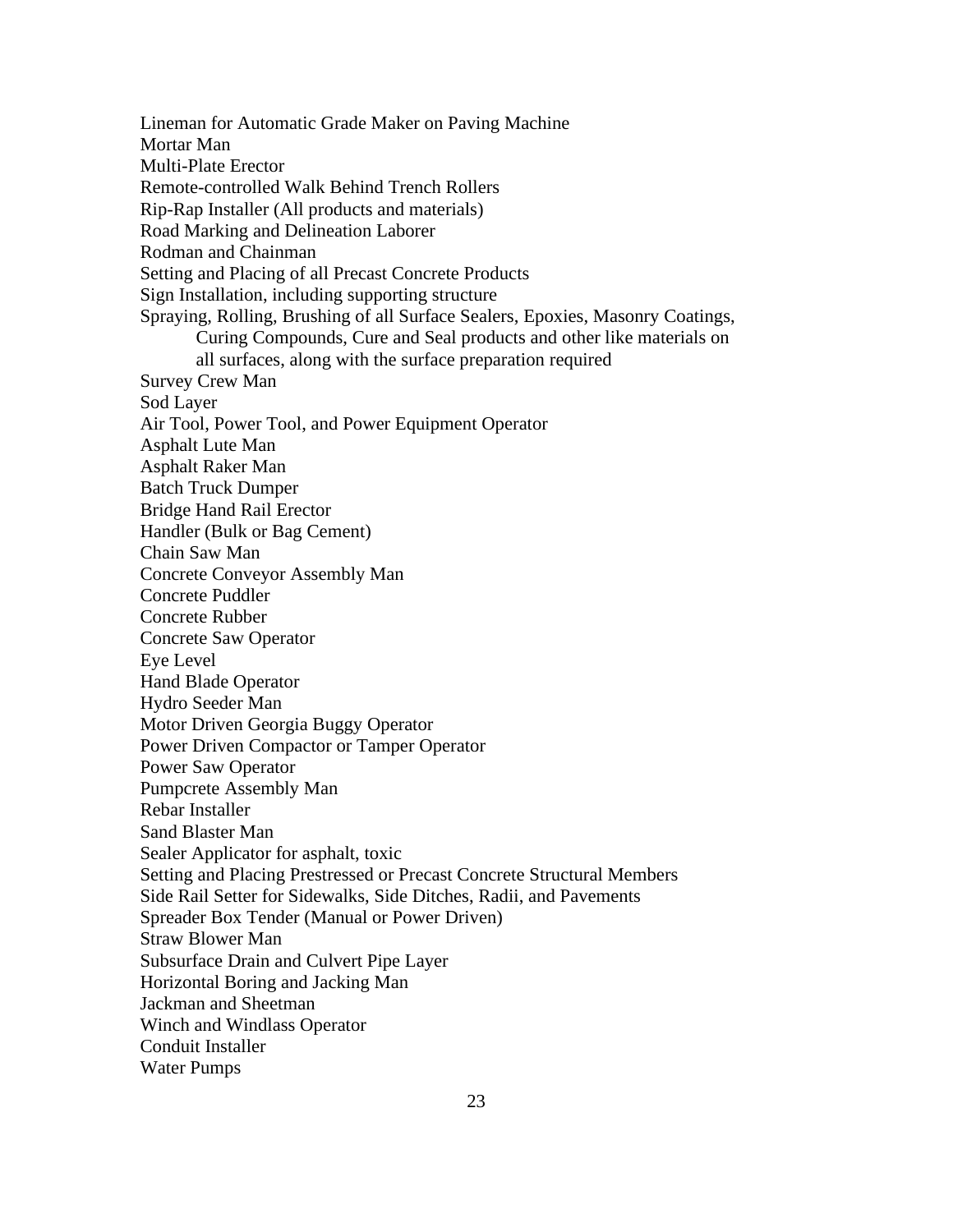Lineman for Automatic Grade Maker on Paving Machine
Mortar Man
Multi-Plate Erector
Remote-controlled Walk Behind Trench Rollers
Rip-Rap Installer (All products and materials)
Road Marking and Delineation Laborer
Rodman and Chainman
Setting and Placing of all Precast Concrete Products
Sign Installation, including supporting structure
Spraying, Rolling, Brushing of all Surface Sealers, Epoxies, Masonry Coatings, Curing Compounds, Cure and Seal products and other like materials on all surfaces, along with the surface preparation required
Survey Crew Man
Sod Layer
Air Tool, Power Tool, and Power Equipment Operator
Asphalt Lute Man
Asphalt Raker Man
Batch Truck Dumper
Bridge Hand Rail Erector
Handler (Bulk or Bag Cement)
Chain Saw Man
Concrete Conveyor Assembly Man
Concrete Puddler
Concrete Rubber
Concrete Saw Operator
Eye Level
Hand Blade Operator
Hydro Seeder Man
Motor Driven Georgia Buggy Operator
Power Driven Compactor or Tamper Operator
Power Saw Operator
Pumpcrete Assembly Man
Rebar Installer
Sand Blaster Man
Sealer Applicator for asphalt, toxic
Setting and Placing Prestressed or Precast Concrete Structural Members
Side Rail Setter for Sidewalks, Side Ditches, Radii, and Pavements
Spreader Box Tender (Manual or Power Driven)
Straw Blower Man
Subsurface Drain and Culvert Pipe Layer
Horizontal Boring and Jacking Man
Jackman and Sheetman
Winch and Windlass Operator
Conduit Installer
Water Pumps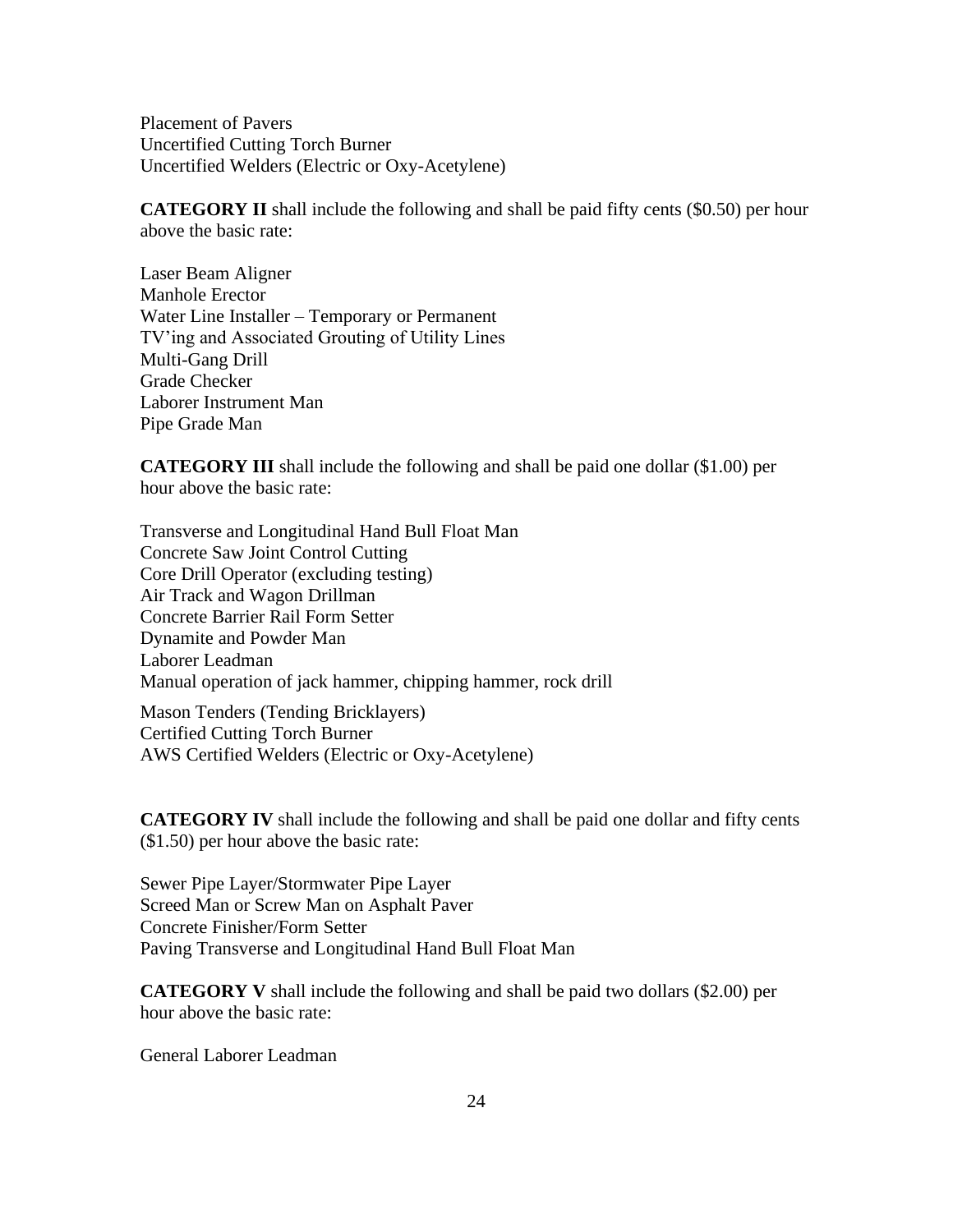Placement of Pavers
Uncertified Cutting Torch Burner
Uncertified Welders (Electric or Oxy-Acetylene)

**CATEGORY II** shall include the following and shall be paid fifty cents ($0.50) per hour above the basic rate:

Laser Beam Aligner
Manhole Erector
Water Line Installer – Temporary or Permanent
TV'ing and Associated Grouting of Utility Lines
Multi-Gang Drill
Grade Checker
Laborer Instrument Man
Pipe Grade Man

**CATEGORY III** shall include the following and shall be paid one dollar ($1.00) per hour above the basic rate:

Transverse and Longitudinal Hand Bull Float Man
Concrete Saw Joint Control Cutting
Core Drill Operator (excluding testing)
Air Track and Wagon Drillman
Concrete Barrier Rail Form Setter
Dynamite and Powder Man
Laborer Leadman
Manual operation of jack hammer, chipping hammer, rock drill

Mason Tenders (Tending Bricklayers)
Certified Cutting Torch Burner
AWS Certified Welders (Electric or Oxy-Acetylene)

**CATEGORY IV** shall include the following and shall be paid one dollar and fifty cents ($1.50) per hour above the basic rate:

Sewer Pipe Layer/Stormwater Pipe Layer
Screed Man or Screw Man on Asphalt Paver
Concrete Finisher/Form Setter
Paving Transverse and Longitudinal Hand Bull Float Man

**CATEGORY V** shall include the following and shall be paid two dollars ($2.00) per hour above the basic rate:

General Laborer Leadman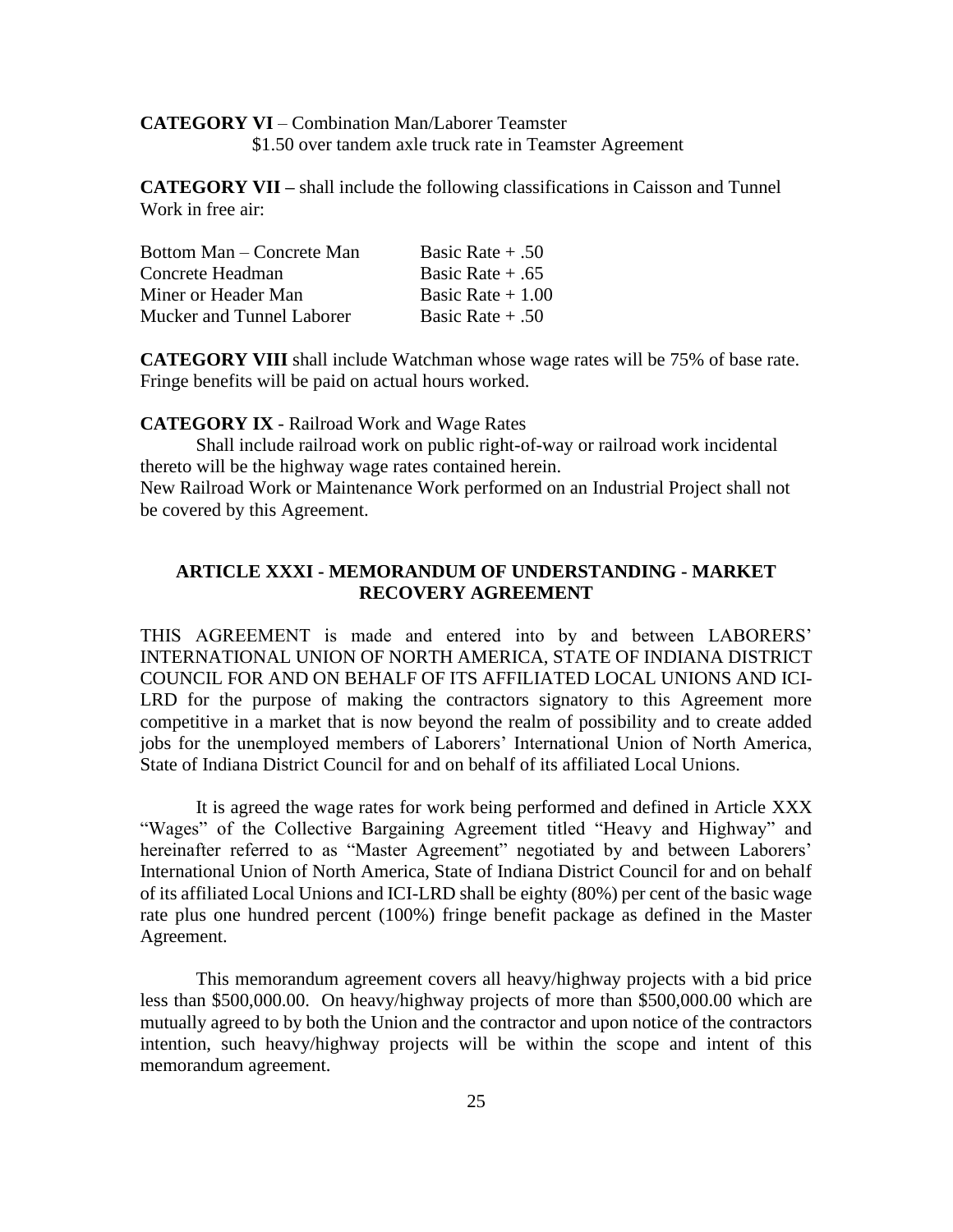**CATEGORY VI** – Combination Man/Laborer Teamster
$1.50 over tandem axle truck rate in Teamster Agreement

**CATEGORY VII –** shall include the following classifications in Caisson and Tunnel Work in free air:

| | |
|---|---|
| Bottom Man – Concrete Man | Basic Rate + .50 |
| Concrete Headman | Basic Rate + .65 |
| Miner or Header Man | Basic Rate + 1.00 |
| Mucker and Tunnel Laborer | Basic Rate + .50 |

**CATEGORY VIII** shall include Watchman whose wage rates will be 75% of base rate. Fringe benefits will be paid on actual hours worked.

**CATEGORY IX** - Railroad Work and Wage Rates

Shall include railroad work on public right-of-way or railroad work incidental thereto will be the highway wage rates contained herein.
New Railroad Work or Maintenance Work performed on an Industrial Project shall not be covered by this Agreement.

## ARTICLE XXXI - MEMORANDUM OF UNDERSTANDING - MARKET RECOVERY AGREEMENT

THIS AGREEMENT is made and entered into by and between LABORERS' INTERNATIONAL UNION OF NORTH AMERICA, STATE OF INDIANA DISTRICT COUNCIL FOR AND ON BEHALF OF ITS AFFILIATED LOCAL UNIONS AND ICI-LRD for the purpose of making the contractors signatory to this Agreement more competitive in a market that is now beyond the realm of possibility and to create added jobs for the unemployed members of Laborers' International Union of North America, State of Indiana District Council for and on behalf of its affiliated Local Unions.

It is agreed the wage rates for work being performed and defined in Article XXX "Wages" of the Collective Bargaining Agreement titled "Heavy and Highway" and hereinafter referred to as "Master Agreement" negotiated by and between Laborers' International Union of North America, State of Indiana District Council for and on behalf of its affiliated Local Unions and ICI-LRD shall be eighty (80%) per cent of the basic wage rate plus one hundred percent (100%) fringe benefit package as defined in the Master Agreement.

This memorandum agreement covers all heavy/highway projects with a bid price less than $500,000.00. On heavy/highway projects of more than $500,000.00 which are mutually agreed to by both the Union and the contractor and upon notice of the contractors intention, such heavy/highway projects will be within the scope and intent of this memorandum agreement.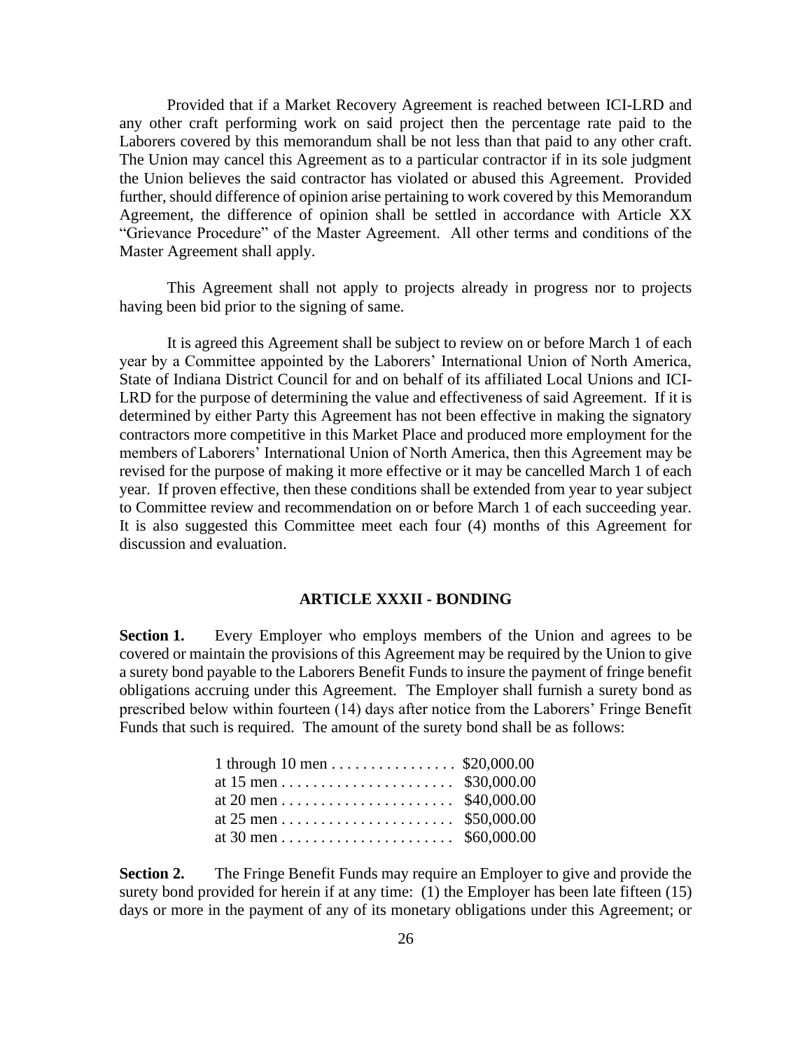Provided that if a Market Recovery Agreement is reached between ICI-LRD and any other craft performing work on said project then the percentage rate paid to the Laborers covered by this memorandum shall be not less than that paid to any other craft. The Union may cancel this Agreement as to a particular contractor if in its sole judgment the Union believes the said contractor has violated or abused this Agreement. Provided further, should difference of opinion arise pertaining to work covered by this Memorandum Agreement, the difference of opinion shall be settled in accordance with Article XX "Grievance Procedure" of the Master Agreement. All other terms and conditions of the Master Agreement shall apply.

This Agreement shall not apply to projects already in progress nor to projects having been bid prior to the signing of same.

It is agreed this Agreement shall be subject to review on or before March 1 of each year by a Committee appointed by the Laborers' International Union of North America, State of Indiana District Council for and on behalf of its affiliated Local Unions and ICI-LRD for the purpose of determining the value and effectiveness of said Agreement. If it is determined by either Party this Agreement has not been effective in making the signatory contractors more competitive in this Market Place and produced more employment for the members of Laborers' International Union of North America, then this Agreement may be revised for the purpose of making it more effective or it may be cancelled March 1 of each year. If proven effective, then these conditions shall be extended from year to year subject to Committee review and recommendation on or before March 1 of each succeeding year. It is also suggested this Committee meet each four (4) months of this Agreement for discussion and evaluation.

## ARTICLE XXXII - BONDING

**Section 1.** Every Employer who employs members of the Union and agrees to be covered or maintain the provisions of this Agreement may be required by the Union to give a surety bond payable to the Laborers Benefit Funds to insure the payment of fringe benefit obligations accruing under this Agreement. The Employer shall furnish a surety bond as prescribed below within fourteen (14) days after notice from the Laborers' Fringe Benefit Funds that such is required. The amount of the surety bond shall be as follows:

| | |
|---|---|
| 1 through 10 men | $20,000.00 |
| at 15 men | $30,000.00 |
| at 20 men | $40,000.00 |
| at 25 men | $50,000.00 |
| at 30 men | $60,000.00 |

**Section 2.** The Fringe Benefit Funds may require an Employer to give and provide the surety bond provided for herein if at any time: (1) the Employer has been late fifteen (15) days or more in the payment of any of its monetary obligations under this Agreement; or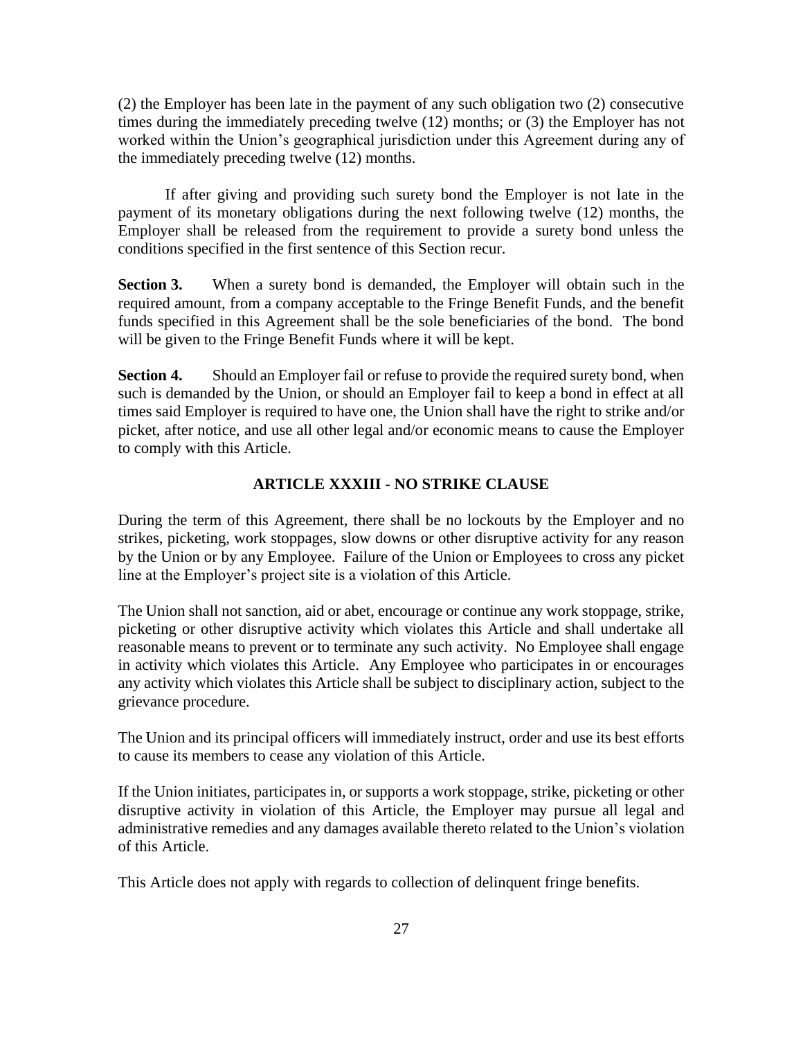(2) the Employer has been late in the payment of any such obligation two (2) consecutive times during the immediately preceding twelve (12) months; or (3) the Employer has not worked within the Union's geographical jurisdiction under this Agreement during any of the immediately preceding twelve (12) months.

If after giving and providing such surety bond the Employer is not late in the payment of its monetary obligations during the next following twelve (12) months, the Employer shall be released from the requirement to provide a surety bond unless the conditions specified in the first sentence of this Section recur.

**Section 3.** When a surety bond is demanded, the Employer will obtain such in the required amount, from a company acceptable to the Fringe Benefit Funds, and the benefit funds specified in this Agreement shall be the sole beneficiaries of the bond. The bond will be given to the Fringe Benefit Funds where it will be kept.

**Section 4.** Should an Employer fail or refuse to provide the required surety bond, when such is demanded by the Union, or should an Employer fail to keep a bond in effect at all times said Employer is required to have one, the Union shall have the right to strike and/or picket, after notice, and use all other legal and/or economic means to cause the Employer to comply with this Article.

## ARTICLE XXXIII - NO STRIKE CLAUSE

During the term of this Agreement, there shall be no lockouts by the Employer and no strikes, picketing, work stoppages, slow downs or other disruptive activity for any reason by the Union or by any Employee. Failure of the Union or Employees to cross any picket line at the Employer's project site is a violation of this Article.

The Union shall not sanction, aid or abet, encourage or continue any work stoppage, strike, picketing or other disruptive activity which violates this Article and shall undertake all reasonable means to prevent or to terminate any such activity. No Employee shall engage in activity which violates this Article. Any Employee who participates in or encourages any activity which violates this Article shall be subject to disciplinary action, subject to the grievance procedure.

The Union and its principal officers will immediately instruct, order and use its best efforts to cause its members to cease any violation of this Article.

If the Union initiates, participates in, or supports a work stoppage, strike, picketing or other disruptive activity in violation of this Article, the Employer may pursue all legal and administrative remedies and any damages available thereto related to the Union's violation of this Article.

This Article does not apply with regards to collection of delinquent fringe benefits.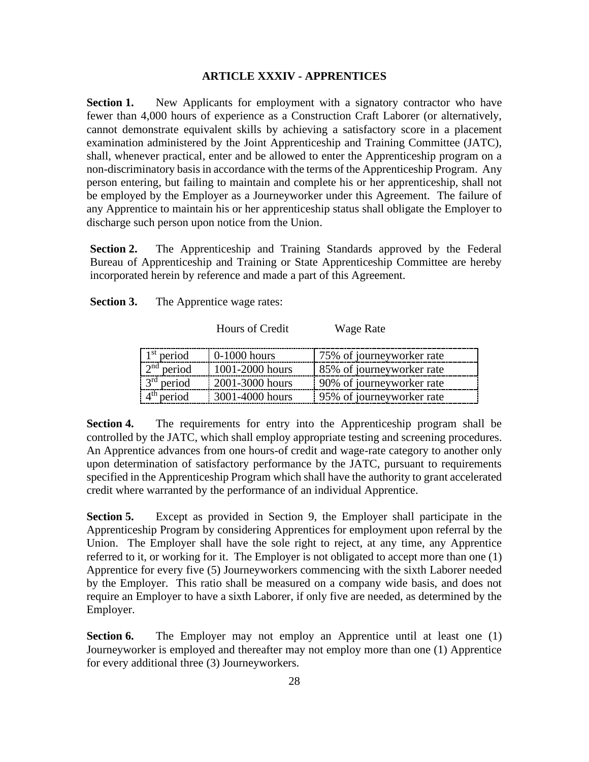## ARTICLE XXXIV - APPRENTICES

**Section 1.** New Applicants for employment with a signatory contractor who have fewer than 4,000 hours of experience as a Construction Craft Laborer (or alternatively, cannot demonstrate equivalent skills by achieving a satisfactory score in a placement examination administered by the Joint Apprenticeship and Training Committee (JATC), shall, whenever practical, enter and be allowed to enter the Apprenticeship program on a non-discriminatory basis in accordance with the terms of the Apprenticeship Program. Any person entering, but failing to maintain and complete his or her apprenticeship, shall not be employed by the Employer as a Journeyworker under this Agreement. The failure of any Apprentice to maintain his or her apprenticeship status shall obligate the Employer to discharge such person upon notice from the Union.

**Section 2.** The Apprenticeship and Training Standards approved by the Federal Bureau of Apprenticeship and Training or State Apprenticeship Committee are hereby incorporated herein by reference and made a part of this Agreement.

**Section 3.** The Apprentice wage rates:

| | Hours of Credit | Wage Rate |
|---|---|---|
| 1st period | 0-1000 hours | 75% of journeyworker rate |
| 2nd period | 1001-2000 hours | 85% of journeyworker rate |
| 3rd period | 2001-3000 hours | 90% of journeyworker rate |
| 4th period | 3001-4000 hours | 95% of journeyworker rate |

**Section 4.** The requirements for entry into the Apprenticeship program shall be controlled by the JATC, which shall employ appropriate testing and screening procedures. An Apprentice advances from one hours-of credit and wage-rate category to another only upon determination of satisfactory performance by the JATC, pursuant to requirements specified in the Apprenticeship Program which shall have the authority to grant accelerated credit where warranted by the performance of an individual Apprentice.

**Section 5.** Except as provided in Section 9, the Employer shall participate in the Apprenticeship Program by considering Apprentices for employment upon referral by the Union. The Employer shall have the sole right to reject, at any time, any Apprentice referred to it, or working for it. The Employer is not obligated to accept more than one (1) Apprentice for every five (5) Journeyworkers commencing with the sixth Laborer needed by the Employer. This ratio shall be measured on a company wide basis, and does not require an Employer to have a sixth Laborer, if only five are needed, as determined by the Employer.

**Section 6.** The Employer may not employ an Apprentice until at least one (1) Journeyworker is employed and thereafter may not employ more than one (1) Apprentice for every additional three (3) Journeyworkers.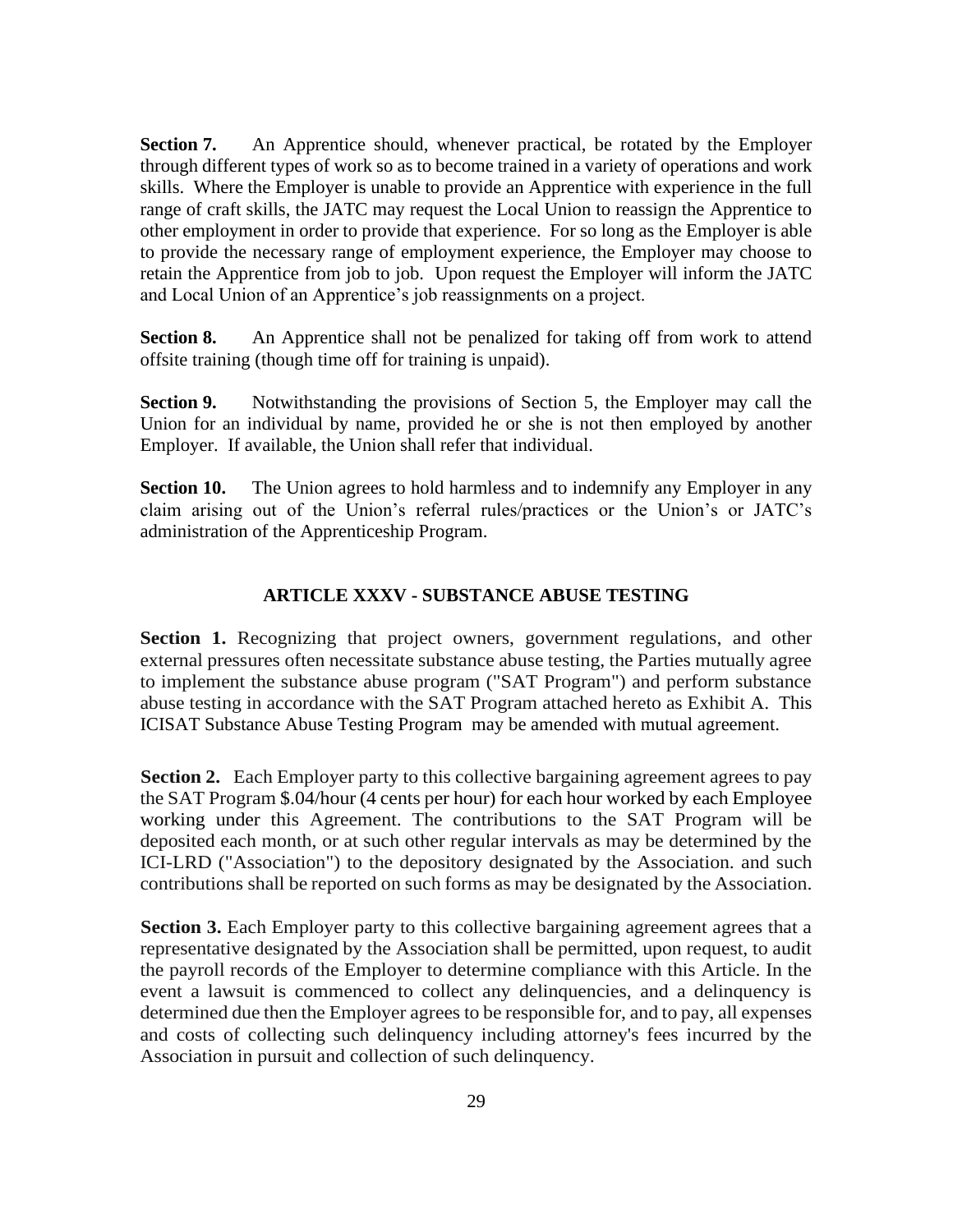**Section 7.** An Apprentice should, whenever practical, be rotated by the Employer through different types of work so as to become trained in a variety of operations and work skills. Where the Employer is unable to provide an Apprentice with experience in the full range of craft skills, the JATC may request the Local Union to reassign the Apprentice to other employment in order to provide that experience. For so long as the Employer is able to provide the necessary range of employment experience, the Employer may choose to retain the Apprentice from job to job. Upon request the Employer will inform the JATC and Local Union of an Apprentice's job reassignments on a project.

**Section 8.** An Apprentice shall not be penalized for taking off from work to attend offsite training (though time off for training is unpaid).

**Section 9.** Notwithstanding the provisions of Section 5, the Employer may call the Union for an individual by name, provided he or she is not then employed by another Employer. If available, the Union shall refer that individual.

**Section 10.** The Union agrees to hold harmless and to indemnify any Employer in any claim arising out of the Union's referral rules/practices or the Union's or JATC's administration of the Apprenticeship Program.

## ARTICLE XXXV - SUBSTANCE ABUSE TESTING

**Section 1.** Recognizing that project owners, government regulations, and other external pressures often necessitate substance abuse testing, the Parties mutually agree to implement the substance abuse program ("SAT Program") and perform substance abuse testing in accordance with the SAT Program attached hereto as Exhibit A. This ICISAT Substance Abuse Testing Program may be amended with mutual agreement.

**Section 2.** Each Employer party to this collective bargaining agreement agrees to pay the SAT Program $.04/hour (4 cents per hour) for each hour worked by each Employee working under this Agreement. The contributions to the SAT Program will be deposited each month, or at such other regular intervals as may be determined by the ICI-LRD ("Association") to the depository designated by the Association. and such contributions shall be reported on such forms as may be designated by the Association.

**Section 3.** Each Employer party to this collective bargaining agreement agrees that a representative designated by the Association shall be permitted, upon request, to audit the payroll records of the Employer to determine compliance with this Article. In the event a lawsuit is commenced to collect any delinquencies, and a delinquency is determined due then the Employer agrees to be responsible for, and to pay, all expenses and costs of collecting such delinquency including attorney's fees incurred by the Association in pursuit and collection of such delinquency.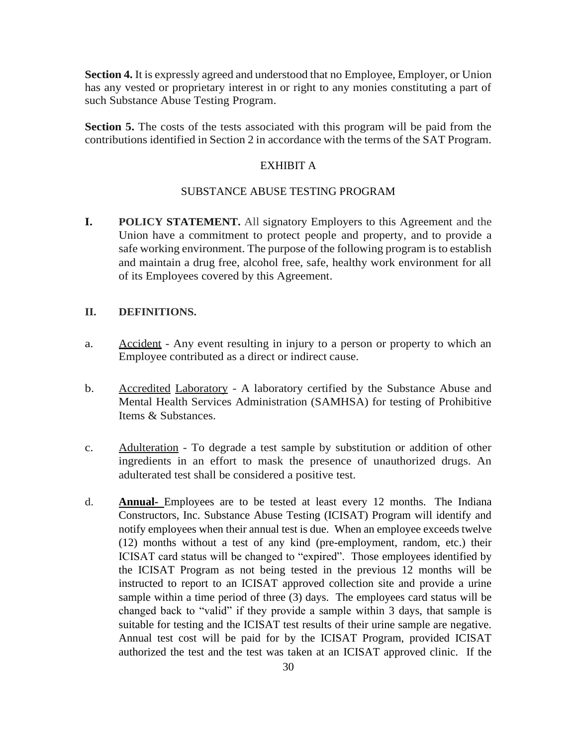**Section 4.** It is expressly agreed and understood that no Employee, Employer, or Union has any vested or proprietary interest in or right to any monies constituting a part of such Substance Abuse Testing Program.

**Section 5.** The costs of the tests associated with this program will be paid from the contributions identified in Section 2 in accordance with the terms of the SAT Program.

## EXHIBIT A

## SUBSTANCE ABUSE TESTING PROGRAM

**I. POLICY STATEMENT.** All signatory Employers to this Agreement and the Union have a commitment to protect people and property, and to provide a safe working environment. The purpose of the following program is to establish and maintain a drug free, alcohol free, safe, healthy work environment for all of its Employees covered by this Agreement.

**II. DEFINITIONS.**

a. Accident - Any event resulting in injury to a person or property to which an Employee contributed as a direct or indirect cause.

b. Accredited Laboratory - A laboratory certified by the Substance Abuse and Mental Health Services Administration (SAMHSA) for testing of Prohibitive Items & Substances.

c. Adulteration - To degrade a test sample by substitution or addition of other ingredients in an effort to mask the presence of unauthorized drugs. An adulterated test shall be considered a positive test.

d. **Annual-** Employees are to be tested at least every 12 months. The Indiana Constructors, Inc. Substance Abuse Testing (ICISAT) Program will identify and notify employees when their annual test is due. When an employee exceeds twelve (12) months without a test of any kind (pre-employment, random, etc.) their ICISAT card status will be changed to "expired". Those employees identified by the ICISAT Program as not being tested in the previous 12 months will be instructed to report to an ICISAT approved collection site and provide a urine sample within a time period of three (3) days. The employees card status will be changed back to "valid" if they provide a sample within 3 days, that sample is suitable for testing and the ICISAT test results of their urine sample are negative. Annual test cost will be paid for by the ICISAT Program, provided ICISAT authorized the test and the test was taken at an ICISAT approved clinic. If the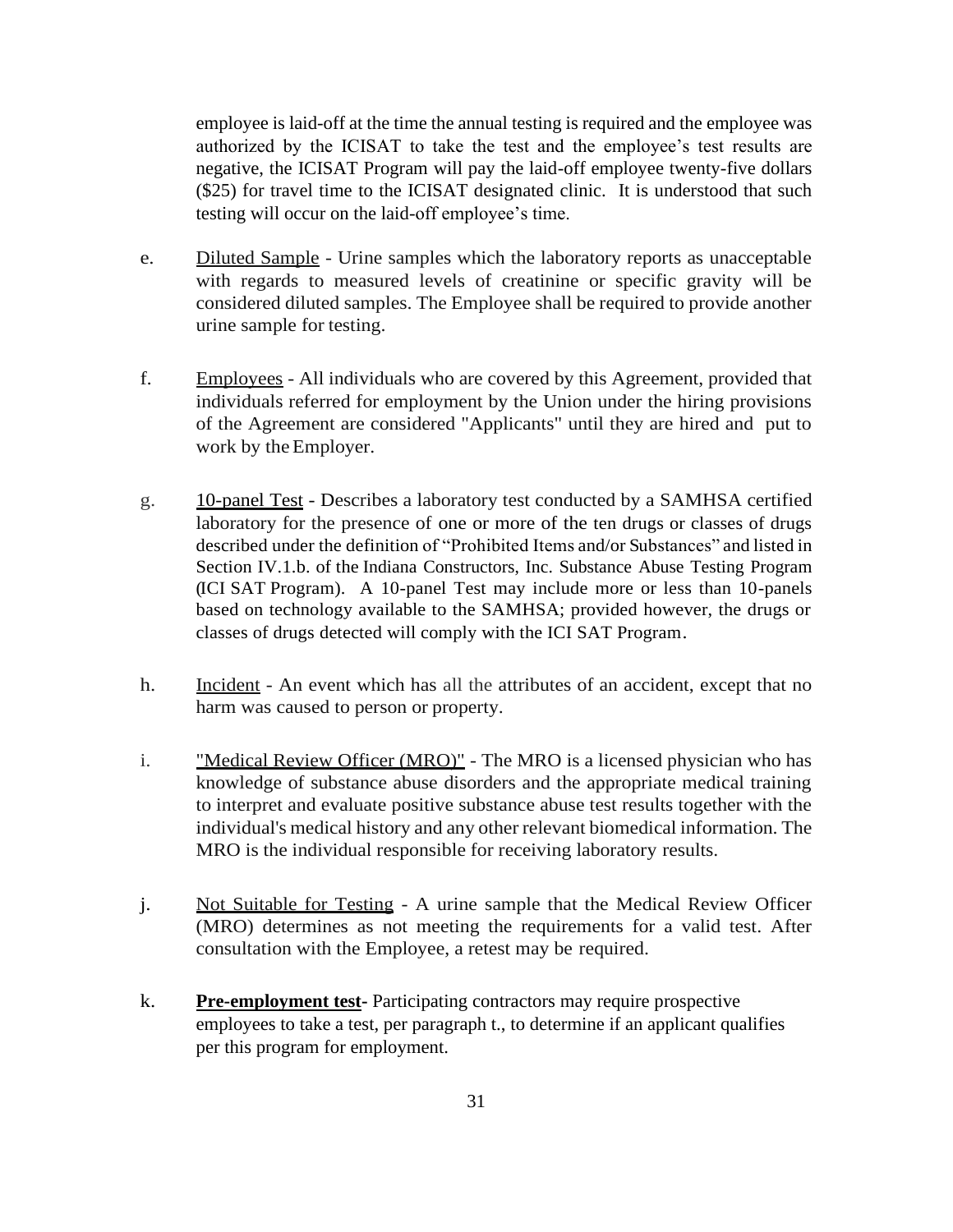employee is laid-off at the time the annual testing is required and the employee was authorized by the ICISAT to take the test and the employee's test results are negative, the ICISAT Program will pay the laid-off employee twenty-five dollars ($25) for travel time to the ICISAT designated clinic. It is understood that such testing will occur on the laid-off employee's time.

e. Diluted Sample - Urine samples which the laboratory reports as unacceptable with regards to measured levels of creatinine or specific gravity will be considered diluted samples. The Employee shall be required to provide another urine sample for testing.

f. Employees - All individuals who are covered by this Agreement, provided that individuals referred for employment by the Union under the hiring provisions of the Agreement are considered "Applicants" until they are hired and put to work by the Employer.

g. 10-panel Test - Describes a laboratory test conducted by a SAMHSA certified laboratory for the presence of one or more of the ten drugs or classes of drugs described under the definition of "Prohibited Items and/or Substances" and listed in Section IV.1.b. of the Indiana Constructors, Inc. Substance Abuse Testing Program (ICI SAT Program). A 10-panel Test may include more or less than 10-panels based on technology available to the SAMHSA; provided however, the drugs or classes of drugs detected will comply with the ICI SAT Program.

h. Incident - An event which has all the attributes of an accident, except that no harm was caused to person or property.

i. "Medical Review Officer (MRO)" - The MRO is a licensed physician who has knowledge of substance abuse disorders and the appropriate medical training to interpret and evaluate positive substance abuse test results together with the individual's medical history and any other relevant biomedical information. The MRO is the individual responsible for receiving laboratory results.

j. Not Suitable for Testing - A urine sample that the Medical Review Officer (MRO) determines as not meeting the requirements for a valid test. After consultation with the Employee, a retest may be required.

k. **Pre-employment test**- Participating contractors may require prospective employees to take a test, per paragraph t., to determine if an applicant qualifies per this program for employment.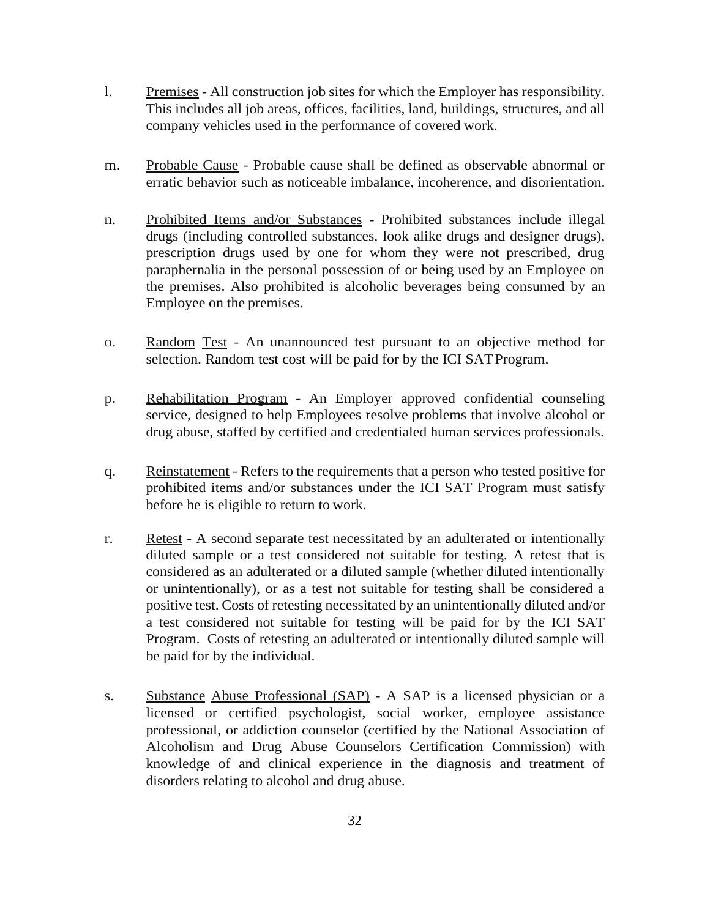l. Premises - All construction job sites for which the Employer has responsibility. This includes all job areas, offices, facilities, land, buildings, structures, and all company vehicles used in the performance of covered work.

m. Probable Cause - Probable cause shall be defined as observable abnormal or erratic behavior such as noticeable imbalance, incoherence, and disorientation.

n. Prohibited Items and/or Substances - Prohibited substances include illegal drugs (including controlled substances, look alike drugs and designer drugs), prescription drugs used by one for whom they were not prescribed, drug paraphernalia in the personal possession of or being used by an Employee on the premises. Also prohibited is alcoholic beverages being consumed by an Employee on the premises.

o. Random Test - An unannounced test pursuant to an objective method for selection. Random test cost will be paid for by the ICI SAT Program.

p. Rehabilitation Program - An Employer approved confidential counseling service, designed to help Employees resolve problems that involve alcohol or drug abuse, staffed by certified and credentialed human services professionals.

q. Reinstatement - Refers to the requirements that a person who tested positive for prohibited items and/or substances under the ICI SAT Program must satisfy before he is eligible to return to work.

r. Retest - A second separate test necessitated by an adulterated or intentionally diluted sample or a test considered not suitable for testing. A retest that is considered as an adulterated or a diluted sample (whether diluted intentionally or unintentionally), or as a test not suitable for testing shall be considered a positive test. Costs of retesting necessitated by an unintentionally diluted and/or a test considered not suitable for testing will be paid for by the ICI SAT Program. Costs of retesting an adulterated or intentionally diluted sample will be paid for by the individual.

s. Substance Abuse Professional (SAP) - A SAP is a licensed physician or a licensed or certified psychologist, social worker, employee assistance professional, or addiction counselor (certified by the National Association of Alcoholism and Drug Abuse Counselors Certification Commission) with knowledge of and clinical experience in the diagnosis and treatment of disorders relating to alcohol and drug abuse.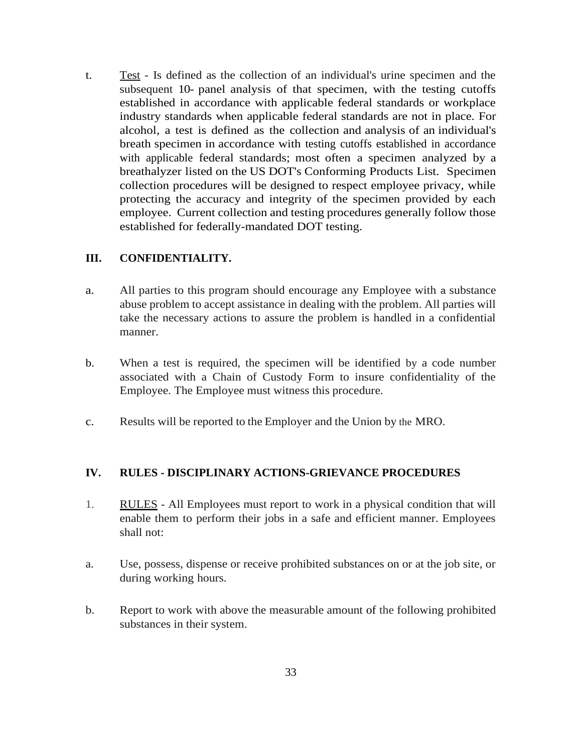t. <u>Test</u> - Is defined as the collection of an individual's urine specimen and the subsequent 10- panel analysis of that specimen, with the testing cutoffs established in accordance with applicable federal standards or workplace industry standards when applicable federal standards are not in place. For alcohol, a test is defined as the collection and analysis of an individual's breath specimen in accordance with testing cutoffs established in accordance with applicable federal standards; most often a specimen analyzed by a breathalyzer listed on the US DOT's Conforming Products List. Specimen collection procedures will be designed to respect employee privacy, while protecting the accuracy and integrity of the specimen provided by each employee. Current collection and testing procedures generally follow those established for federally-mandated DOT testing.

## III. CONFIDENTIALITY.

a. All parties to this program should encourage any Employee with a substance abuse problem to accept assistance in dealing with the problem. All parties will take the necessary actions to assure the problem is handled in a confidential manner.

b. When a test is required, the specimen will be identified by a code number associated with a Chain of Custody Form to insure confidentiality of the Employee. The Employee must witness this procedure.

c. Results will be reported to the Employer and the Union by the MRO.

## IV. RULES - DISCIPLINARY ACTIONS-GRIEVANCE PROCEDURES

1. <u>RULES</u> - All Employees must report to work in a physical condition that will enable them to perform their jobs in a safe and efficient manner. Employees shall not:

a. Use, possess, dispense or receive prohibited substances on or at the job site, or during working hours.

b. Report to work with above the measurable amount of the following prohibited substances in their system.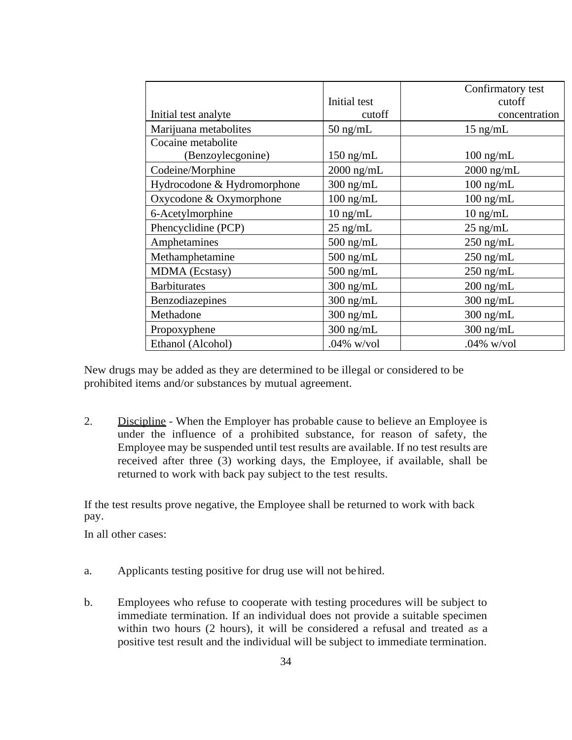| Initial test analyte | Initial test cutoff | Confirmatory test cutoff concentration |
|---|---|---|
| Marijuana metabolites | 50 ng/mL | 15 ng/mL |
| Cocaine metabolite (Benzoylecgonine) | 150 ng/mL | 100 ng/mL |
| Codeine/Morphine | 2000 ng/mL | 2000 ng/mL |
| Hydrocodone & Hydromorphone | 300 ng/mL | 100 ng/mL |
| Oxycodone & Oxymorphone | 100 ng/mL | 100 ng/mL |
| 6-Acetylmorphine | 10 ng/mL | 10 ng/mL |
| Phencyclidine (PCP) | 25 ng/mL | 25 ng/mL |
| Amphetamines | 500 ng/mL | 250 ng/mL |
| Methamphetamine | 500 ng/mL | 250 ng/mL |
| MDMA (Ecstasy) | 500 ng/mL | 250 ng/mL |
| Barbiturates | 300 ng/mL | 200 ng/mL |
| Benzodiazepines | 300 ng/mL | 300 ng/mL |
| Methadone | 300 ng/mL | 300 ng/mL |
| Propoxyphene | 300 ng/mL | 300 ng/mL |
| Ethanol (Alcohol) | .04% w/vol | .04% w/vol |

New drugs may be added as they are determined to be illegal or considered to be prohibited items and/or substances by mutual agreement.

2. Discipline - When the Employer has probable cause to believe an Employee is under the influence of a prohibited substance, for reason of safety, the Employee may be suspended until test results are available. If no test results are received after three (3) working days, the Employee, if available, shall be returned to work with back pay subject to the test results.

If the test results prove negative, the Employee shall be returned to work with back pay.

In all other cases:

a. Applicants testing positive for drug use will not be hired.

b. Employees who refuse to cooperate with testing procedures will be subject to immediate termination. If an individual does not provide a suitable specimen within two hours (2 hours), it will be considered a refusal and treated *as* a positive test result and the individual will be subject to immediate termination.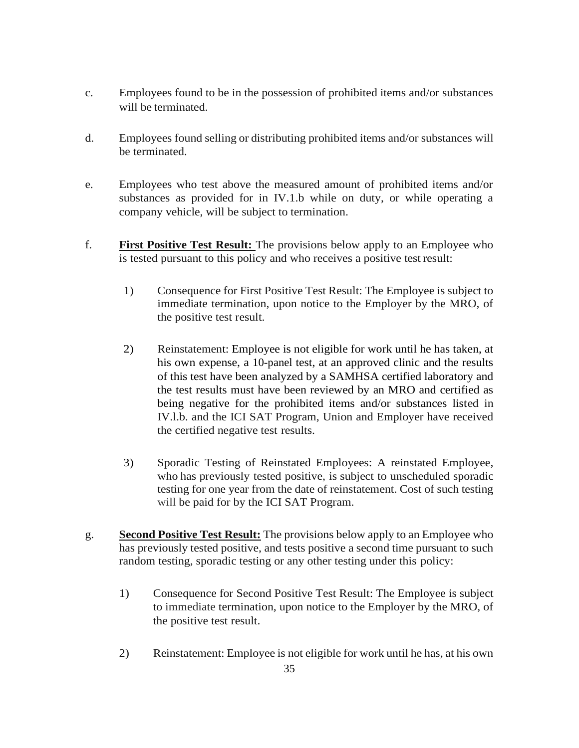c. Employees found to be in the possession of prohibited items and/or substances will be terminated.

d. Employees found selling or distributing prohibited items and/or substances will be terminated.

e. Employees who test above the measured amount of prohibited items and/or substances as provided for in IV.1.b while on duty, or while operating a company vehicle, will be subject to termination.

f. **First Positive Test Result:** The provisions below apply to an Employee who is tested pursuant to this policy and who receives a positive test result:

   1) Consequence for First Positive Test Result: The Employee is subject to immediate termination, upon notice to the Employer by the MRO, of the positive test result.

   2) Reinstatement: Employee is not eligible for work until he has taken, at his own expense, a 10-panel test, at an approved clinic and the results of this test have been analyzed by a SAMHSA certified laboratory and the test results must have been reviewed by an MRO and certified as being negative for the prohibited items and/or substances listed in IV.l.b. and the ICI SAT Program, Union and Employer have received the certified negative test results.

   3) Sporadic Testing of Reinstated Employees: A reinstated Employee, who has previously tested positive, is subject to unscheduled sporadic testing for one year from the date of reinstatement. Cost of such testing will be paid for by the ICI SAT Program.

g. **Second Positive Test Result:** The provisions below apply to an Employee who has previously tested positive, and tests positive a second time pursuant to such random testing, sporadic testing or any other testing under this policy:

   1) Consequence for Second Positive Test Result: The Employee is subject to immediate termination, upon notice to the Employer by the MRO, of the positive test result.

   2) Reinstatement: Employee is not eligible for work until he has, at his own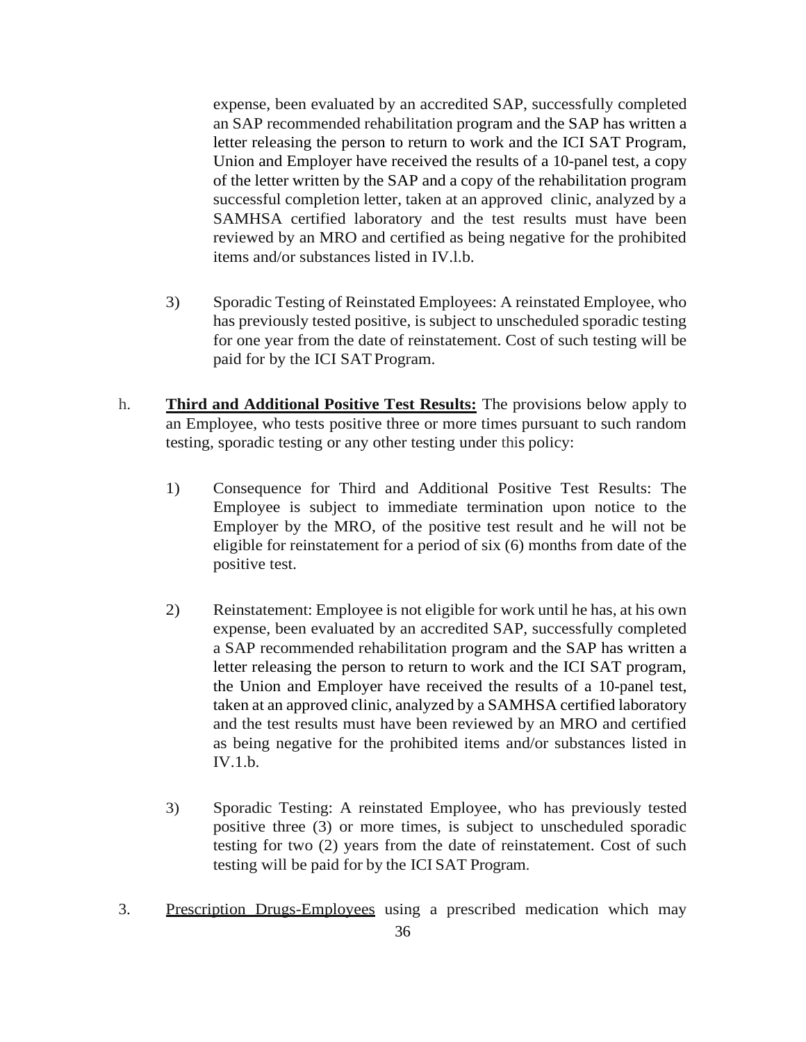expense, been evaluated by an accredited SAP, successfully completed an SAP recommended rehabilitation program and the SAP has written a letter releasing the person to return to work and the ICI SAT Program, Union and Employer have received the results of a 10-panel test, a copy of the letter written by the SAP and a copy of the rehabilitation program successful completion letter, taken at an approved clinic, analyzed by a SAMHSA certified laboratory and the test results must have been reviewed by an MRO and certified as being negative for the prohibited items and/or substances listed in IV.l.b.

3) Sporadic Testing of Reinstated Employees: A reinstated Employee, who has previously tested positive, is subject to unscheduled sporadic testing for one year from the date of reinstatement. Cost of such testing will be paid for by the ICI SAT Program.

h. **Third and Additional Positive Test Results:** The provisions below apply to an Employee, who tests positive three or more times pursuant to such random testing, sporadic testing or any other testing under this policy:

1) Consequence for Third and Additional Positive Test Results: The Employee is subject to immediate termination upon notice to the Employer by the MRO, of the positive test result and he will not be eligible for reinstatement for a period of six (6) months from date of the positive test.

2) Reinstatement: Employee is not eligible for work until he has, at his own expense, been evaluated by an accredited SAP, successfully completed a SAP recommended rehabilitation program and the SAP has written a letter releasing the person to return to work and the ICI SAT program, the Union and Employer have received the results of a 10-panel test, taken at an approved clinic, analyzed by a SAMHSA certified laboratory and the test results must have been reviewed by an MRO and certified as being negative for the prohibited items and/or substances listed in IV.1.b.

3) Sporadic Testing: A reinstated Employee, who has previously tested positive three (3) or more times, is subject to unscheduled sporadic testing for two (2) years from the date of reinstatement. Cost of such testing will be paid for by the ICI SAT Program.

3. Prescription Drugs-Employees using a prescribed medication which may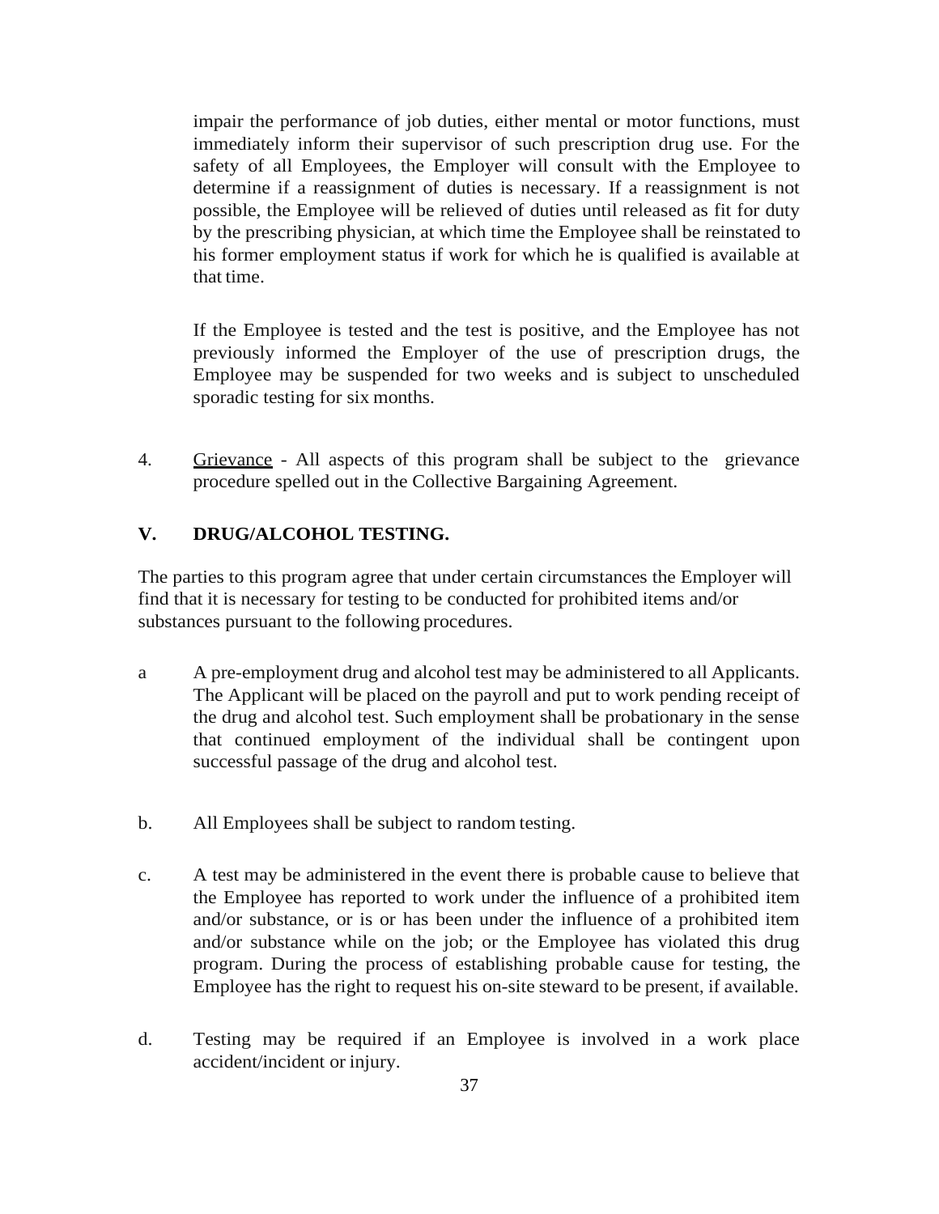impair the performance of job duties, either mental or motor functions, must immediately inform their supervisor of such prescription drug use. For the safety of all Employees, the Employer will consult with the Employee to determine if a reassignment of duties is necessary. If a reassignment is not possible, the Employee will be relieved of duties until released as fit for duty by the prescribing physician, at which time the Employee shall be reinstated to his former employment status if work for which he is qualified is available at that time.

If the Employee is tested and the test is positive, and the Employee has not previously informed the Employer of the use of prescription drugs, the Employee may be suspended for two weeks and is subject to unscheduled sporadic testing for six months.

4. Grievance - All aspects of this program shall be subject to the grievance procedure spelled out in the Collective Bargaining Agreement.

## V. DRUG/ALCOHOL TESTING.

The parties to this program agree that under certain circumstances the Employer will find that it is necessary for testing to be conducted for prohibited items and/or substances pursuant to the following procedures.

a A pre-employment drug and alcohol test may be administered to all Applicants. The Applicant will be placed on the payroll and put to work pending receipt of the drug and alcohol test. Such employment shall be probationary in the sense that continued employment of the individual shall be contingent upon successful passage of the drug and alcohol test.

b. All Employees shall be subject to random testing.

c. A test may be administered in the event there is probable cause to believe that the Employee has reported to work under the influence of a prohibited item and/or substance, or is or has been under the influence of a prohibited item and/or substance while on the job; or the Employee has violated this drug program. During the process of establishing probable cause for testing, the Employee has the right to request his on-site steward to be present, if available.

d. Testing may be required if an Employee is involved in a work place accident/incident or injury.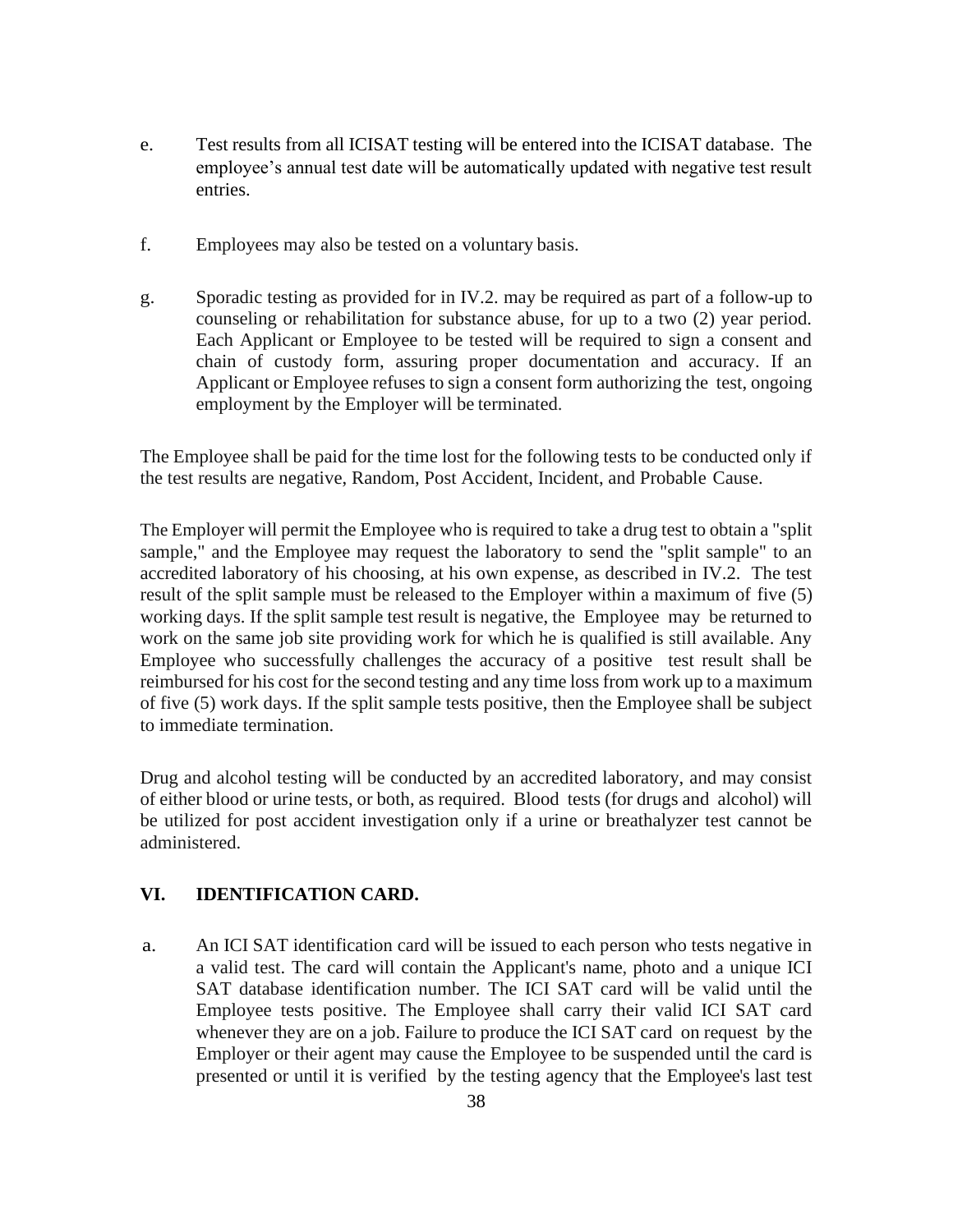e. Test results from all ICISAT testing will be entered into the ICISAT database. The employee's annual test date will be automatically updated with negative test result entries.

f. Employees may also be tested on a voluntary basis.

g. Sporadic testing as provided for in IV.2. may be required as part of a follow-up to counseling or rehabilitation for substance abuse, for up to a two (2) year period. Each Applicant or Employee to be tested will be required to sign a consent and chain of custody form, assuring proper documentation and accuracy. If an Applicant or Employee refuses to sign a consent form authorizing the test, ongoing employment by the Employer will be terminated.

The Employee shall be paid for the time lost for the following tests to be conducted only if the test results are negative, Random, Post Accident, Incident, and Probable Cause.

The Employer will permit the Employee who is required to take a drug test to obtain a "split sample," and the Employee may request the laboratory to send the "split sample" to an accredited laboratory of his choosing, at his own expense, as described in IV.2. The test result of the split sample must be released to the Employer within a maximum of five (5) working days. If the split sample test result is negative, the Employee may be returned to work on the same job site providing work for which he is qualified is still available. Any Employee who successfully challenges the accuracy of a positive test result shall be reimbursed for his cost for the second testing and any time loss from work up to a maximum of five (5) work days. If the split sample tests positive, then the Employee shall be subject to immediate termination.

Drug and alcohol testing will be conducted by an accredited laboratory, and may consist of either blood or urine tests, or both, as required. Blood tests (for drugs and alcohol) will be utilized for post accident investigation only if a urine or breathalyzer test cannot be administered.

## VI. IDENTIFICATION CARD.

a. An ICI SAT identification card will be issued to each person who tests negative in a valid test. The card will contain the Applicant's name, photo and a unique ICI SAT database identification number. The ICI SAT card will be valid until the Employee tests positive. The Employee shall carry their valid ICI SAT card whenever they are on a job. Failure to produce the ICI SAT card on request by the Employer or their agent may cause the Employee to be suspended until the card is presented or until it is verified by the testing agency that the Employee's last test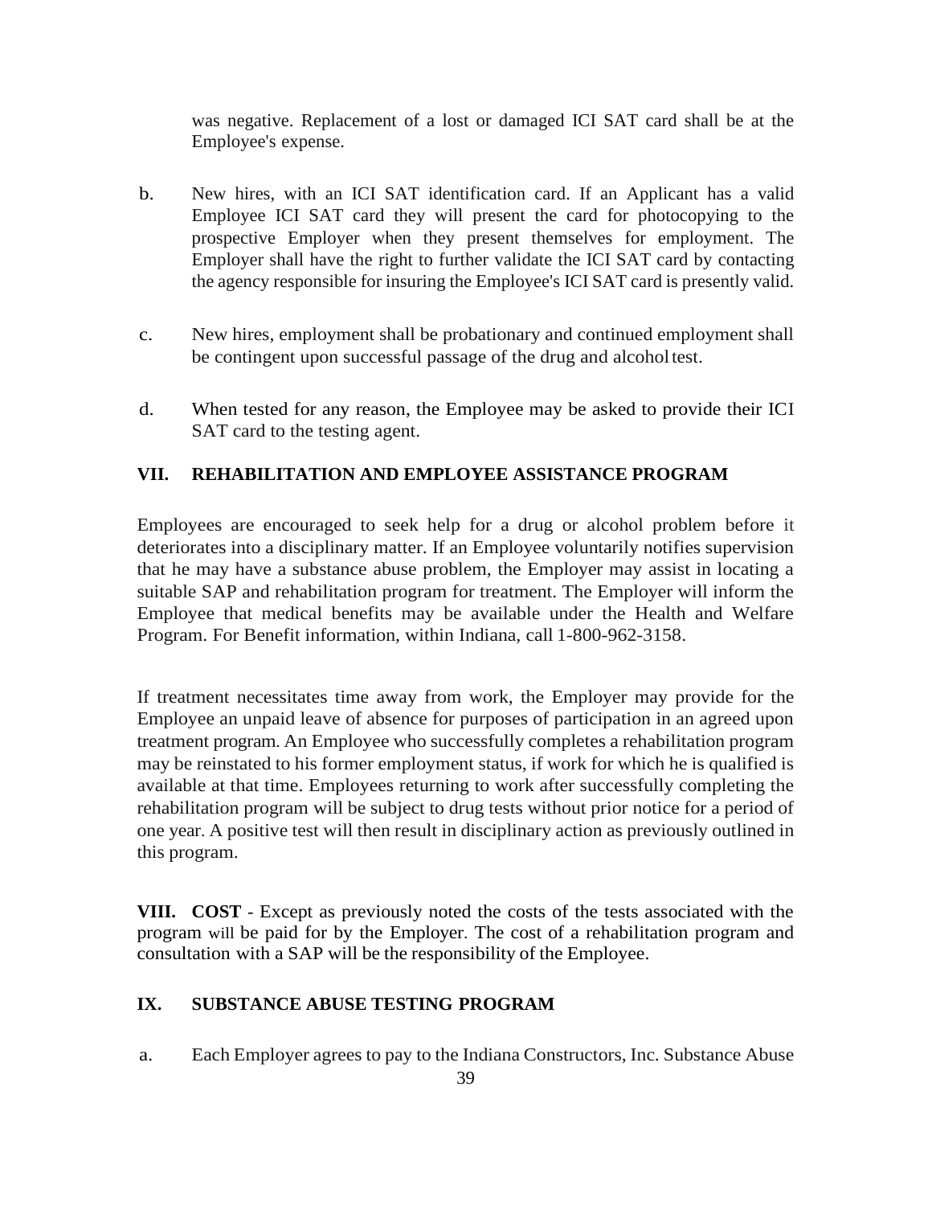was negative. Replacement of a lost or damaged ICI SAT card shall be at the Employee's expense.

b. New hires, with an ICI SAT identification card. If an Applicant has a valid Employee ICI SAT card they will present the card for photocopying to the prospective Employer when they present themselves for employment. The Employer shall have the right to further validate the ICI SAT card by contacting the agency responsible for insuring the Employee's ICI SAT card is presently valid.

c. New hires, employment shall be probationary and continued employment shall be contingent upon successful passage of the drug and alcohol test.

d. When tested for any reason, the Employee may be asked to provide their ICI SAT card to the testing agent.

## VII. REHABILITATION AND EMPLOYEE ASSISTANCE PROGRAM

Employees are encouraged to seek help for a drug or alcohol problem before it deteriorates into a disciplinary matter. If an Employee voluntarily notifies supervision that he may have a substance abuse problem, the Employer may assist in locating a suitable SAP and rehabilitation program for treatment. The Employer will inform the Employee that medical benefits may be available under the Health and Welfare Program. For Benefit information, within Indiana, call 1-800-962-3158.

If treatment necessitates time away from work, the Employer may provide for the Employee an unpaid leave of absence for purposes of participation in an agreed upon treatment program. An Employee who successfully completes a rehabilitation program may be reinstated to his former employment status, if work for which he is qualified is available at that time. Employees returning to work after successfully completing the rehabilitation program will be subject to drug tests without prior notice for a period of one year. A positive test will then result in disciplinary action as previously outlined in this program.

**VIII. COST** - Except as previously noted the costs of the tests associated with the program will be paid for by the Employer. The cost of a rehabilitation program and consultation with a SAP will be the responsibility of the Employee.

## IX. SUBSTANCE ABUSE TESTING PROGRAM

a. Each Employer agrees to pay to the Indiana Constructors, Inc. Substance Abuse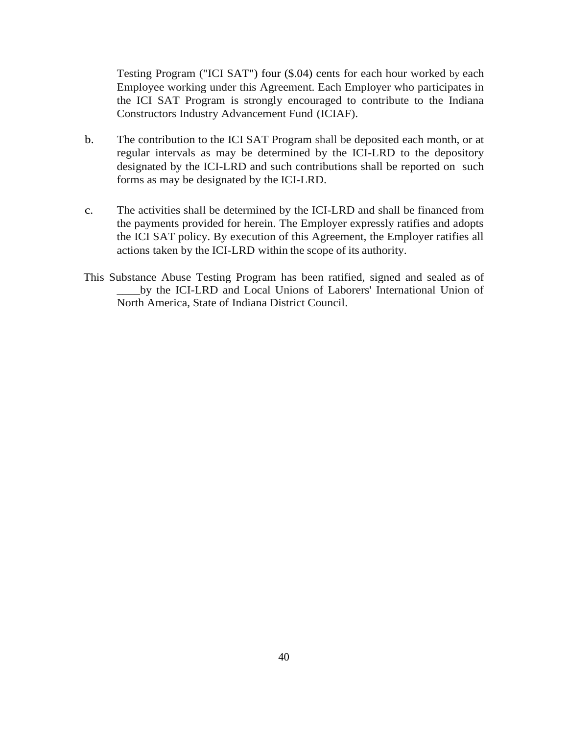Testing Program ("ICI SAT") four ($.04) cents for each hour worked by each Employee working under this Agreement. Each Employer who participates in the ICI SAT Program is strongly encouraged to contribute to the Indiana Constructors Industry Advancement Fund (ICIAF).

b. The contribution to the ICI SAT Program shall be deposited each month, or at regular intervals as may be determined by the ICI-LRD to the depository designated by the ICI-LRD and such contributions shall be reported on such forms as may be designated by the ICI-LRD.

c. The activities shall be determined by the ICI-LRD and shall be financed from the payments provided for herein. The Employer expressly ratifies and adopts the ICI SAT policy. By execution of this Agreement, the Employer ratifies all actions taken by the ICI-LRD within the scope of its authority.

This Substance Abuse Testing Program has been ratified, signed and sealed as of ____by the ICI-LRD and Local Unions of Laborers' International Union of North America, State of Indiana District Council.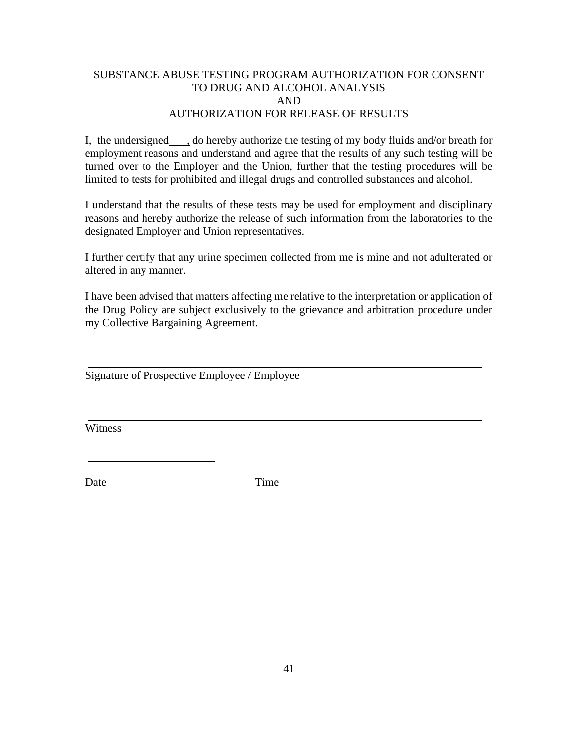# SUBSTANCE ABUSE TESTING PROGRAM AUTHORIZATION FOR CONSENT TO DRUG AND ALCOHOL ANALYSIS AND AUTHORIZATION FOR RELEASE OF RESULTS

I, the undersigned___, do hereby authorize the testing of my body fluids and/or breath for employment reasons and understand and agree that the results of any such testing will be turned over to the Employer and the Union, further that the testing procedures will be limited to tests for prohibited and illegal drugs and controlled substances and alcohol.

I understand that the results of these tests may be used for employment and disciplinary reasons and hereby authorize the release of such information from the laboratories to the designated Employer and Union representatives.

I further certify that any urine specimen collected from me is mine and not adulterated or altered in any manner.

I have been advised that matters affecting me relative to the interpretation or application of the Drug Policy are subject exclusively to the grievance and arbitration procedure under my Collective Bargaining Agreement.

______________________________________________

Signature of Prospective Employee / Employee

______________________________________________

Witness

______________________ ______________________

Date Time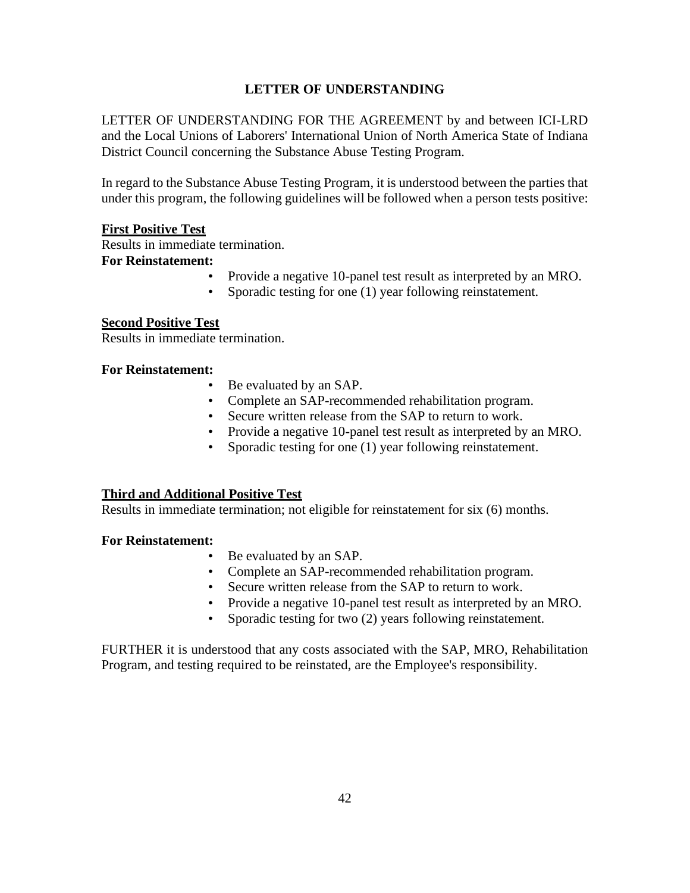# LETTER OF UNDERSTANDING

LETTER OF UNDERSTANDING FOR THE AGREEMENT by and between ICI-LRD and the Local Unions of Laborers' International Union of North America State of Indiana District Council concerning the Substance Abuse Testing Program.

In regard to the Substance Abuse Testing Program, it is understood between the parties that under this program, the following guidelines will be followed when a person tests positive:

**First Positive Test**

Results in immediate termination.

**For Reinstatement:**

- Provide a negative 10-panel test result as interpreted by an MRO.
- Sporadic testing for one (1) year following reinstatement.

**Second Positive Test**

Results in immediate termination.

**For Reinstatement:**

- Be evaluated by an SAP.
- Complete an SAP-recommended rehabilitation program.
- Secure written release from the SAP to return to work.
- Provide a negative 10-panel test result as interpreted by an MRO.
- Sporadic testing for one (1) year following reinstatement.

**Third and Additional Positive Test**

Results in immediate termination; not eligible for reinstatement for six (6) months.

**For Reinstatement:**

- Be evaluated by an SAP.
- Complete an SAP-recommended rehabilitation program.
- Secure written release from the SAP to return to work.
- Provide a negative 10-panel test result as interpreted by an MRO.
- Sporadic testing for two (2) years following reinstatement.

FURTHER it is understood that any costs associated with the SAP, MRO, Rehabilitation Program, and testing required to be reinstated, are the Employee's responsibility.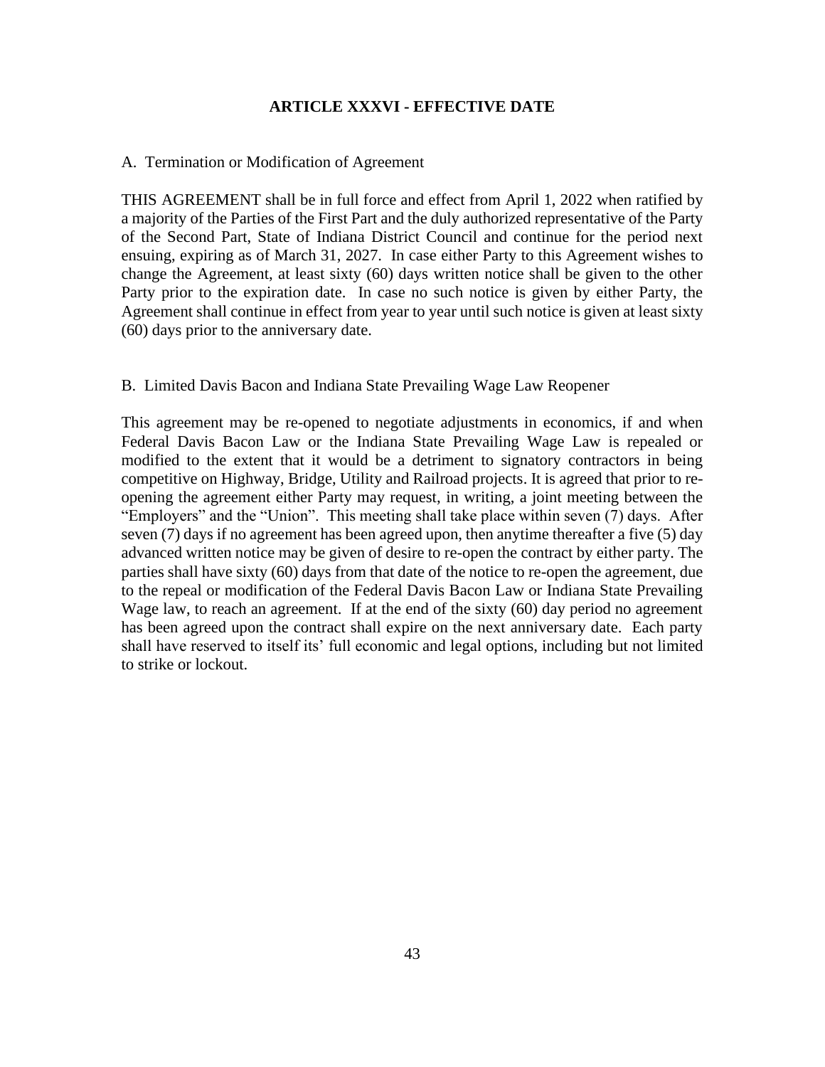## ARTICLE XXXVI - EFFECTIVE DATE

A. Termination or Modification of Agreement

THIS AGREEMENT shall be in full force and effect from April 1, 2022 when ratified by a majority of the Parties of the First Part and the duly authorized representative of the Party of the Second Part, State of Indiana District Council and continue for the period next ensuing, expiring as of March 31, 2027. In case either Party to this Agreement wishes to change the Agreement, at least sixty (60) days written notice shall be given to the other Party prior to the expiration date. In case no such notice is given by either Party, the Agreement shall continue in effect from year to year until such notice is given at least sixty (60) days prior to the anniversary date.

B. Limited Davis Bacon and Indiana State Prevailing Wage Law Reopener

This agreement may be re-opened to negotiate adjustments in economics, if and when Federal Davis Bacon Law or the Indiana State Prevailing Wage Law is repealed or modified to the extent that it would be a detriment to signatory contractors in being competitive on Highway, Bridge, Utility and Railroad projects. It is agreed that prior to re-opening the agreement either Party may request, in writing, a joint meeting between the "Employers" and the "Union". This meeting shall take place within seven (7) days. After seven (7) days if no agreement has been agreed upon, then anytime thereafter a five (5) day advanced written notice may be given of desire to re-open the contract by either party. The parties shall have sixty (60) days from that date of the notice to re-open the agreement, due to the repeal or modification of the Federal Davis Bacon Law or Indiana State Prevailing Wage law, to reach an agreement. If at the end of the sixty (60) day period no agreement has been agreed upon the contract shall expire on the next anniversary date. Each party shall have reserved to itself its' full economic and legal options, including but not limited to strike or lockout.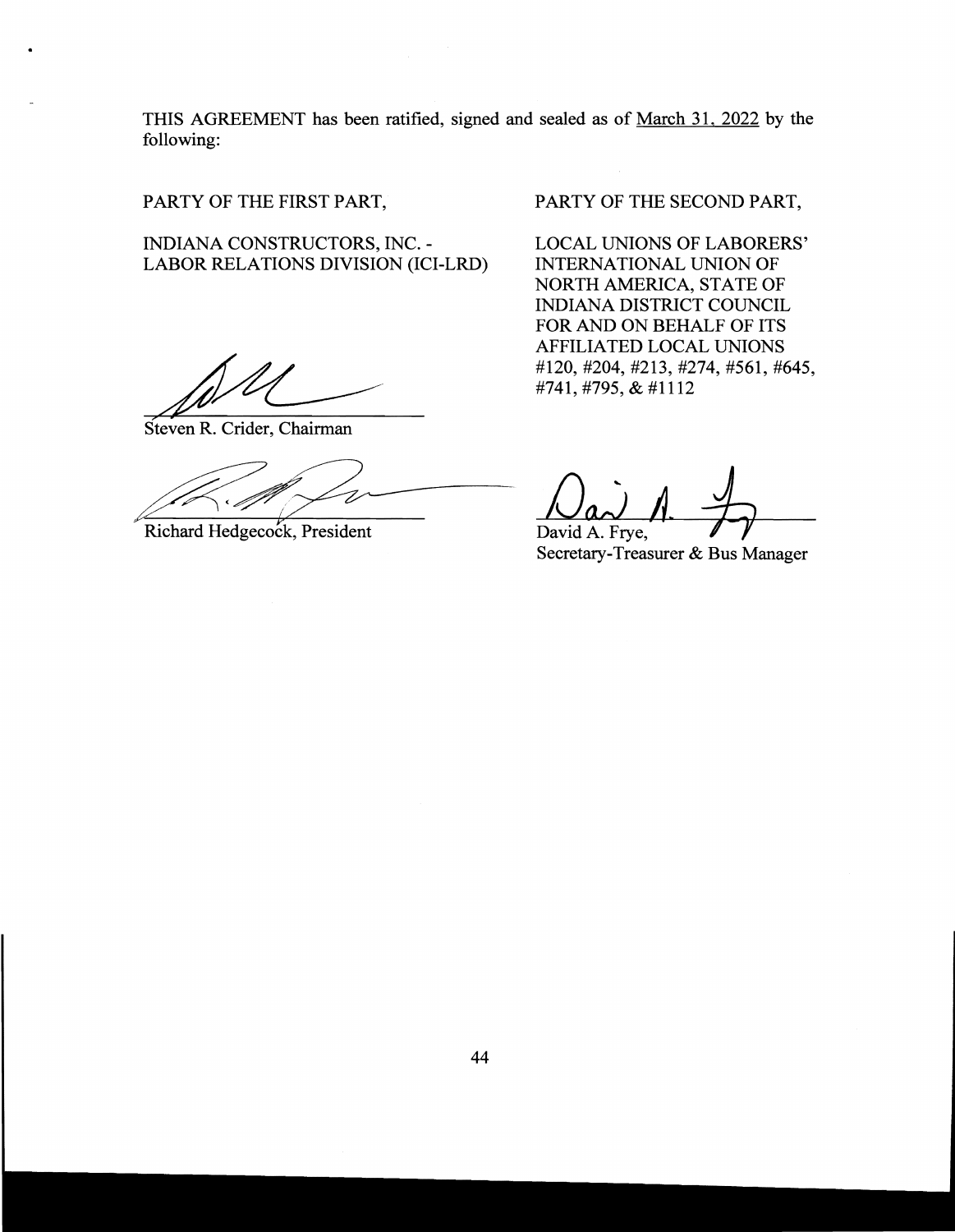THIS AGREEMENT has been ratified, signed and sealed as of March 31, 2022 by the following:

PARTY OF THE FIRST PART,

INDIANA CONSTRUCTORS, INC. - LABOR RELATIONS DIVISION (ICI-LRD)

Steven R. Crider, Chairman

Richard Hedgecock, President

PARTY OF THE SECOND PART,

LOCAL UNIONS OF LABORERS' INTERNATIONAL UNION OF NORTH AMERICA, STATE OF INDIANA DISTRICT COUNCIL FOR AND ON BEHALF OF ITS AFFILIATED LOCAL UNIONS #120, #204, #213, #274, #561, #645, #741, #795, & #1112

David A. Frye,
Secretary-Treasurer & Bus Manager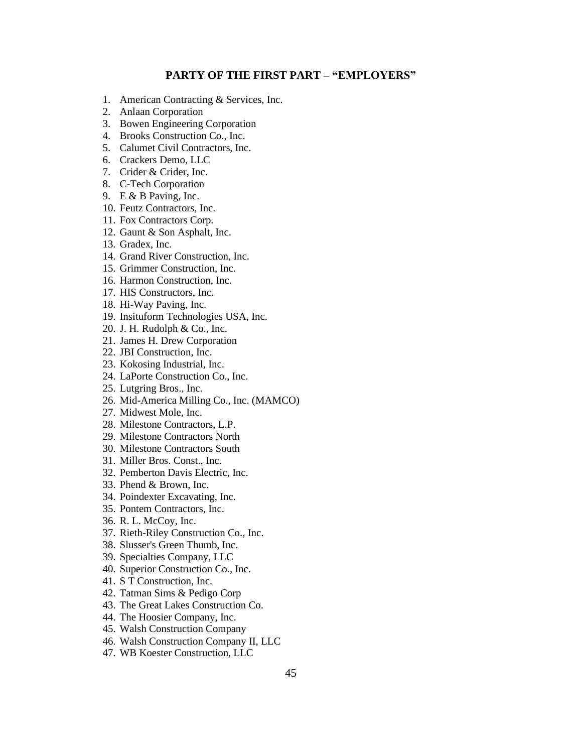## PARTY OF THE FIRST PART – "EMPLOYERS"

1. American Contracting & Services, Inc.
2. Anlaan Corporation
3. Bowen Engineering Corporation
4. Brooks Construction Co., Inc.
5. Calumet Civil Contractors, Inc.
6. Crackers Demo, LLC
7. Crider & Crider, Inc.
8. C-Tech Corporation
9. E & B Paving, Inc.
10. Feutz Contractors, Inc.
11. Fox Contractors Corp.
12. Gaunt & Son Asphalt, Inc.
13. Gradex, Inc.
14. Grand River Construction, Inc.
15. Grimmer Construction, Inc.
16. Harmon Construction, Inc.
17. HIS Constructors, Inc.
18. Hi-Way Paving, Inc.
19. Insituform Technologies USA, Inc.
20. J. H. Rudolph & Co., Inc.
21. James H. Drew Corporation
22. JBI Construction, Inc.
23. Kokosing Industrial, Inc.
24. LaPorte Construction Co., Inc.
25. Lutgring Bros., Inc.
26. Mid-America Milling Co., Inc. (MAMCO)
27. Midwest Mole, Inc.
28. Milestone Contractors, L.P.
29. Milestone Contractors North
30. Milestone Contractors South
31. Miller Bros. Const., Inc.
32. Pemberton Davis Electric, Inc.
33. Phend & Brown, Inc.
34. Poindexter Excavating, Inc.
35. Pontem Contractors, Inc.
36. R. L. McCoy, Inc.
37. Rieth-Riley Construction Co., Inc.
38. Slusser's Green Thumb, Inc.
39. Specialties Company, LLC
40. Superior Construction Co., Inc.
41. S T Construction, Inc.
42. Tatman Sims & Pedigo Corp
43. The Great Lakes Construction Co.
44. The Hoosier Company, Inc.
45. Walsh Construction Company
46. Walsh Construction Company II, LLC
47. WB Koester Construction, LLC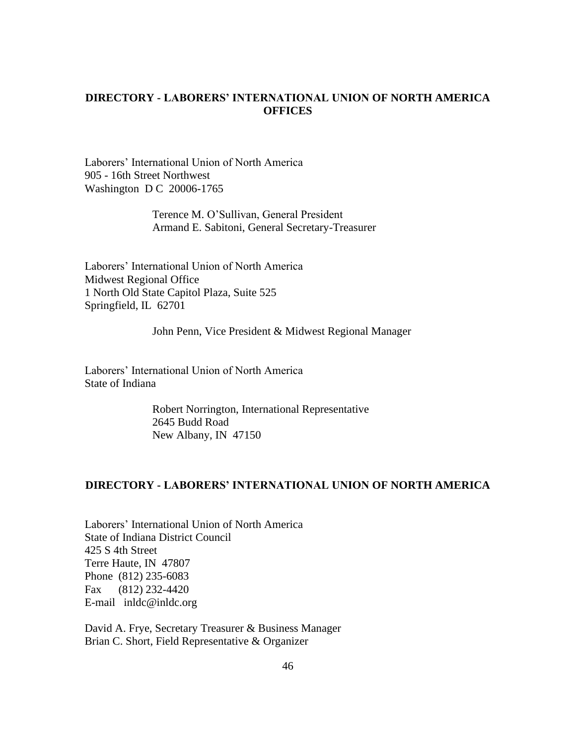## DIRECTORY - LABORERS' INTERNATIONAL UNION OF NORTH AMERICA OFFICES

Laborers' International Union of North America
905 - 16th Street Northwest
Washington D C 20006-1765

> Terence M. O'Sullivan, General President
> Armand E. Sabitoni, General Secretary-Treasurer

Laborers' International Union of North America
Midwest Regional Office
1 North Old State Capitol Plaza, Suite 525
Springfield, IL 62701

> John Penn, Vice President & Midwest Regional Manager

Laborers' International Union of North America
State of Indiana

> Robert Norrington, International Representative
> 2645 Budd Road
> New Albany, IN 47150

## DIRECTORY - LABORERS' INTERNATIONAL UNION OF NORTH AMERICA

Laborers' International Union of North America
State of Indiana District Council
425 S 4th Street
Terre Haute, IN 47807
Phone (812) 235-6083
Fax (812) 232-4420
E-mail inldc@inldc.org

David A. Frye, Secretary Treasurer & Business Manager
Brian C. Short, Field Representative & Organizer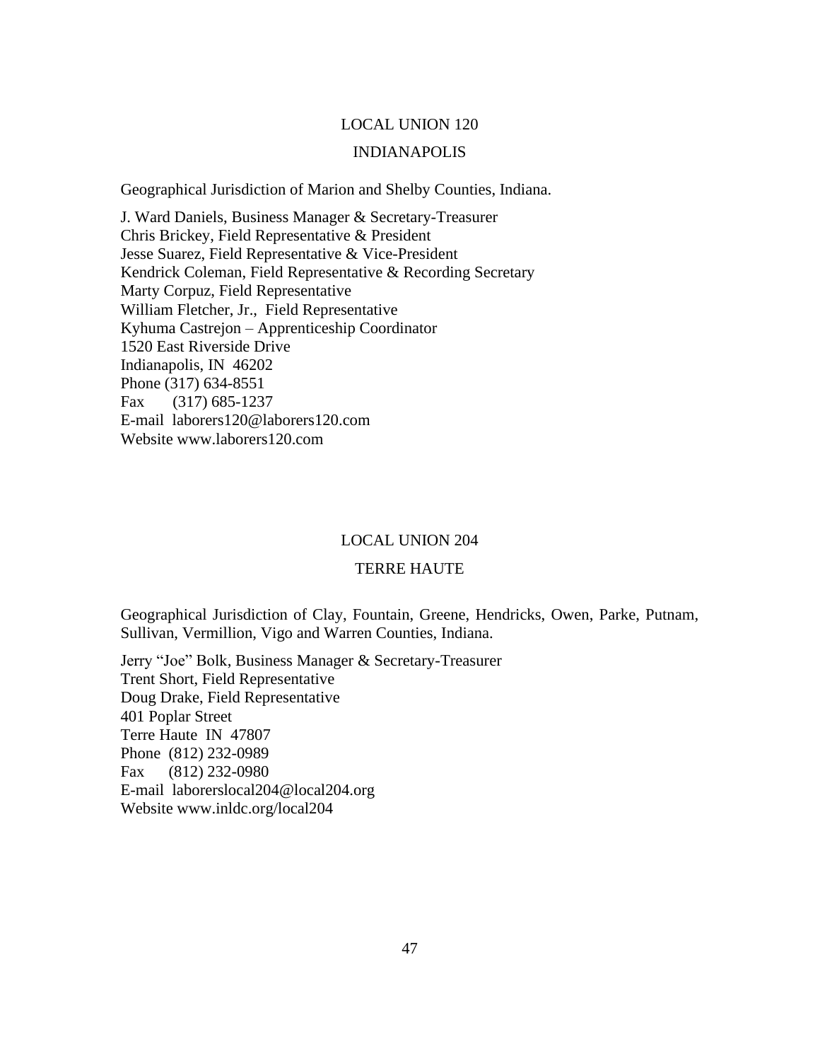## LOCAL UNION 120

## INDIANAPOLIS

Geographical Jurisdiction of Marion and Shelby Counties, Indiana.

J. Ward Daniels, Business Manager & Secretary-Treasurer
Chris Brickey, Field Representative & President
Jesse Suarez, Field Representative & Vice-President
Kendrick Coleman, Field Representative & Recording Secretary
Marty Corpuz, Field Representative
William Fletcher, Jr., Field Representative
Kyhuma Castrejon – Apprenticeship Coordinator
1520 East Riverside Drive
Indianapolis, IN 46202
Phone (317) 634-8551
Fax (317) 685-1237
E-mail laborers120@laborers120.com
Website www.laborers120.com

## LOCAL UNION 204

## TERRE HAUTE

Geographical Jurisdiction of Clay, Fountain, Greene, Hendricks, Owen, Parke, Putnam, Sullivan, Vermillion, Vigo and Warren Counties, Indiana.

Jerry "Joe" Bolk, Business Manager & Secretary-Treasurer
Trent Short, Field Representative
Doug Drake, Field Representative
401 Poplar Street
Terre Haute IN 47807
Phone (812) 232-0989
Fax (812) 232-0980
E-mail laborerslocal204@local204.org
Website www.inldc.org/local204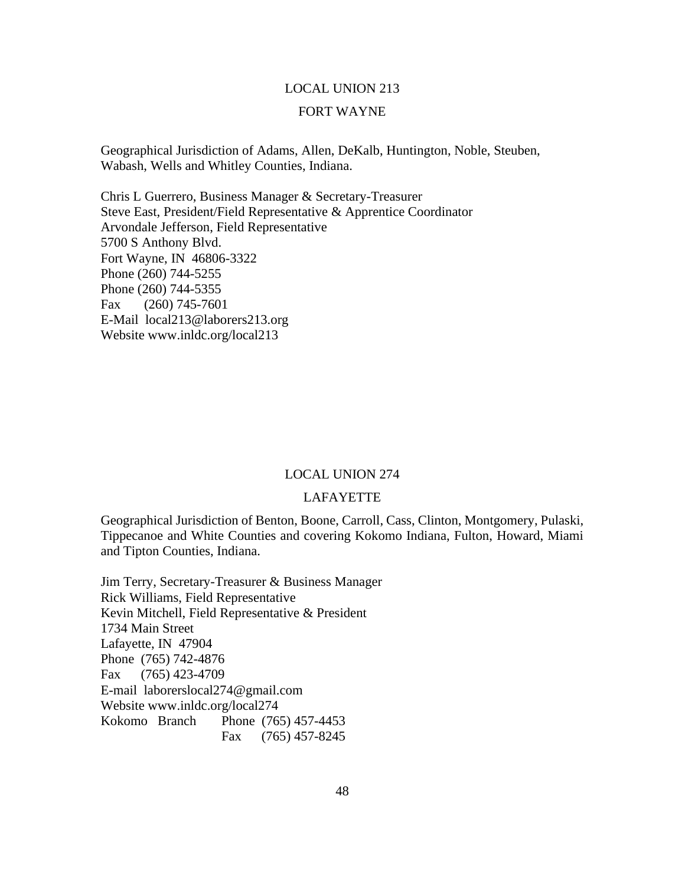## LOCAL UNION 213

## FORT WAYNE

Geographical Jurisdiction of Adams, Allen, DeKalb, Huntington, Noble, Steuben, Wabash, Wells and Whitley Counties, Indiana.

Chris L Guerrero, Business Manager & Secretary-Treasurer  
Steve East, President/Field Representative & Apprentice Coordinator  
Arvondale Jefferson, Field Representative  
5700 S Anthony Blvd.  
Fort Wayne, IN 46806-3322  
Phone (260) 744-5255  
Phone (260) 744-5355  
Fax (260) 745-7601  
E-Mail local213@laborers213.org  
Website www.inldc.org/local213

## LOCAL UNION 274

## LAFAYETTE

Geographical Jurisdiction of Benton, Boone, Carroll, Cass, Clinton, Montgomery, Pulaski, Tippecanoe and White Counties and covering Kokomo Indiana, Fulton, Howard, Miami and Tipton Counties, Indiana.

Jim Terry, Secretary-Treasurer & Business Manager  
Rick Williams, Field Representative  
Kevin Mitchell, Field Representative & President  
1734 Main Street  
Lafayette, IN 47904  
Phone (765) 742-4876  
Fax (765) 423-4709  
E-mail laborerslocal274@gmail.com  
Website www.inldc.org/local274  
Kokomo Branch Phone (765) 457-4453  
Fax (765) 457-8245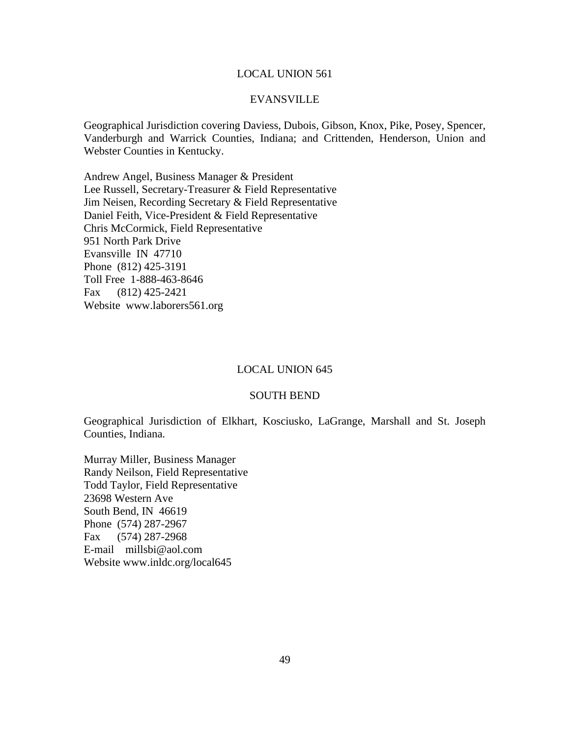## LOCAL UNION 561

### EVANSVILLE

Geographical Jurisdiction covering Daviess, Dubois, Gibson, Knox, Pike, Posey, Spencer, Vanderburgh and Warrick Counties, Indiana; and Crittenden, Henderson, Union and Webster Counties in Kentucky.

Andrew Angel, Business Manager & President
Lee Russell, Secretary-Treasurer & Field Representative
Jim Neisen, Recording Secretary & Field Representative
Daniel Feith, Vice-President & Field Representative
Chris McCormick, Field Representative
951 North Park Drive
Evansville IN 47710
Phone (812) 425-3191
Toll Free 1-888-463-8646
Fax (812) 425-2421
Website www.laborers561.org

## LOCAL UNION 645

### SOUTH BEND

Geographical Jurisdiction of Elkhart, Kosciusko, LaGrange, Marshall and St. Joseph Counties, Indiana.

Murray Miller, Business Manager
Randy Neilson, Field Representative
Todd Taylor, Field Representative
23698 Western Ave
South Bend, IN 46619
Phone (574) 287-2967
Fax (574) 287-2968
E-mail millsbi@aol.com
Website www.inldc.org/local645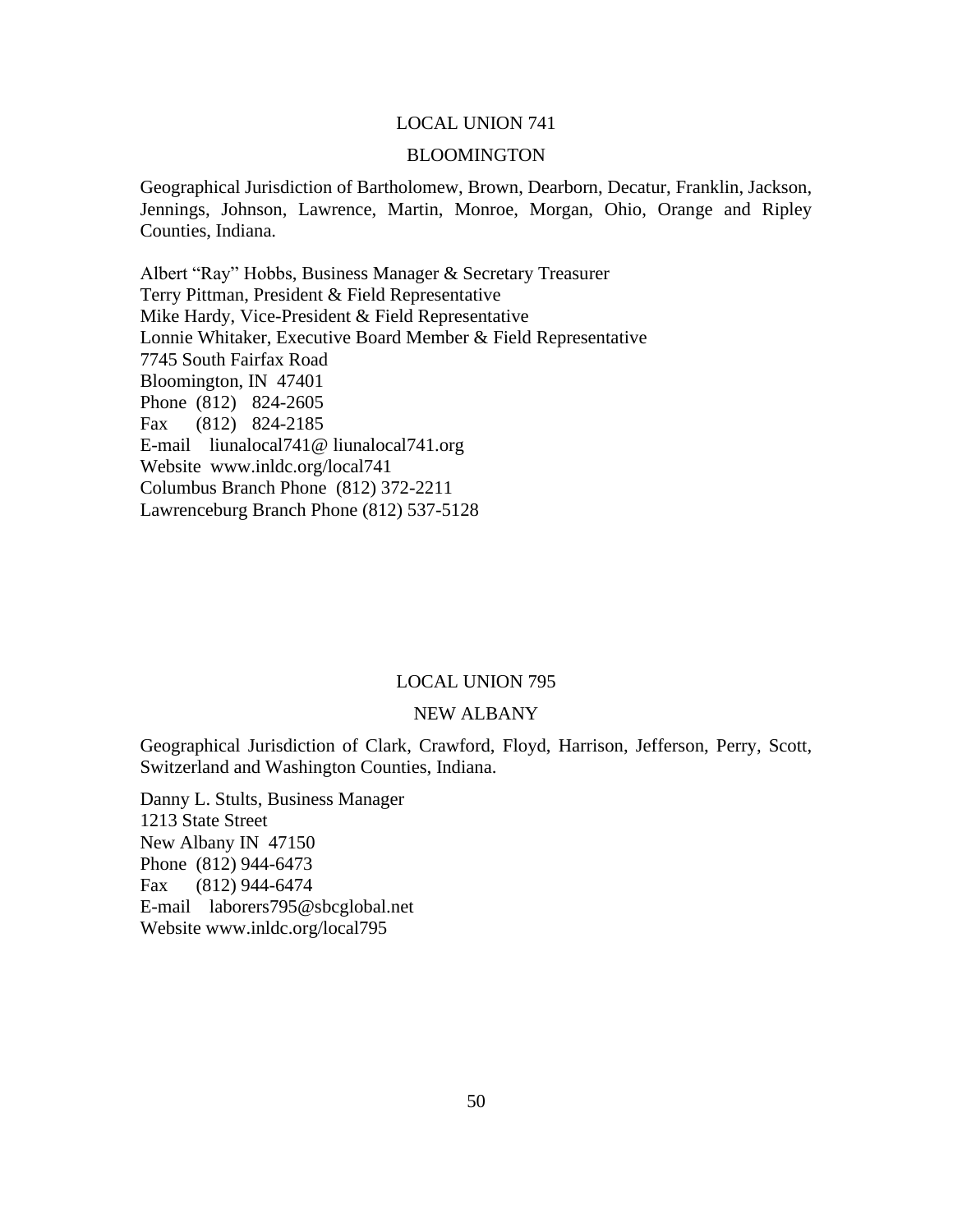## LOCAL UNION 741

## BLOOMINGTON

Geographical Jurisdiction of Bartholomew, Brown, Dearborn, Decatur, Franklin, Jackson, Jennings, Johnson, Lawrence, Martin, Monroe, Morgan, Ohio, Orange and Ripley Counties, Indiana.

Albert "Ray" Hobbs, Business Manager & Secretary Treasurer
Terry Pittman, President & Field Representative
Mike Hardy, Vice-President & Field Representative
Lonnie Whitaker, Executive Board Member & Field Representative
7745 South Fairfax Road
Bloomington, IN 47401
Phone (812) 824-2605
Fax (812) 824-2185
E-mail liunalocal741@ liunalocal741.org
Website www.inldc.org/local741
Columbus Branch Phone (812) 372-2211
Lawrenceburg Branch Phone (812) 537-5128

## LOCAL UNION 795

## NEW ALBANY

Geographical Jurisdiction of Clark, Crawford, Floyd, Harrison, Jefferson, Perry, Scott, Switzerland and Washington Counties, Indiana.

Danny L. Stults, Business Manager
1213 State Street
New Albany IN 47150
Phone (812) 944-6473
Fax (812) 944-6474
E-mail laborers795@sbcglobal.net
Website www.inldc.org/local795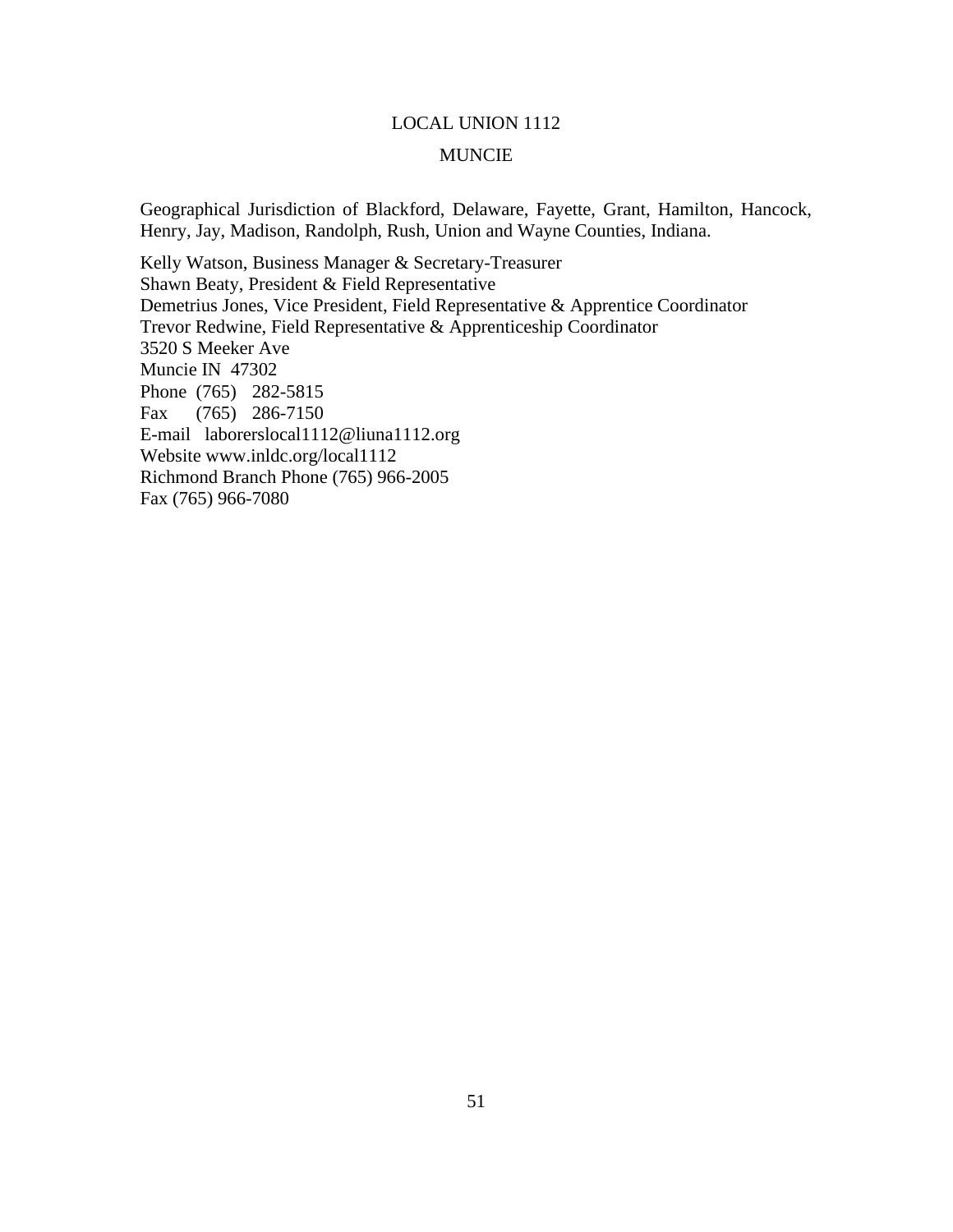## LOCAL UNION 1112

## MUNCIE

Geographical Jurisdiction of Blackford, Delaware, Fayette, Grant, Hamilton, Hancock, Henry, Jay, Madison, Randolph, Rush, Union and Wayne Counties, Indiana.

Kelly Watson, Business Manager & Secretary-Treasurer
Shawn Beaty, President & Field Representative
Demetrius Jones, Vice President, Field Representative & Apprentice Coordinator
Trevor Redwine, Field Representative & Apprenticeship Coordinator
3520 S Meeker Ave
Muncie IN 47302
Phone (765) 282-5815
Fax (765) 286-7150
E-mail laborerslocal1112@liuna1112.org
Website www.inldc.org/local1112
Richmond Branch Phone (765) 966-2005
Fax (765) 966-7080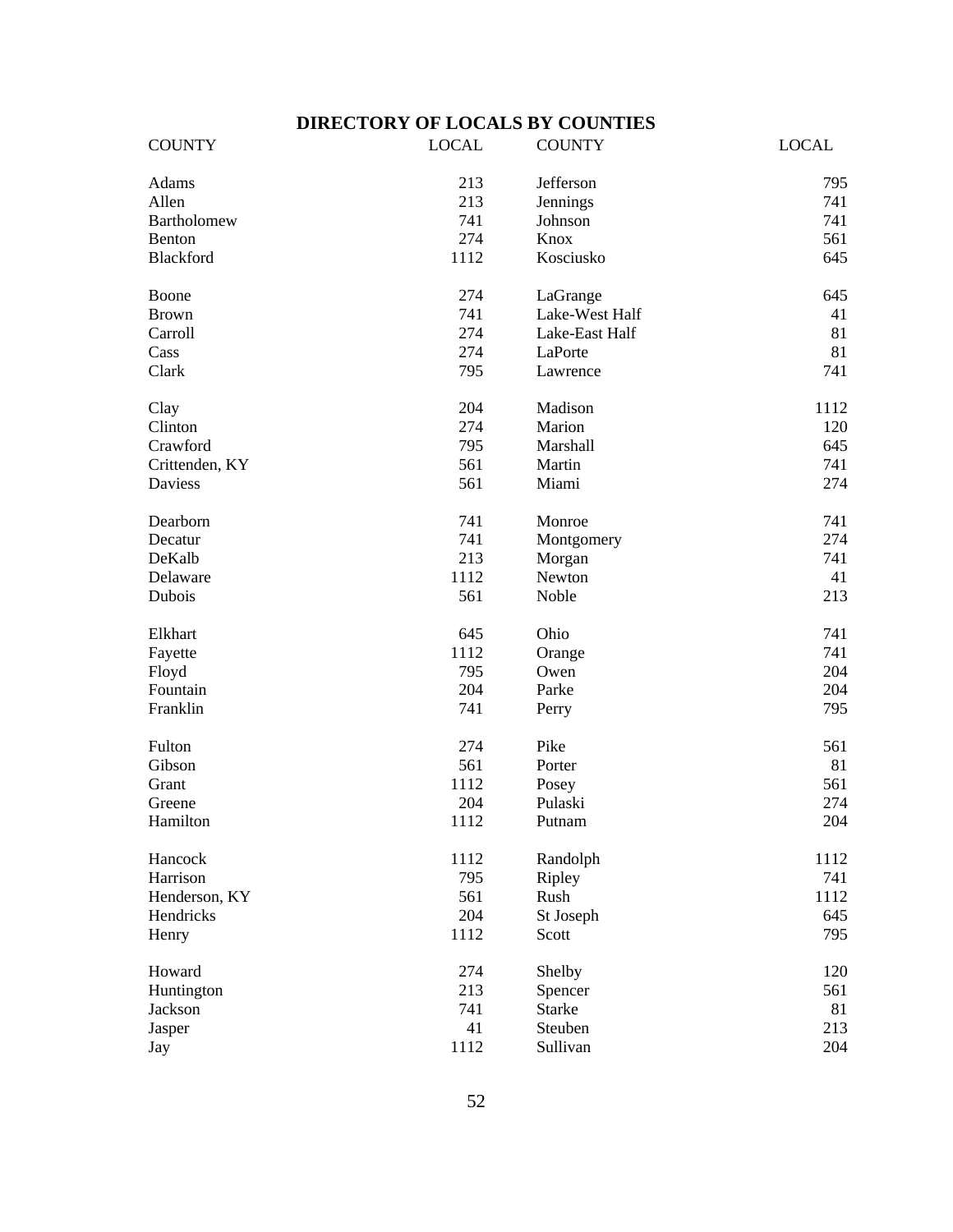## DIRECTORY OF LOCALS BY COUNTIES

| COUNTY | LOCAL | COUNTY | LOCAL |
|---|---|---|---|
| Adams | 213 | Jefferson | 795 |
| Allen | 213 | Jennings | 741 |
| Bartholomew | 741 | Johnson | 741 |
| Benton | 274 | Knox | 561 |
| Blackford | 1112 | Kosciusko | 645 |
| Boone | 274 | LaGrange | 645 |
| Brown | 741 | Lake-West Half | 41 |
| Carroll | 274 | Lake-East Half | 81 |
| Cass | 274 | LaPorte | 81 |
| Clark | 795 | Lawrence | 741 |
| Clay | 204 | Madison | 1112 |
| Clinton | 274 | Marion | 120 |
| Crawford | 795 | Marshall | 645 |
| Crittenden, KY | 561 | Martin | 741 |
| Daviess | 561 | Miami | 274 |
| Dearborn | 741 | Monroe | 741 |
| Decatur | 741 | Montgomery | 274 |
| DeKalb | 213 | Morgan | 741 |
| Delaware | 1112 | Newton | 41 |
| Dubois | 561 | Noble | 213 |
| Elkhart | 645 | Ohio | 741 |
| Fayette | 1112 | Orange | 741 |
| Floyd | 795 | Owen | 204 |
| Fountain | 204 | Parke | 204 |
| Franklin | 741 | Perry | 795 |
| Fulton | 274 | Pike | 561 |
| Gibson | 561 | Porter | 81 |
| Grant | 1112 | Posey | 561 |
| Greene | 204 | Pulaski | 274 |
| Hamilton | 1112 | Putnam | 204 |
| Hancock | 1112 | Randolph | 1112 |
| Harrison | 795 | Ripley | 741 |
| Henderson, KY | 561 | Rush | 1112 |
| Hendricks | 204 | St Joseph | 645 |
| Henry | 1112 | Scott | 795 |
| Howard | 274 | Shelby | 120 |
| Huntington | 213 | Spencer | 561 |
| Jackson | 741 | Starke | 81 |
| Jasper | 41 | Steuben | 213 |
| Jay | 1112 | Sullivan | 204 |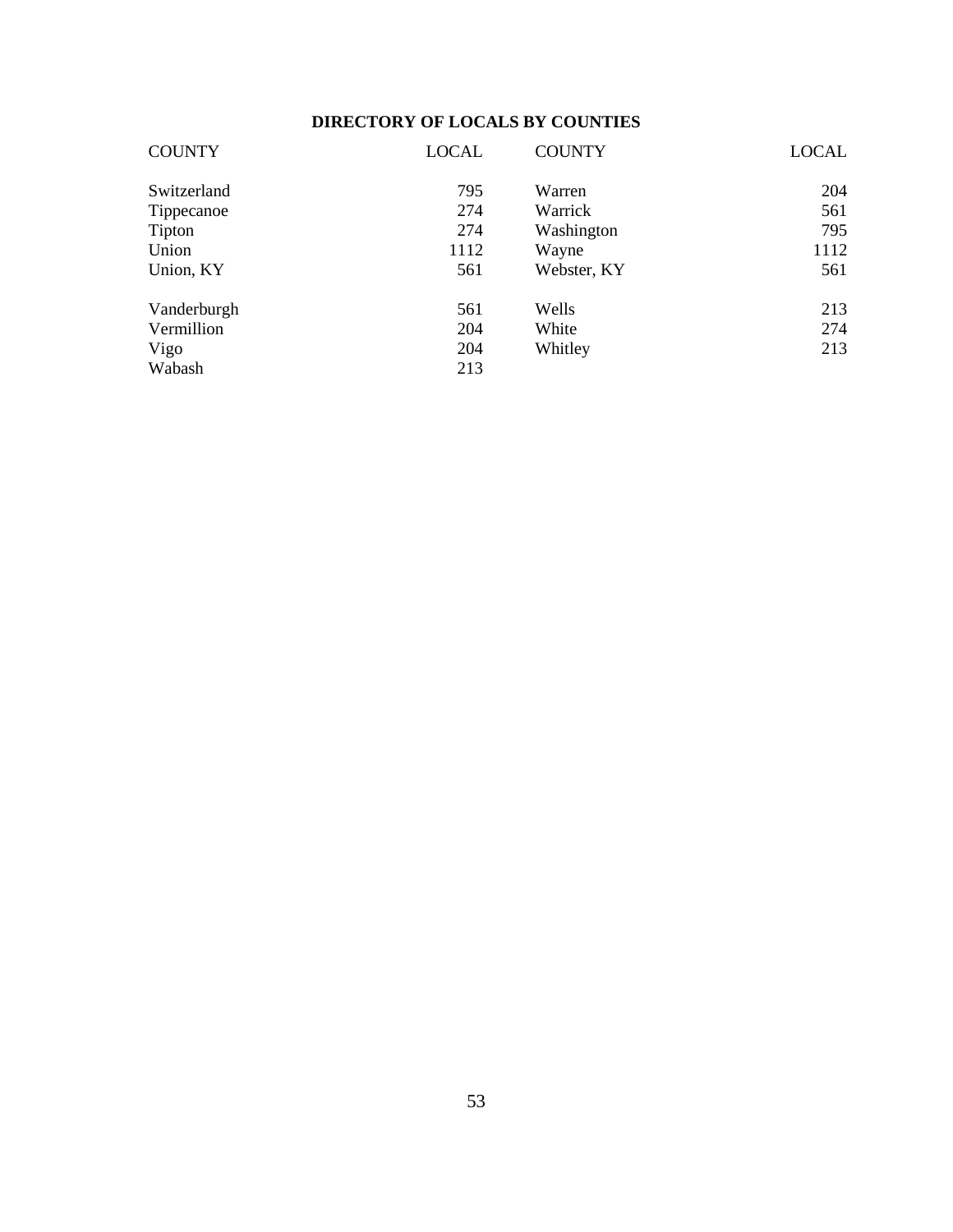## DIRECTORY OF LOCALS BY COUNTIES

| COUNTY | LOCAL | COUNTY | LOCAL |
|---|---|---|---|
| Switzerland | 795 | Warren | 204 |
| Tippecanoe | 274 | Warrick | 561 |
| Tipton | 274 | Washington | 795 |
| Union | 1112 | Wayne | 1112 |
| Union, KY | 561 | Webster, KY | 561 |
| Vanderburgh | 561 | Wells | 213 |
| Vermillion | 204 | White | 274 |
| Vigo | 204 | Whitley | 213 |
| Wabash | 213 | | |